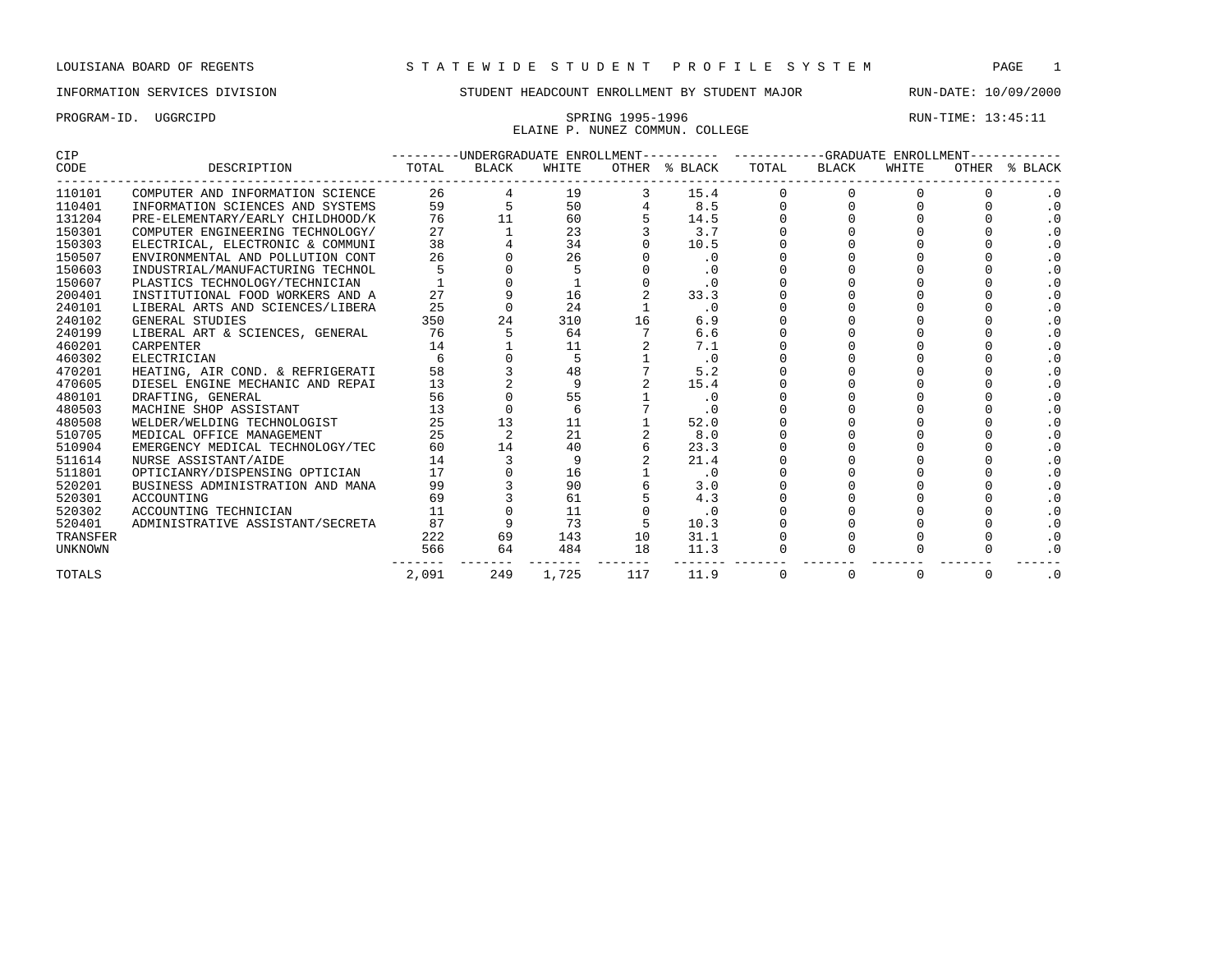LOUISIANA BOARD OF REGENTS — STATEWIDE STUDENT PROFILE SYSTEM

INFORMATION SERVICES DIVISION — STUDENT HEADCOUNT ENROLLMENT BY STUDENT MAJOR — RUN-DATE: 10/09/2000

PROGRAM-ID. UGGRCIPD — SPRING 1995-1996 — RUN-TIME: 13:45:11

ELAINE P. NUNEZ COMMUN. COLLEGE

| CIP CODE | DESCRIPTION | UNDERGRADUATE ENROLLMENT TOTAL | BLACK | WHITE | OTHER | % BLACK | GRADUATE ENROLLMENT TOTAL | BLACK | WHITE | OTHER | % BLACK |
|---|---|---|---|---|---|---|---|---|---|---|---|
| 110101 | COMPUTER AND INFORMATION SCIENCE | 26 | 4 | 19 | 3 | 15.4 | 0 | 0 | 0 | 0 | .0 |
| 110401 | INFORMATION SCIENCES AND SYSTEMS | 59 | 5 | 50 | 4 | 8.5 | 0 | 0 | 0 | 0 | .0 |
| 131204 | PRE-ELEMENTARY/EARLY CHILDHOOD/K | 76 | 11 | 60 | 5 | 14.5 | 0 | 0 | 0 | 0 | .0 |
| 150301 | COMPUTER ENGINEERING TECHNOLOGY/ | 27 | 1 | 23 | 3 | 3.7 | 0 | 0 | 0 | 0 | .0 |
| 150303 | ELECTRICAL, ELECTRONIC & COMMUNI | 38 | 4 | 34 | 0 | 10.5 | 0 | 0 | 0 | 0 | .0 |
| 150507 | ENVIRONMENTAL AND POLLUTION CONT | 26 | 0 | 26 | 0 | .0 | 0 | 0 | 0 | 0 | .0 |
| 150603 | INDUSTRIAL/MANUFACTURING TECHNOL | 5 | 0 | 5 | 0 | .0 | 0 | 0 | 0 | 0 | .0 |
| 150607 | PLASTICS TECHNOLOGY/TECHNICIAN | 1 | 0 | 1 | 0 | .0 | 0 | 0 | 0 | 0 | .0 |
| 200401 | INSTITUTIONAL FOOD WORKERS AND A | 27 | 9 | 16 | 2 | 33.3 | 0 | 0 | 0 | 0 | .0 |
| 240101 | LIBERAL ARTS AND SCIENCES/LIBERA | 25 | 0 | 24 | 1 | .0 | 0 | 0 | 0 | 0 | .0 |
| 240102 | GENERAL STUDIES | 350 | 24 | 310 | 16 | 6.9 | 0 | 0 | 0 | 0 | .0 |
| 240199 | LIBERAL ART & SCIENCES, GENERAL | 76 | 5 | 64 | 7 | 6.6 | 0 | 0 | 0 | 0 | .0 |
| 460201 | CARPENTER | 14 | 1 | 11 | 2 | 7.1 | 0 | 0 | 0 | 0 | .0 |
| 460302 | ELECTRICIAN | 6 | 0 | 5 | 1 | .0 | 0 | 0 | 0 | 0 | .0 |
| 470201 | HEATING, AIR COND. & REFRIGERATI | 58 | 3 | 48 | 7 | 5.2 | 0 | 0 | 0 | 0 | .0 |
| 470605 | DIESEL ENGINE MECHANIC AND REPAI | 13 | 2 | 9 | 2 | 15.4 | 0 | 0 | 0 | 0 | .0 |
| 480101 | DRAFTING, GENERAL | 56 | 0 | 55 | 1 | .0 | 0 | 0 | 0 | 0 | .0 |
| 480503 | MACHINE SHOP ASSISTANT | 13 | 0 | 6 | 7 | .0 | 0 | 0 | 0 | 0 | .0 |
| 480508 | WELDER/WELDING TECHNOLOGIST | 25 | 13 | 11 | 1 | 52.0 | 0 | 0 | 0 | 0 | .0 |
| 510705 | MEDICAL OFFICE MANAGEMENT | 25 | 2 | 21 | 2 | 8.0 | 0 | 0 | 0 | 0 | .0 |
| 510904 | EMERGENCY MEDICAL TECHNOLOGY/TEC | 60 | 14 | 40 | 6 | 23.3 | 0 | 0 | 0 | 0 | .0 |
| 511614 | NURSE ASSISTANT/AIDE | 14 | 3 | 9 | 2 | 21.4 | 0 | 0 | 0 | 0 | .0 |
| 511801 | OPTICIANRY/DISPENSING OPTICIAN | 17 | 0 | 16 | 1 | .0 | 0 | 0 | 0 | 0 | .0 |
| 520201 | BUSINESS ADMINISTRATION AND MANA | 99 | 3 | 90 | 6 | 3.0 | 0 | 0 | 0 | 0 | .0 |
| 520301 | ACCOUNTING | 69 | 3 | 61 | 5 | 4.3 | 0 | 0 | 0 | 0 | .0 |
| 520302 | ACCOUNTING TECHNICIAN | 11 | 0 | 11 | 0 | .0 | 0 | 0 | 0 | 0 | .0 |
| 520401 | ADMINISTRATIVE ASSISTANT/SECRETA | 87 | 9 | 73 | 5 | 10.3 | 0 | 0 | 0 | 0 | .0 |
| TRANSFER | | 222 | 69 | 143 | 10 | 31.1 | 0 | 0 | 0 | 0 | .0 |
| UNKNOWN | | 566 | 64 | 484 | 18 | 11.3 | 0 | 0 | 0 | 0 | .0 |
| TOTALS | | 2,091 | 249 | 1,725 | 117 | 11.9 | 0 | 0 | 0 | 0 | .0 |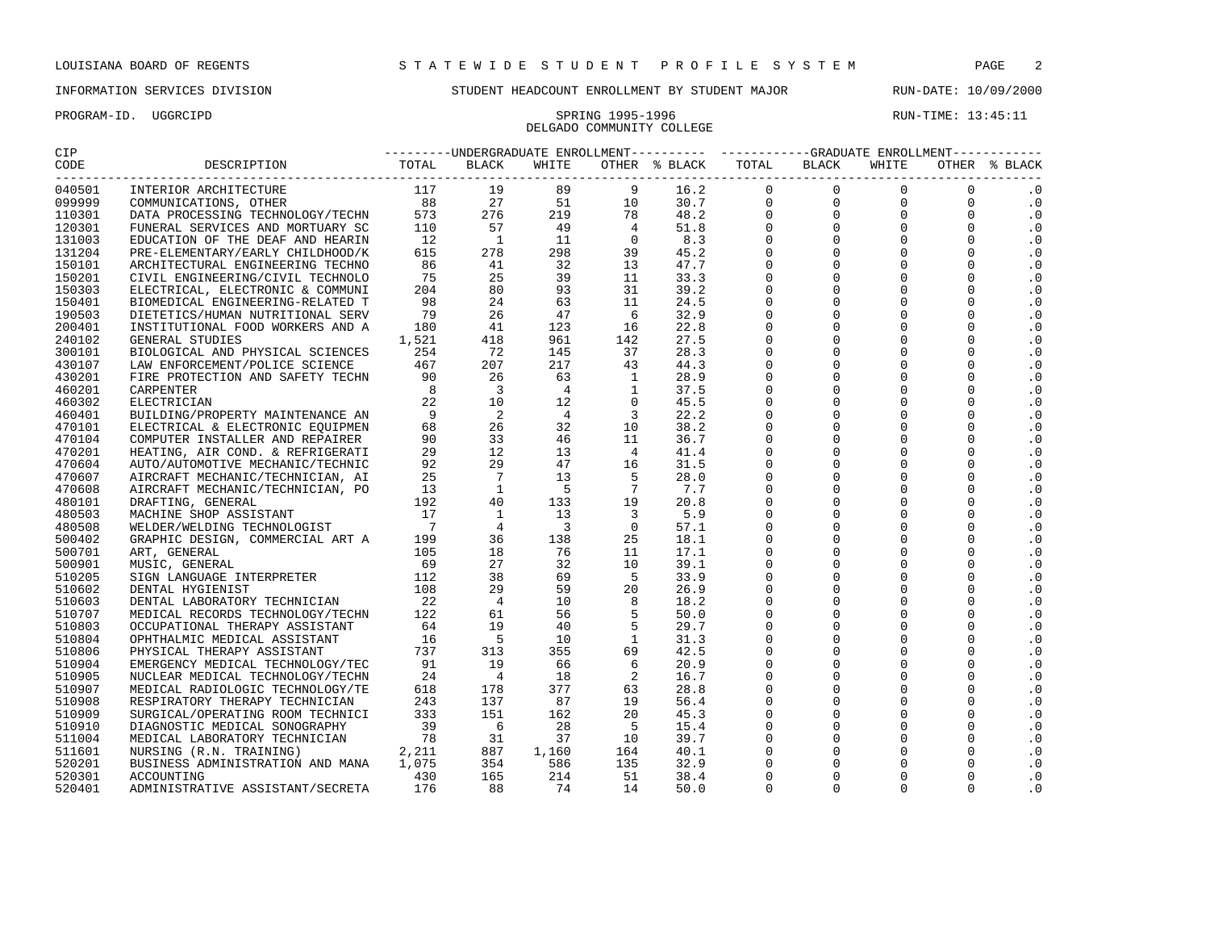LOUISIANA BOARD OF REGENTS — STATEWIDE STUDENT PROFILE SYSTEM

INFORMATION SERVICES DIVISION — STUDENT HEADCOUNT ENROLLMENT BY STUDENT MAJOR — RUN-DATE: 10/09/2000

PROGRAM-ID. UGGRCIPD — SPRING 1995-1996 — RUN-TIME: 13:45:11

DELGADO COMMUNITY COLLEGE

| CIP CODE | DESCRIPTION | UNDERGRADUATE ENROLLMENT TOTAL | BLACK | WHITE | OTHER | % BLACK | GRADUATE ENROLLMENT TOTAL | BLACK | WHITE | OTHER | % BLACK |
|---|---|---|---|---|---|---|---|---|---|---|---|
| 040501 | INTERIOR ARCHITECTURE | 117 | 19 | 89 | 9 | 16.2 | 0 | 0 | 0 | 0 | .0 |
| 099999 | COMMUNICATIONS, OTHER | 88 | 27 | 51 | 10 | 30.7 | 0 | 0 | 0 | 0 | .0 |
| 110301 | DATA PROCESSING TECHNOLOGY/TECHN | 573 | 276 | 219 | 78 | 48.2 | 0 | 0 | 0 | 0 | .0 |
| 120301 | FUNERAL SERVICES AND MORTUARY SC | 110 | 57 | 49 | 4 | 51.8 | 0 | 0 | 0 | 0 | .0 |
| 131003 | EDUCATION OF THE DEAF AND HEARIN | 12 | 1 | 11 | 0 | 8.3 | 0 | 0 | 0 | 0 | .0 |
| 131204 | PRE-ELEMENTARY/EARLY CHILDHOOD/K | 615 | 278 | 298 | 39 | 45.2 | 0 | 0 | 0 | 0 | .0 |
| 150101 | ARCHITECTURAL ENGINEERING TECHNO | 86 | 41 | 32 | 13 | 47.7 | 0 | 0 | 0 | 0 | .0 |
| 150201 | CIVIL ENGINEERING/CIVIL TECHNOLO | 75 | 25 | 39 | 11 | 33.3 | 0 | 0 | 0 | 0 | .0 |
| 150303 | ELECTRICAL, ELECTRONIC & COMMUNI | 204 | 80 | 93 | 31 | 39.2 | 0 | 0 | 0 | 0 | .0 |
| 150401 | BIOMEDICAL ENGINEERING-RELATED T | 98 | 24 | 63 | 11 | 24.5 | 0 | 0 | 0 | 0 | .0 |
| 190503 | DIETETICS/HUMAN NUTRITIONAL SERV | 79 | 26 | 47 | 6 | 32.9 | 0 | 0 | 0 | 0 | .0 |
| 200401 | INSTITUTIONAL FOOD WORKERS AND A | 180 | 41 | 123 | 16 | 22.8 | 0 | 0 | 0 | 0 | .0 |
| 240102 | GENERAL STUDIES | 1,521 | 418 | 961 | 142 | 27.5 | 0 | 0 | 0 | 0 | .0 |
| 300101 | BIOLOGICAL AND PHYSICAL SCIENCES | 254 | 72 | 145 | 37 | 28.3 | 0 | 0 | 0 | 0 | .0 |
| 430107 | LAW ENFORCEMENT/POLICE SCIENCE | 467 | 207 | 217 | 43 | 44.3 | 0 | 0 | 0 | 0 | .0 |
| 430201 | FIRE PROTECTION AND SAFETY TECHN | 90 | 26 | 63 | 1 | 28.9 | 0 | 0 | 0 | 0 | .0 |
| 460201 | CARPENTER | 8 | 3 | 4 | 1 | 37.5 | 0 | 0 | 0 | 0 | .0 |
| 460302 | ELECTRICIAN | 22 | 10 | 12 | 0 | 45.5 | 0 | 0 | 0 | 0 | .0 |
| 460401 | BUILDING/PROPERTY MAINTENANCE AN | 9 | 2 | 4 | 3 | 22.2 | 0 | 0 | 0 | 0 | .0 |
| 470101 | ELECTRICAL & ELECTRONIC EQUIPMEN | 68 | 26 | 32 | 10 | 38.2 | 0 | 0 | 0 | 0 | .0 |
| 470104 | COMPUTER INSTALLER AND REPAIRER | 90 | 33 | 46 | 11 | 36.7 | 0 | 0 | 0 | 0 | .0 |
| 470201 | HEATING, AIR COND. & REFRIGERATI | 29 | 12 | 13 | 4 | 41.4 | 0 | 0 | 0 | 0 | .0 |
| 470604 | AUTO/AUTOMOTIVE MECHANIC/TECHNIC | 92 | 29 | 47 | 16 | 31.5 | 0 | 0 | 0 | 0 | .0 |
| 470607 | AIRCRAFT MECHANIC/TECHNICIAN, AI | 25 | 7 | 13 | 5 | 28.0 | 0 | 0 | 0 | 0 | .0 |
| 470608 | AIRCRAFT MECHANIC/TECHNICIAN, PO | 13 | 1 | 5 | 7 | 7.7 | 0 | 0 | 0 | 0 | .0 |
| 480101 | DRAFTING, GENERAL | 192 | 40 | 133 | 19 | 20.8 | 0 | 0 | 0 | 0 | .0 |
| 480503 | MACHINE SHOP ASSISTANT | 17 | 1 | 13 | 3 | 5.9 | 0 | 0 | 0 | 0 | .0 |
| 480508 | WELDER/WELDING TECHNOLOGIST | 7 | 4 | 3 | 0 | 57.1 | 0 | 0 | 0 | 0 | .0 |
| 500402 | GRAPHIC DESIGN, COMMERCIAL ART A | 199 | 36 | 138 | 25 | 18.1 | 0 | 0 | 0 | 0 | .0 |
| 500701 | ART, GENERAL | 105 | 18 | 76 | 11 | 17.1 | 0 | 0 | 0 | 0 | .0 |
| 500901 | MUSIC, GENERAL | 69 | 27 | 32 | 10 | 39.1 | 0 | 0 | 0 | 0 | .0 |
| 510205 | SIGN LANGUAGE INTERPRETER | 112 | 38 | 69 | 5 | 33.9 | 0 | 0 | 0 | 0 | .0 |
| 510602 | DENTAL HYGIENIST | 108 | 29 | 59 | 20 | 26.9 | 0 | 0 | 0 | 0 | .0 |
| 510603 | DENTAL LABORATORY TECHNICIAN | 22 | 4 | 10 | 8 | 18.2 | 0 | 0 | 0 | 0 | .0 |
| 510707 | MEDICAL RECORDS TECHNOLOGY/TECHN | 122 | 61 | 56 | 5 | 50.0 | 0 | 0 | 0 | 0 | .0 |
| 510803 | OCCUPATIONAL THERAPY ASSISTANT | 64 | 19 | 40 | 5 | 29.7 | 0 | 0 | 0 | 0 | .0 |
| 510804 | OPHTHALMIC MEDICAL ASSISTANT | 16 | 5 | 10 | 1 | 31.3 | 0 | 0 | 0 | 0 | .0 |
| 510806 | PHYSICAL THERAPY ASSISTANT | 737 | 313 | 355 | 69 | 42.5 | 0 | 0 | 0 | 0 | .0 |
| 510904 | EMERGENCY MEDICAL TECHNOLOGY/TEC | 91 | 19 | 66 | 6 | 20.9 | 0 | 0 | 0 | 0 | .0 |
| 510905 | NUCLEAR MEDICAL TECHNOLOGY/TECHN | 24 | 4 | 18 | 2 | 16.7 | 0 | 0 | 0 | 0 | .0 |
| 510907 | MEDICAL RADIOLOGIC TECHNOLOGY/TE | 618 | 178 | 377 | 63 | 28.8 | 0 | 0 | 0 | 0 | .0 |
| 510908 | RESPIRATORY THERAPY TECHNICIAN | 243 | 137 | 87 | 19 | 56.4 | 0 | 0 | 0 | 0 | .0 |
| 510909 | SURGICAL/OPERATING ROOM TECHNICI | 333 | 151 | 162 | 20 | 45.3 | 0 | 0 | 0 | 0 | .0 |
| 510910 | DIAGNOSTIC MEDICAL SONOGRAPHY | 39 | 6 | 28 | 5 | 15.4 | 0 | 0 | 0 | 0 | .0 |
| 511004 | MEDICAL LABORATORY TECHNICIAN | 78 | 31 | 37 | 10 | 39.7 | 0 | 0 | 0 | 0 | .0 |
| 511601 | NURSING (R.N. TRAINING) | 2,211 | 887 | 1,160 | 164 | 40.1 | 0 | 0 | 0 | 0 | .0 |
| 520201 | BUSINESS ADMINISTRATION AND MANA | 1,075 | 354 | 586 | 135 | 32.9 | 0 | 0 | 0 | 0 | .0 |
| 520301 | ACCOUNTING | 430 | 165 | 214 | 51 | 38.4 | 0 | 0 | 0 | 0 | .0 |
| 520401 | ADMINISTRATIVE ASSISTANT/SECRETA | 176 | 88 | 74 | 14 | 50.0 | 0 | 0 | 0 | 0 | .0 |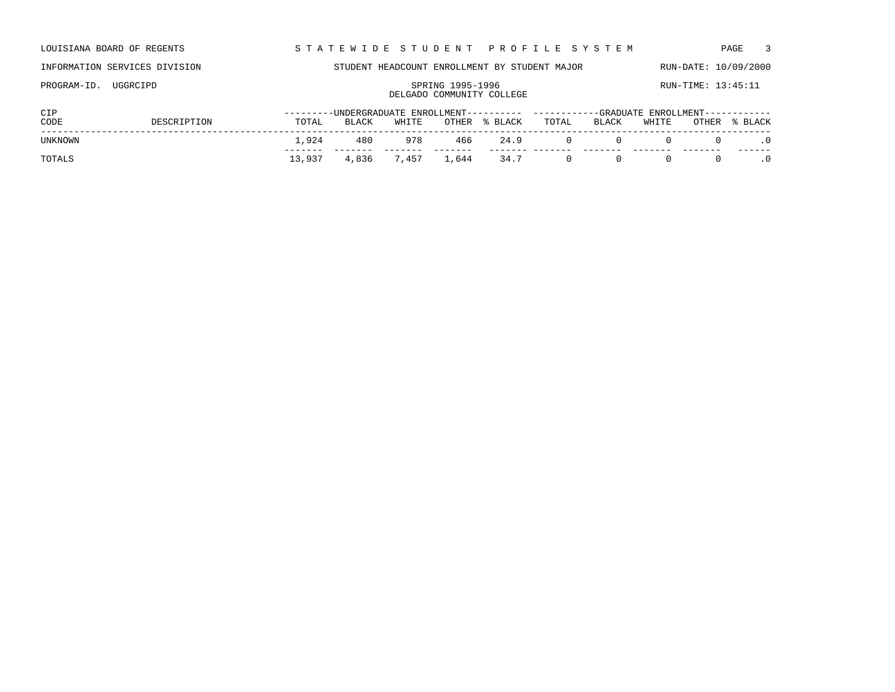LOUISIANA BOARD OF REGENTS — STATEWIDE STUDENT PROFILE SYSTEM

INFORMATION SERVICES DIVISION — STUDENT HEADCOUNT ENROLLMENT BY STUDENT MAJOR — RUN-DATE: 10/09/2000

PROGRAM-ID. UGGRCIPD — SPRING 1995-1996 — RUN-TIME: 13:45:11

DELGADO COMMUNITY COLLEGE

| CIP | | UNDERGRADUATE ENROLLMENT | | | | | GRADUATE ENROLLMENT | | | | |
|---|---|---|---|---|---|---|---|---|---|---|---|
| CODE | DESCRIPTION | TOTAL | BLACK | WHITE | OTHER | % BLACK | TOTAL | BLACK | WHITE | OTHER | % BLACK |
| UNKNOWN | | 1,924 | 480 | 978 | 466 | 24.9 | 0 | 0 | 0 | 0 | .0 |
| TOTALS | | 13,937 | 4,836 | 7,457 | 1,644 | 34.7 | 0 | 0 | 0 | 0 | .0 |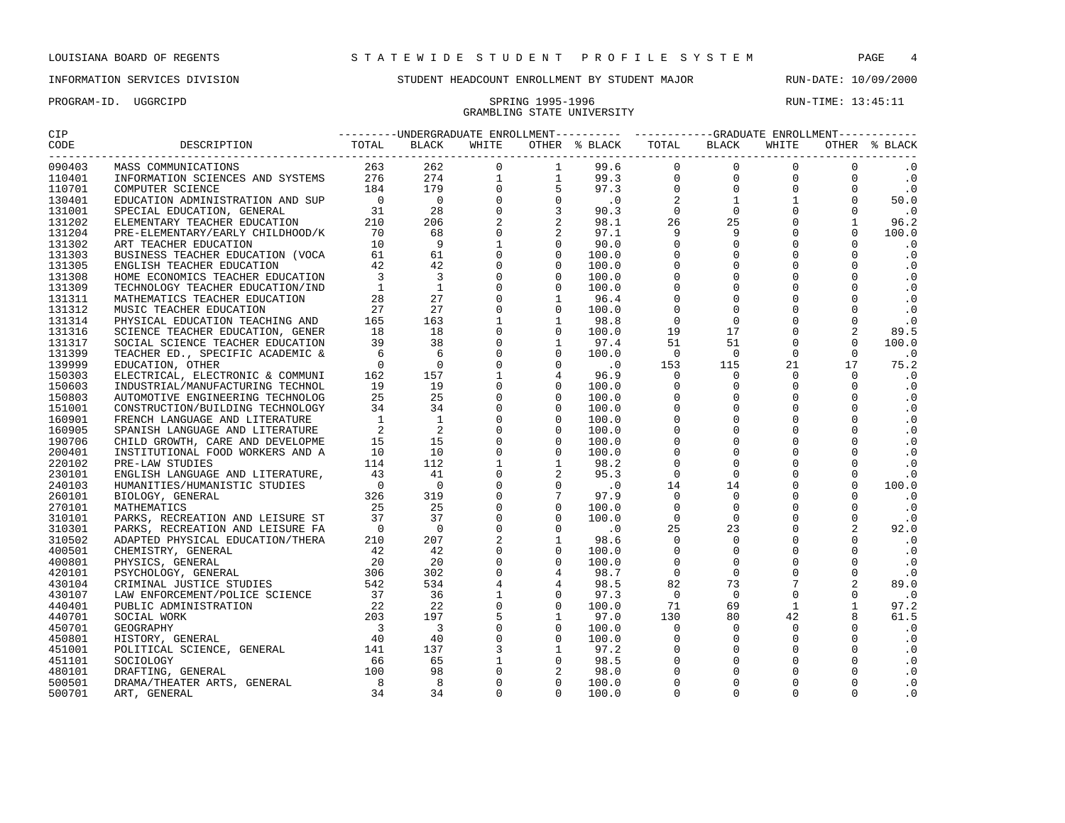LOUISIANA BOARD OF REGENTS — STATEWIDE STUDENT PROFILE SYSTEM

INFORMATION SERVICES DIVISION — STUDENT HEADCOUNT ENROLLMENT BY STUDENT MAJOR — RUN-DATE: 10/09/2000

PROGRAM-ID. UGGRCIPD — SPRING 1995-1996 — RUN-TIME: 13:45:11

GRAMBLING STATE UNIVERSITY

| CIP CODE | DESCRIPTION | UNDERGRADUATE ENROLLMENT TOTAL | BLACK | WHITE | OTHER | % BLACK | GRADUATE ENROLLMENT TOTAL | BLACK | WHITE | OTHER | % BLACK |
|---|---|---|---|---|---|---|---|---|---|---|---|
| 090403 | MASS COMMUNICATIONS | 263 | 262 | 0 | 1 | 99.6 | 0 | 0 | 0 | 0 | .0 |
| 110401 | INFORMATION SCIENCES AND SYSTEMS | 276 | 274 | 1 | 1 | 99.3 | 0 | 0 | 0 | 0 | .0 |
| 110701 | COMPUTER SCIENCE | 184 | 179 | 0 | 5 | 97.3 | 0 | 0 | 0 | 0 | .0 |
| 130401 | EDUCATION ADMINISTRATION AND SUP | 0 | 0 | 0 | 0 | .0 | 2 | 1 | 1 | 0 | 50.0 |
| 131001 | SPECIAL EDUCATION, GENERAL | 31 | 28 | 0 | 3 | 90.3 | 0 | 0 | 0 | 0 | .0 |
| 131202 | ELEMENTARY TEACHER EDUCATION | 210 | 206 | 2 | 2 | 98.1 | 26 | 25 | 0 | 1 | 96.2 |
| 131204 | PRE-ELEMENTARY/EARLY CHILDHOOD/K | 70 | 68 | 0 | 2 | 97.1 | 9 | 9 | 0 | 0 | 100.0 |
| 131302 | ART TEACHER EDUCATION | 10 | 9 | 1 | 0 | 90.0 | 0 | 0 | 0 | 0 | .0 |
| 131303 | BUSINESS TEACHER EDUCATION (VOCA | 61 | 61 | 0 | 0 | 100.0 | 0 | 0 | 0 | 0 | .0 |
| 131305 | ENGLISH TEACHER EDUCATION | 42 | 42 | 0 | 0 | 100.0 | 0 | 0 | 0 | 0 | .0 |
| 131308 | HOME ECONOMICS TEACHER EDUCATION | 3 | 3 | 0 | 0 | 100.0 | 0 | 0 | 0 | 0 | .0 |
| 131309 | TECHNOLOGY TEACHER EDUCATION/IND | 1 | 1 | 0 | 0 | 100.0 | 0 | 0 | 0 | 0 | .0 |
| 131311 | MATHEMATICS TEACHER EDUCATION | 28 | 27 | 0 | 1 | 96.4 | 0 | 0 | 0 | 0 | .0 |
| 131312 | MUSIC TEACHER EDUCATION | 27 | 27 | 0 | 0 | 100.0 | 0 | 0 | 0 | 0 | .0 |
| 131314 | PHYSICAL EDUCATION TEACHING AND | 165 | 163 | 1 | 1 | 98.8 | 0 | 0 | 0 | 0 | .0 |
| 131316 | SCIENCE TEACHER EDUCATION, GENER | 18 | 18 | 0 | 0 | 100.0 | 19 | 17 | 0 | 2 | 89.5 |
| 131317 | SOCIAL SCIENCE TEACHER EDUCATION | 39 | 38 | 0 | 1 | 97.4 | 51 | 51 | 0 | 0 | 100.0 |
| 131399 | TEACHER ED., SPECIFIC ACADEMIC & | 6 | 6 | 0 | 0 | 100.0 | 0 | 0 | 0 | 0 | .0 |
| 139999 | EDUCATION, OTHER | 0 | 0 | 0 | 0 | .0 | 153 | 115 | 21 | 17 | 75.2 |
| 150303 | ELECTRICAL, ELECTRONIC & COMMUNI | 162 | 157 | 1 | 4 | 96.9 | 0 | 0 | 0 | 0 | .0 |
| 150603 | INDUSTRIAL/MANUFACTURING TECHNOL | 19 | 19 | 0 | 0 | 100.0 | 0 | 0 | 0 | 0 | .0 |
| 150803 | AUTOMOTIVE ENGINEERING TECHNOLOG | 25 | 25 | 0 | 0 | 100.0 | 0 | 0 | 0 | 0 | .0 |
| 151001 | CONSTRUCTION/BUILDING TECHNOLOGY | 34 | 34 | 0 | 0 | 100.0 | 0 | 0 | 0 | 0 | .0 |
| 160901 | FRENCH LANGUAGE AND LITERATURE | 1 | 1 | 0 | 0 | 100.0 | 0 | 0 | 0 | 0 | .0 |
| 160905 | SPANISH LANGUAGE AND LITERATURE | 2 | 2 | 0 | 0 | 100.0 | 0 | 0 | 0 | 0 | .0 |
| 190706 | CHILD GROWTH, CARE AND DEVELOPME | 15 | 15 | 0 | 0 | 100.0 | 0 | 0 | 0 | 0 | .0 |
| 200401 | INSTITUTIONAL FOOD WORKERS AND A | 10 | 10 | 0 | 0 | 100.0 | 0 | 0 | 0 | 0 | .0 |
| 220102 | PRE-LAW STUDIES | 114 | 112 | 1 | 1 | 98.2 | 0 | 0 | 0 | 0 | .0 |
| 230101 | ENGLISH LANGUAGE AND LITERATURE, | 43 | 41 | 0 | 2 | 95.3 | 0 | 0 | 0 | 0 | .0 |
| 240103 | HUMANITIES/HUMANISTIC STUDIES | 0 | 0 | 0 | 0 | .0 | 14 | 14 | 0 | 0 | 100.0 |
| 260101 | BIOLOGY, GENERAL | 326 | 319 | 0 | 7 | 97.9 | 0 | 0 | 0 | 0 | .0 |
| 270101 | MATHEMATICS | 25 | 25 | 0 | 0 | 100.0 | 0 | 0 | 0 | 0 | .0 |
| 310101 | PARKS, RECREATION AND LEISURE ST | 37 | 37 | 0 | 0 | 100.0 | 0 | 0 | 0 | 0 | .0 |
| 310301 | PARKS, RECREATION AND LEISURE FA | 0 | 0 | 0 | 0 | .0 | 25 | 23 | 0 | 2 | 92.0 |
| 310502 | ADAPTED PHYSICAL EDUCATION/THERA | 210 | 207 | 2 | 1 | 98.6 | 0 | 0 | 0 | 0 | .0 |
| 400501 | CHEMISTRY, GENERAL | 42 | 42 | 0 | 0 | 100.0 | 0 | 0 | 0 | 0 | .0 |
| 400801 | PHYSICS, GENERAL | 20 | 20 | 0 | 0 | 100.0 | 0 | 0 | 0 | 0 | .0 |
| 420101 | PSYCHOLOGY, GENERAL | 306 | 302 | 0 | 4 | 98.7 | 0 | 0 | 0 | 0 | .0 |
| 430104 | CRIMINAL JUSTICE STUDIES | 542 | 534 | 4 | 4 | 98.5 | 82 | 73 | 7 | 2 | 89.0 |
| 430107 | LAW ENFORCEMENT/POLICE SCIENCE | 37 | 36 | 1 | 0 | 97.3 | 0 | 0 | 0 | 0 | .0 |
| 440401 | PUBLIC ADMINISTRATION | 22 | 22 | 0 | 0 | 100.0 | 71 | 69 | 1 | 1 | 97.2 |
| 440701 | SOCIAL WORK | 203 | 197 | 5 | 1 | 97.0 | 130 | 80 | 42 | 8 | 61.5 |
| 450701 | GEOGRAPHY | 3 | 3 | 0 | 0 | 100.0 | 0 | 0 | 0 | 0 | .0 |
| 450801 | HISTORY, GENERAL | 40 | 40 | 0 | 0 | 100.0 | 0 | 0 | 0 | 0 | .0 |
| 451001 | POLITICAL SCIENCE, GENERAL | 141 | 137 | 3 | 1 | 97.2 | 0 | 0 | 0 | 0 | .0 |
| 451101 | SOCIOLOGY | 66 | 65 | 1 | 0 | 98.5 | 0 | 0 | 0 | 0 | .0 |
| 480101 | DRAFTING, GENERAL | 100 | 98 | 0 | 2 | 98.0 | 0 | 0 | 0 | 0 | .0 |
| 500501 | DRAMA/THEATER ARTS, GENERAL | 8 | 8 | 0 | 0 | 100.0 | 0 | 0 | 0 | 0 | .0 |
| 500701 | ART, GENERAL | 34 | 34 | 0 | 0 | 100.0 | 0 | 0 | 0 | 0 | .0 |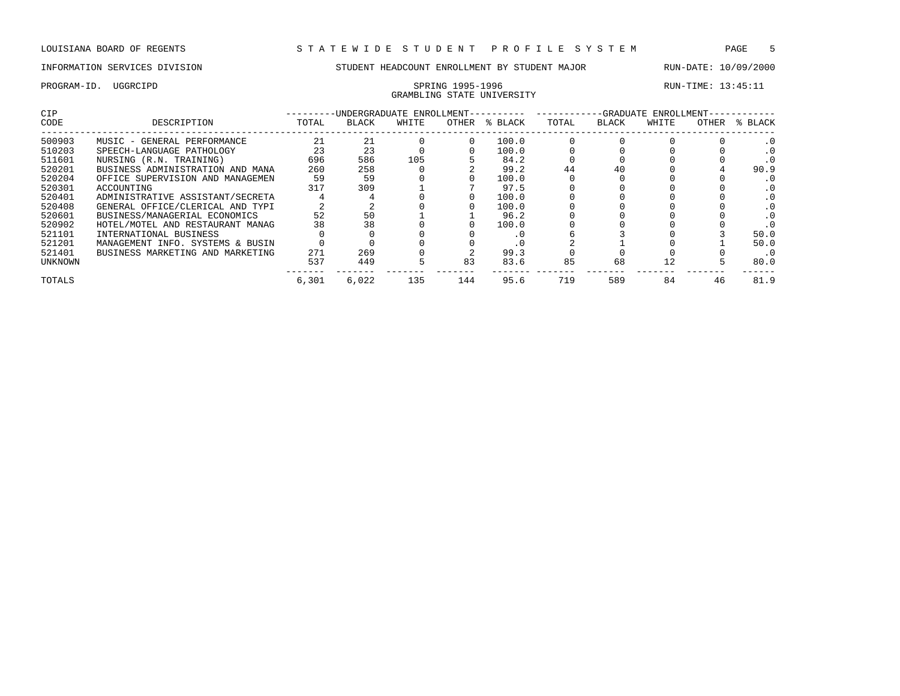LOUISIANA BOARD OF REGENTS — STATEWIDE STUDENT PROFILE SYSTEM

INFORMATION SERVICES DIVISION — STUDENT HEADCOUNT ENROLLMENT BY STUDENT MAJOR — RUN-DATE: 10/09/2000

PROGRAM-ID. UGGRCIPD — SPRING 1995-1996 — RUN-TIME: 13:45:11

GRAMBLING STATE UNIVERSITY

| CIP CODE | DESCRIPTION | UNDERGRADUATE ENROLLMENT TOTAL | BLACK | WHITE | OTHER | % BLACK | GRADUATE ENROLLMENT TOTAL | BLACK | WHITE | OTHER | % BLACK |
|---|---|---|---|---|---|---|---|---|---|---|---|
| 500903 | MUSIC - GENERAL PERFORMANCE | 21 | 21 | 0 | 0 | 100.0 | 0 | 0 | 0 | 0 | .0 |
| 510203 | SPEECH-LANGUAGE PATHOLOGY | 23 | 23 | 0 | 0 | 100.0 | 0 | 0 | 0 | 0 | .0 |
| 511601 | NURSING (R.N. TRAINING) | 696 | 586 | 105 | 5 | 84.2 | 0 | 0 | 0 | 0 | .0 |
| 520201 | BUSINESS ADMINISTRATION AND MANA | 260 | 258 | 0 | 2 | 99.2 | 44 | 40 | 0 | 4 | 90.9 |
| 520204 | OFFICE SUPERVISION AND MANAGEMEN | 59 | 59 | 0 | 0 | 100.0 | 0 | 0 | 0 | 0 | .0 |
| 520301 | ACCOUNTING | 317 | 309 | 1 | 7 | 97.5 | 0 | 0 | 0 | 0 | .0 |
| 520401 | ADMINISTRATIVE ASSISTANT/SECRETA | 4 | 4 | 0 | 0 | 100.0 | 0 | 0 | 0 | 0 | .0 |
| 520408 | GENERAL OFFICE/CLERICAL AND TYPI | 2 | 2 | 0 | 0 | 100.0 | 0 | 0 | 0 | 0 | .0 |
| 520601 | BUSINESS/MANAGERIAL ECONOMICS | 52 | 50 | 1 | 1 | 96.2 | 0 | 0 | 0 | 0 | .0 |
| 520902 | HOTEL/MOTEL AND RESTAURANT MANAG | 38 | 38 | 0 | 0 | 100.0 | 0 | 0 | 0 | 0 | .0 |
| 521101 | INTERNATIONAL BUSINESS | 0 | 0 | 0 | 0 | .0 | 6 | 3 | 0 | 3 | 50.0 |
| 521201 | MANAGEMENT INFO. SYSTEMS & BUSIN | 0 | 0 | 0 | 0 | .0 | 2 | 1 | 0 | 1 | 50.0 |
| 521401 | BUSINESS MARKETING AND MARKETING | 271 | 269 | 0 | 2 | 99.3 | 0 | 0 | 0 | 0 | .0 |
| UNKNOWN | | 537 | 449 | 5 | 83 | 83.6 | 85 | 68 | 12 | 5 | 80.0 |
| TOTALS | | 6,301 | 6,022 | 135 | 144 | 95.6 | 719 | 589 | 84 | 46 | 81.9 |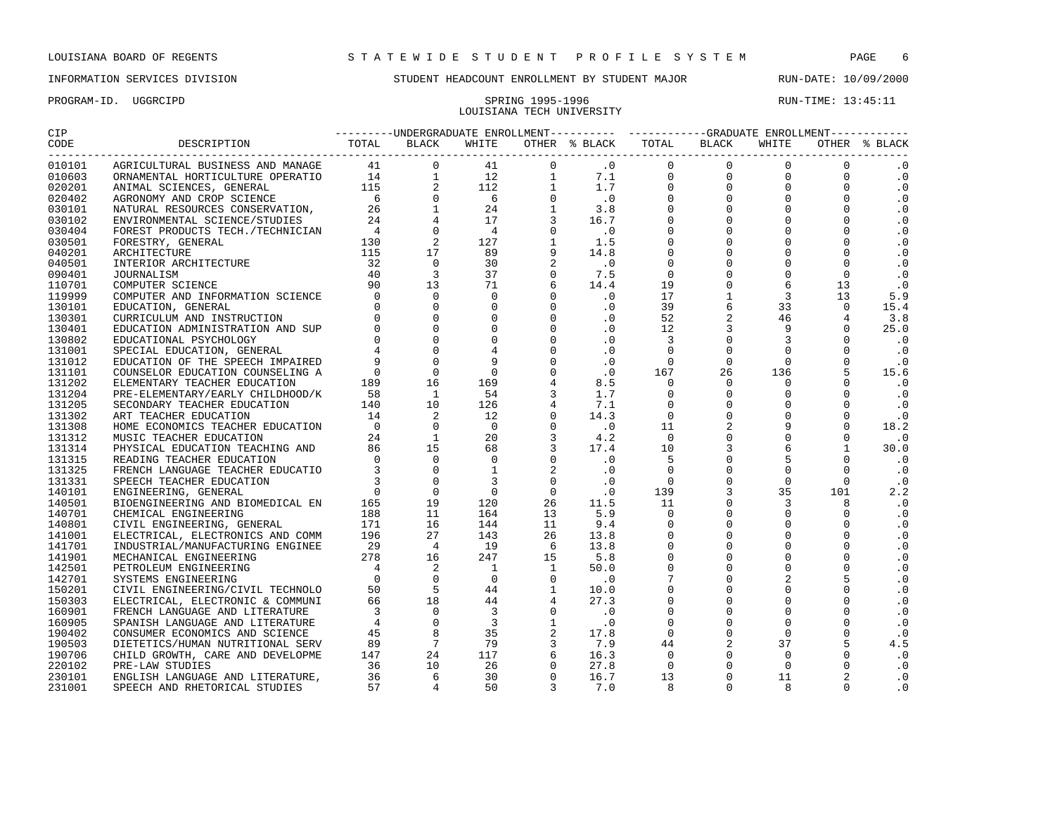LOUISIANA BOARD OF REGENTS — STATEWIDE STUDENT PROFILE SYSTEM

INFORMATION SERVICES DIVISION — STUDENT HEADCOUNT ENROLLMENT BY STUDENT MAJOR — RUN-DATE: 10/09/2000

PROGRAM-ID. UGGRCIPD — SPRING 1995-1996 — RUN-TIME: 13:45:11

LOUISIANA TECH UNIVERSITY

| CIP CODE | DESCRIPTION | UNDERGRADUATE ENROLLMENT TOTAL | BLACK | WHITE | OTHER | % BLACK | GRADUATE ENROLLMENT TOTAL | BLACK | WHITE | OTHER | % BLACK |
|---|---|---|---|---|---|---|---|---|---|---|---|
| 010101 | AGRICULTURAL BUSINESS AND MANAGE | 41 | 0 | 41 | 0 | .0 | 0 | 0 | 0 | 0 | .0 |
| 010603 | ORNAMENTAL HORTICULTURE OPERATIO | 14 | 1 | 12 | 1 | 7.1 | 0 | 0 | 0 | 0 | .0 |
| 020201 | ANIMAL SCIENCES, GENERAL | 115 | 2 | 112 | 1 | 1.7 | 0 | 0 | 0 | 0 | .0 |
| 020402 | AGRONOMY AND CROP SCIENCE | 6 | 0 | 6 | 0 | .0 | 0 | 0 | 0 | 0 | .0 |
| 030101 | NATURAL RESOURCES CONSERVATION, | 26 | 1 | 24 | 1 | 3.8 | 0 | 0 | 0 | 0 | .0 |
| 030102 | ENVIRONMENTAL SCIENCE/STUDIES | 24 | 4 | 17 | 3 | 16.7 | 0 | 0 | 0 | 0 | .0 |
| 030404 | FOREST PRODUCTS TECH./TECHNICIAN | 4 | 0 | 4 | 0 | .0 | 0 | 0 | 0 | 0 | .0 |
| 030501 | FORESTRY, GENERAL | 130 | 2 | 127 | 1 | 1.5 | 0 | 0 | 0 | 0 | .0 |
| 040201 | ARCHITECTURE | 115 | 17 | 89 | 9 | 14.8 | 0 | 0 | 0 | 0 | .0 |
| 040501 | INTERIOR ARCHITECTURE | 32 | 0 | 30 | 2 | .0 | 0 | 0 | 0 | 0 | .0 |
| 090401 | JOURNALISM | 40 | 3 | 37 | 0 | 7.5 | 0 | 0 | 0 | 0 | .0 |
| 110701 | COMPUTER SCIENCE | 90 | 13 | 71 | 6 | 14.4 | 19 | 0 | 6 | 13 | .0 |
| 119999 | COMPUTER AND INFORMATION SCIENCE | 0 | 0 | 0 | 0 | .0 | 17 | 1 | 3 | 13 | 5.9 |
| 130101 | EDUCATION, GENERAL | 0 | 0 | 0 | 0 | .0 | 39 | 6 | 33 | 0 | 15.4 |
| 130301 | CURRICULUM AND INSTRUCTION | 0 | 0 | 0 | 0 | .0 | 52 | 2 | 46 | 4 | 3.8 |
| 130401 | EDUCATION ADMINISTRATION AND SUP | 0 | 0 | 0 | 0 | .0 | 12 | 3 | 9 | 0 | 25.0 |
| 130802 | EDUCATIONAL PSYCHOLOGY | 0 | 0 | 0 | 0 | .0 | 3 | 0 | 3 | 0 | .0 |
| 131001 | SPECIAL EDUCATION, GENERAL | 4 | 0 | 4 | 0 | .0 | 0 | 0 | 0 | 0 | .0 |
| 131012 | EDUCATION OF THE SPEECH IMPAIRED | 9 | 0 | 9 | 0 | .0 | 0 | 0 | 0 | 0 | .0 |
| 131101 | COUNSELOR EDUCATION COUNSELING A | 0 | 0 | 0 | 0 | .0 | 167 | 26 | 136 | 5 | 15.6 |
| 131202 | ELEMENTARY TEACHER EDUCATION | 189 | 16 | 169 | 4 | 8.5 | 0 | 0 | 0 | 0 | .0 |
| 131204 | PRE-ELEMENTARY/EARLY CHILDHOOD/K | 58 | 1 | 54 | 3 | 1.7 | 0 | 0 | 0 | 0 | .0 |
| 131205 | SECONDARY TEACHER EDUCATION | 140 | 10 | 126 | 4 | 7.1 | 0 | 0 | 0 | 0 | .0 |
| 131302 | ART TEACHER EDUCATION | 14 | 2 | 12 | 0 | 14.3 | 0 | 0 | 0 | 0 | .0 |
| 131308 | HOME ECONOMICS TEACHER EDUCATION | 0 | 0 | 0 | 0 | .0 | 11 | 2 | 9 | 0 | 18.2 |
| 131312 | MUSIC TEACHER EDUCATION | 24 | 1 | 20 | 3 | 4.2 | 0 | 0 | 0 | 0 | .0 |
| 131314 | PHYSICAL EDUCATION TEACHING AND | 86 | 15 | 68 | 3 | 17.4 | 10 | 3 | 6 | 1 | 30.0 |
| 131315 | READING TEACHER EDUCATION | 0 | 0 | 0 | 0 | .0 | 5 | 0 | 5 | 0 | .0 |
| 131325 | FRENCH LANGUAGE TEACHER EDUCATIO | 3 | 0 | 1 | 2 | .0 | 0 | 0 | 0 | 0 | .0 |
| 131331 | SPEECH TEACHER EDUCATION | 3 | 0 | 3 | 0 | .0 | 0 | 0 | 0 | 0 | .0 |
| 140101 | ENGINEERING, GENERAL | 0 | 0 | 0 | 0 | .0 | 139 | 3 | 35 | 101 | 2.2 |
| 140501 | BIOENGINEERING AND BIOMEDICAL EN | 165 | 19 | 120 | 26 | 11.5 | 11 | 0 | 3 | 8 | .0 |
| 140701 | CHEMICAL ENGINEERING | 188 | 11 | 164 | 13 | 5.9 | 0 | 0 | 0 | 0 | .0 |
| 140801 | CIVIL ENGINEERING, GENERAL | 171 | 16 | 144 | 11 | 9.4 | 0 | 0 | 0 | 0 | .0 |
| 141001 | ELECTRICAL, ELECTRONICS AND COMM | 196 | 27 | 143 | 26 | 13.8 | 0 | 0 | 0 | 0 | .0 |
| 141701 | INDUSTRIAL/MANUFACTURING ENGINEE | 29 | 4 | 19 | 6 | 13.8 | 0 | 0 | 0 | 0 | .0 |
| 141901 | MECHANICAL ENGINEERING | 278 | 16 | 247 | 15 | 5.8 | 0 | 0 | 0 | 0 | .0 |
| 142501 | PETROLEUM ENGINEERING | 4 | 2 | 1 | 1 | 50.0 | 0 | 0 | 0 | 0 | .0 |
| 142701 | SYSTEMS ENGINEERING | 0 | 0 | 0 | 0 | .0 | 7 | 0 | 2 | 5 | .0 |
| 150201 | CIVIL ENGINEERING/CIVIL TECHNOLO | 50 | 5 | 44 | 1 | 10.0 | 0 | 0 | 0 | 0 | .0 |
| 150303 | ELECTRICAL, ELECTRONIC & COMMUNI | 66 | 18 | 44 | 4 | 27.3 | 0 | 0 | 0 | 0 | .0 |
| 160901 | FRENCH LANGUAGE AND LITERATURE | 3 | 0 | 3 | 0 | .0 | 0 | 0 | 0 | 0 | .0 |
| 160905 | SPANISH LANGUAGE AND LITERATURE | 4 | 0 | 3 | 1 | .0 | 0 | 0 | 0 | 0 | .0 |
| 190402 | CONSUMER ECONOMICS AND SCIENCE | 45 | 8 | 35 | 2 | 17.8 | 0 | 0 | 0 | 0 | .0 |
| 190503 | DIETETICS/HUMAN NUTRITIONAL SERV | 89 | 7 | 79 | 3 | 7.9 | 44 | 2 | 37 | 5 | 4.5 |
| 190706 | CHILD GROWTH, CARE AND DEVELOPME | 147 | 24 | 117 | 6 | 16.3 | 0 | 0 | 0 | 0 | .0 |
| 220102 | PRE-LAW STUDIES | 36 | 10 | 26 | 0 | 27.8 | 0 | 0 | 0 | 0 | .0 |
| 230101 | ENGLISH LANGUAGE AND LITERATURE, | 36 | 6 | 30 | 0 | 16.7 | 13 | 0 | 11 | 2 | .0 |
| 231001 | SPEECH AND RHETORICAL STUDIES | 57 | 4 | 50 | 3 | 7.0 | 8 | 0 | 8 | 0 | .0 |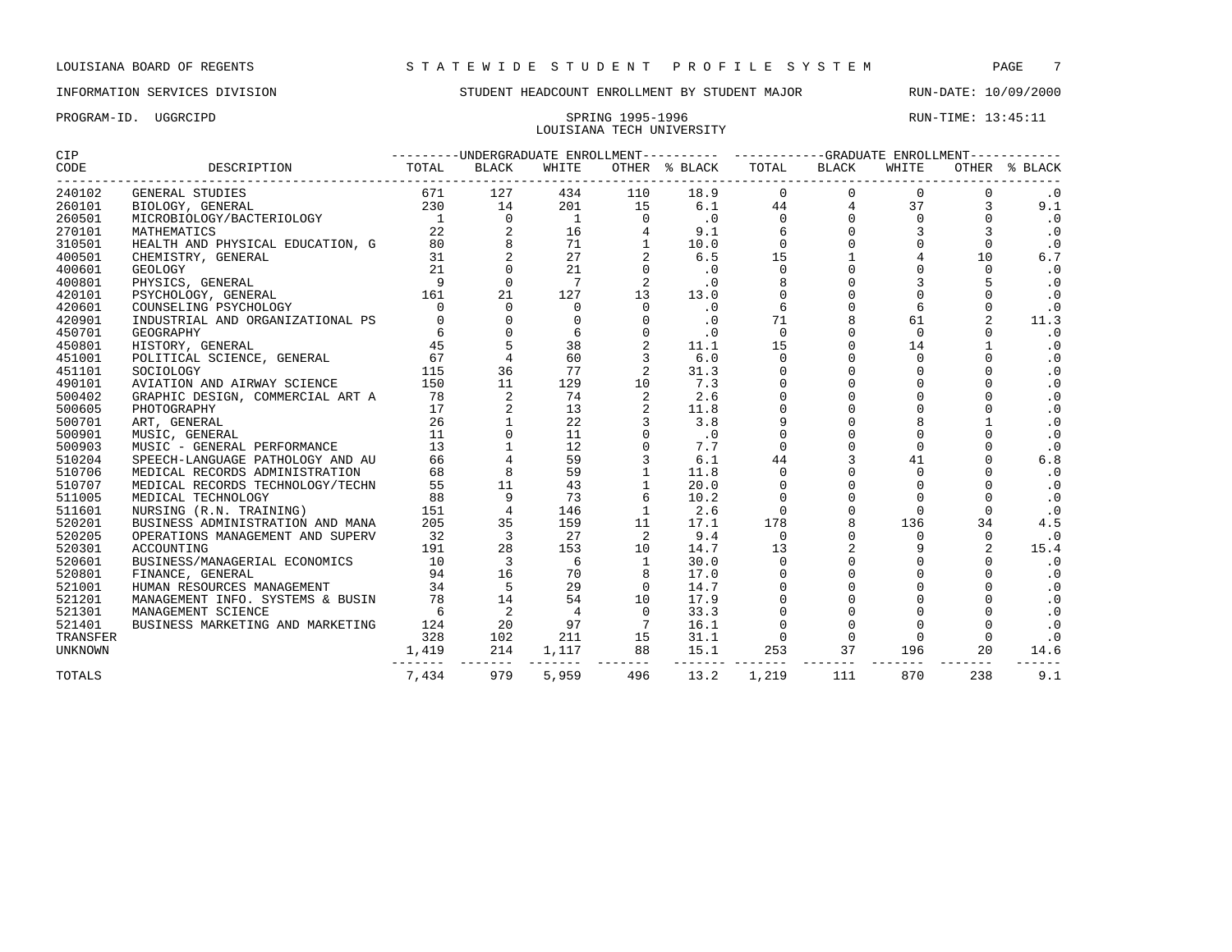LOUISIANA BOARD OF REGENTS — STATEWIDE STUDENT PROFILE SYSTEM

INFORMATION SERVICES DIVISION — STUDENT HEADCOUNT ENROLLMENT BY STUDENT MAJOR — RUN-DATE: 10/09/2000

PROGRAM-ID. UGGRCIPD — SPRING 1995-1996 — RUN-TIME: 13:45:11

LOUISIANA TECH UNIVERSITY

| CIP CODE | DESCRIPTION | UNDERGRADUATE ENROLLMENT TOTAL | BLACK | WHITE | OTHER | % BLACK | GRADUATE ENROLLMENT TOTAL | BLACK | WHITE | OTHER | % BLACK |
|---|---|---|---|---|---|---|---|---|---|---|---|
| 240102 | GENERAL STUDIES | 671 | 127 | 434 | 110 | 18.9 | 0 | 0 | 0 | 0 | .0 |
| 260101 | BIOLOGY, GENERAL | 230 | 14 | 201 | 15 | 6.1 | 44 | 4 | 37 | 3 | 9.1 |
| 260501 | MICROBIOLOGY/BACTERIOLOGY | 1 | 0 | 1 | 0 | .0 | 0 | 0 | 0 | 0 | .0 |
| 270101 | MATHEMATICS | 22 | 2 | 16 | 4 | 9.1 | 6 | 0 | 3 | 3 | .0 |
| 310501 | HEALTH AND PHYSICAL EDUCATION, G | 80 | 8 | 71 | 1 | 10.0 | 0 | 0 | 0 | 0 | .0 |
| 400501 | CHEMISTRY, GENERAL | 31 | 2 | 27 | 2 | 6.5 | 15 | 1 | 4 | 10 | 6.7 |
| 400601 | GEOLOGY | 21 | 0 | 21 | 0 | .0 | 0 | 0 | 0 | 0 | .0 |
| 400801 | PHYSICS, GENERAL | 9 | 0 | 7 | 2 | .0 | 8 | 0 | 3 | 5 | .0 |
| 420101 | PSYCHOLOGY, GENERAL | 161 | 21 | 127 | 13 | 13.0 | 0 | 0 | 0 | 0 | .0 |
| 420601 | COUNSELING PSYCHOLOGY | 0 | 0 | 0 | 0 | .0 | 6 | 0 | 6 | 0 | .0 |
| 420901 | INDUSTRIAL AND ORGANIZATIONAL PS | 0 | 0 | 0 | 0 | .0 | 71 | 8 | 61 | 2 | 11.3 |
| 450701 | GEOGRAPHY | 6 | 0 | 6 | 0 | .0 | 0 | 0 | 0 | 0 | .0 |
| 450801 | HISTORY, GENERAL | 45 | 5 | 38 | 2 | 11.1 | 15 | 0 | 14 | 1 | .0 |
| 451001 | POLITICAL SCIENCE, GENERAL | 67 | 4 | 60 | 3 | 6.0 | 0 | 0 | 0 | 0 | .0 |
| 451101 | SOCIOLOGY | 115 | 36 | 77 | 2 | 31.3 | 0 | 0 | 0 | 0 | .0 |
| 490101 | AVIATION AND AIRWAY SCIENCE | 150 | 11 | 129 | 10 | 7.3 | 0 | 0 | 0 | 0 | .0 |
| 500402 | GRAPHIC DESIGN, COMMERCIAL ART A | 78 | 2 | 74 | 2 | 2.6 | 0 | 0 | 0 | 0 | .0 |
| 500605 | PHOTOGRAPHY | 17 | 2 | 13 | 2 | 11.8 | 0 | 0 | 0 | 0 | .0 |
| 500701 | ART, GENERAL | 26 | 1 | 22 | 3 | 3.8 | 9 | 0 | 8 | 1 | .0 |
| 500901 | MUSIC, GENERAL | 11 | 0 | 11 | 0 | .0 | 0 | 0 | 0 | 0 | .0 |
| 500903 | MUSIC - GENERAL PERFORMANCE | 13 | 1 | 12 | 0 | 7.7 | 0 | 0 | 0 | 0 | .0 |
| 510204 | SPEECH-LANGUAGE PATHOLOGY AND AU | 66 | 4 | 59 | 3 | 6.1 | 44 | 3 | 41 | 0 | 6.8 |
| 510706 | MEDICAL RECORDS ADMINISTRATION | 68 | 8 | 59 | 1 | 11.8 | 0 | 0 | 0 | 0 | .0 |
| 510707 | MEDICAL RECORDS TECHNOLOGY/TECHN | 55 | 11 | 43 | 1 | 20.0 | 0 | 0 | 0 | 0 | .0 |
| 511005 | MEDICAL TECHNOLOGY | 88 | 9 | 73 | 6 | 10.2 | 0 | 0 | 0 | 0 | .0 |
| 511601 | NURSING (R.N. TRAINING) | 151 | 4 | 146 | 1 | 2.6 | 0 | 0 | 0 | 0 | .0 |
| 520201 | BUSINESS ADMINISTRATION AND MANA | 205 | 35 | 159 | 11 | 17.1 | 178 | 8 | 136 | 34 | 4.5 |
| 520205 | OPERATIONS MANAGEMENT AND SUPERV | 32 | 3 | 27 | 2 | 9.4 | 0 | 0 | 0 | 0 | .0 |
| 520301 | ACCOUNTING | 191 | 28 | 153 | 10 | 14.7 | 13 | 2 | 9 | 2 | 15.4 |
| 520601 | BUSINESS/MANAGERIAL ECONOMICS | 10 | 3 | 6 | 1 | 30.0 | 0 | 0 | 0 | 0 | .0 |
| 520801 | FINANCE, GENERAL | 94 | 16 | 70 | 8 | 17.0 | 0 | 0 | 0 | 0 | .0 |
| 521001 | HUMAN RESOURCES MANAGEMENT | 34 | 5 | 29 | 0 | 14.7 | 0 | 0 | 0 | 0 | .0 |
| 521201 | MANAGEMENT INFO. SYSTEMS & BUSIN | 78 | 14 | 54 | 10 | 17.9 | 0 | 0 | 0 | 0 | .0 |
| 521301 | MANAGEMENT SCIENCE | 6 | 2 | 4 | 0 | 33.3 | 0 | 0 | 0 | 0 | .0 |
| 521401 | BUSINESS MARKETING AND MARKETING | 124 | 20 | 97 | 7 | 16.1 | 0 | 0 | 0 | 0 | .0 |
| TRANSFER | | 328 | 102 | 211 | 15 | 31.1 | 0 | 0 | 0 | 0 | .0 |
| UNKNOWN | | 1,419 | 214 | 1,117 | 88 | 15.1 | 253 | 37 | 196 | 20 | 14.6 |
| TOTALS | | 7,434 | 979 | 5,959 | 496 | 13.2 | 1,219 | 111 | 870 | 238 | 9.1 |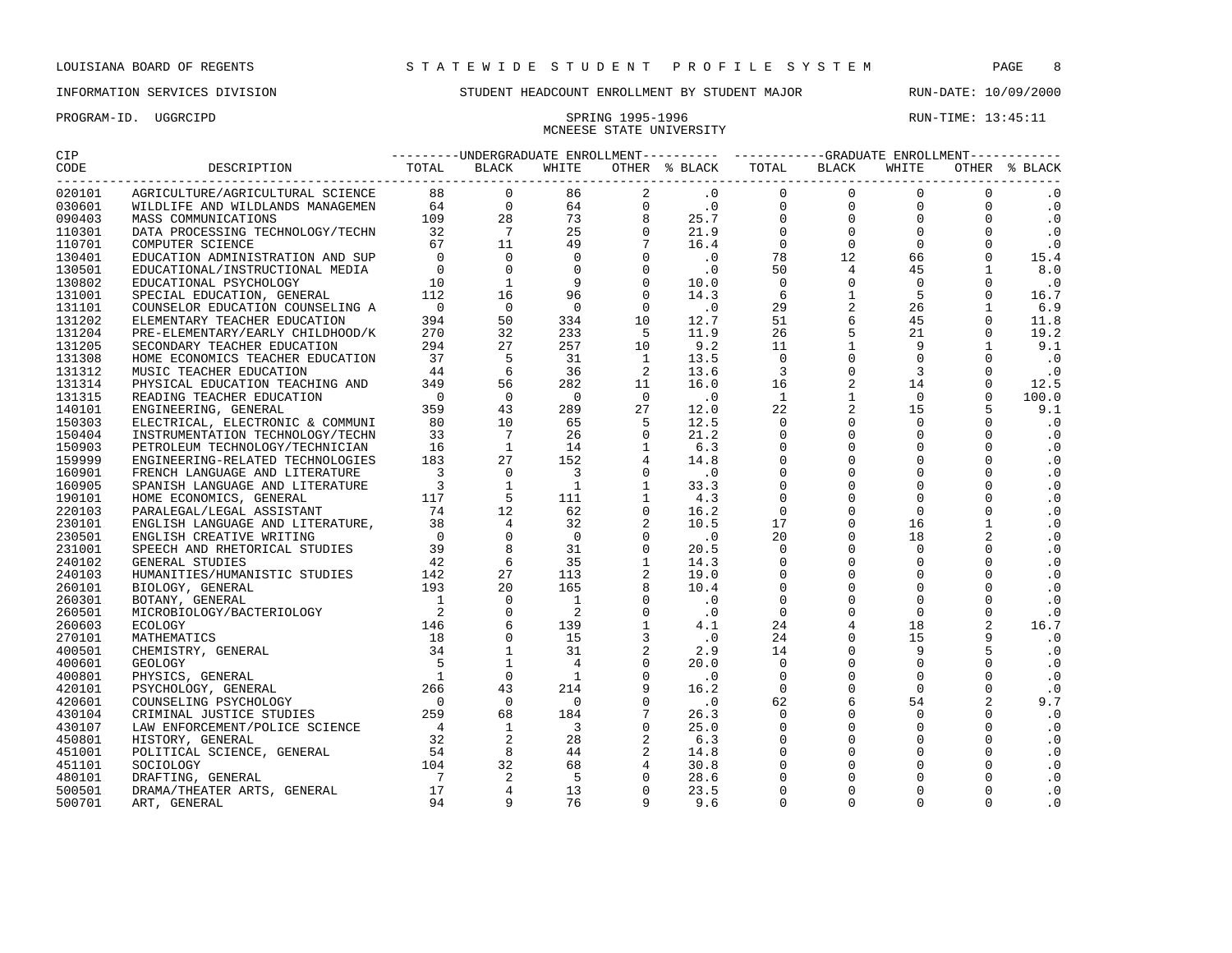LOUISIANA BOARD OF REGENTS — STATEWIDE STUDENT PROFILE SYSTEM

INFORMATION SERVICES DIVISION — STUDENT HEADCOUNT ENROLLMENT BY STUDENT MAJOR — RUN-DATE: 10/09/2000

PROGRAM-ID. UGGRCIPD — SPRING 1995-1996 — RUN-TIME: 13:45:11

MCNEESE STATE UNIVERSITY

| CIP CODE | DESCRIPTION | UNDERGRADUATE ENROLLMENT | | | | | GRADUATE ENROLLMENT | | | | |
|---|---|---|---|---|---|---|---|---|---|---|---|
| | | TOTAL | BLACK | WHITE | OTHER | % BLACK | TOTAL | BLACK | WHITE | OTHER | % BLACK |
| 020101 | AGRICULTURE/AGRICULTURAL SCIENCE | 88 | 0 | 86 | 2 | .0 | 0 | 0 | 0 | 0 | .0 |
| 030601 | WILDLIFE AND WILDLANDS MANAGEMEN | 64 | 0 | 64 | 0 | .0 | 0 | 0 | 0 | 0 | .0 |
| 090403 | MASS COMMUNICATIONS | 109 | 28 | 73 | 8 | 25.7 | 0 | 0 | 0 | 0 | .0 |
| 110301 | DATA PROCESSING TECHNOLOGY/TECHN | 32 | 7 | 25 | 0 | 21.9 | 0 | 0 | 0 | 0 | .0 |
| 110701 | COMPUTER SCIENCE | 67 | 11 | 49 | 7 | 16.4 | 0 | 0 | 0 | 0 | .0 |
| 130401 | EDUCATION ADMINISTRATION AND SUP | 0 | 0 | 0 | 0 | .0 | 78 | 12 | 66 | 0 | 15.4 |
| 130501 | EDUCATIONAL/INSTRUCTIONAL MEDIA | 0 | 0 | 0 | 0 | .0 | 50 | 4 | 45 | 1 | 8.0 |
| 130802 | EDUCATIONAL PSYCHOLOGY | 10 | 1 | 9 | 0 | 10.0 | 0 | 0 | 0 | 0 | .0 |
| 131001 | SPECIAL EDUCATION, GENERAL | 112 | 16 | 96 | 0 | 14.3 | 6 | 1 | 5 | 0 | 16.7 |
| 131101 | COUNSELOR EDUCATION COUNSELING A | 0 | 0 | 0 | 0 | .0 | 29 | 2 | 26 | 1 | 6.9 |
| 131202 | ELEMENTARY TEACHER EDUCATION | 394 | 50 | 334 | 10 | 12.7 | 51 | 6 | 45 | 0 | 11.8 |
| 131204 | PRE-ELEMENTARY/EARLY CHILDHOOD/K | 270 | 32 | 233 | 5 | 11.9 | 26 | 5 | 21 | 0 | 19.2 |
| 131205 | SECONDARY TEACHER EDUCATION | 294 | 27 | 257 | 10 | 9.2 | 11 | 1 | 9 | 1 | 9.1 |
| 131308 | HOME ECONOMICS TEACHER EDUCATION | 37 | 5 | 31 | 1 | 13.5 | 0 | 0 | 0 | 0 | .0 |
| 131312 | MUSIC TEACHER EDUCATION | 44 | 6 | 36 | 2 | 13.6 | 3 | 0 | 3 | 0 | .0 |
| 131314 | PHYSICAL EDUCATION TEACHING AND | 349 | 56 | 282 | 11 | 16.0 | 16 | 2 | 14 | 0 | 12.5 |
| 131315 | READING TEACHER EDUCATION | 0 | 0 | 0 | 0 | .0 | 1 | 1 | 0 | 0 | 100.0 |
| 140101 | ENGINEERING, GENERAL | 359 | 43 | 289 | 27 | 12.0 | 22 | 2 | 15 | 5 | 9.1 |
| 150303 | ELECTRICAL, ELECTRONIC & COMMUNI | 80 | 10 | 65 | 5 | 12.5 | 0 | 0 | 0 | 0 | .0 |
| 150404 | INSTRUMENTATION TECHNOLOGY/TECHN | 33 | 7 | 26 | 0 | 21.2 | 0 | 0 | 0 | 0 | .0 |
| 150903 | PETROLEUM TECHNOLOGY/TECHNICIAN | 16 | 1 | 14 | 1 | 6.3 | 0 | 0 | 0 | 0 | .0 |
| 159999 | ENGINEERING-RELATED TECHNOLOGIES | 183 | 27 | 152 | 4 | 14.8 | 0 | 0 | 0 | 0 | .0 |
| 160901 | FRENCH LANGUAGE AND LITERATURE | 3 | 0 | 3 | 0 | .0 | 0 | 0 | 0 | 0 | .0 |
| 160905 | SPANISH LANGUAGE AND LITERATURE | 3 | 1 | 1 | 1 | 33.3 | 0 | 0 | 0 | 0 | .0 |
| 190101 | HOME ECONOMICS, GENERAL | 117 | 5 | 111 | 1 | 4.3 | 0 | 0 | 0 | 0 | .0 |
| 220103 | PARALEGAL/LEGAL ASSISTANT | 74 | 12 | 62 | 0 | 16.2 | 0 | 0 | 0 | 0 | .0 |
| 230101 | ENGLISH LANGUAGE AND LITERATURE, | 38 | 4 | 32 | 2 | 10.5 | 17 | 0 | 16 | 1 | .0 |
| 230501 | ENGLISH CREATIVE WRITING | 0 | 0 | 0 | 0 | .0 | 20 | 0 | 18 | 2 | .0 |
| 231001 | SPEECH AND RHETORICAL STUDIES | 39 | 8 | 31 | 0 | 20.5 | 0 | 0 | 0 | 0 | .0 |
| 240102 | GENERAL STUDIES | 42 | 6 | 35 | 1 | 14.3 | 0 | 0 | 0 | 0 | .0 |
| 240103 | HUMANITIES/HUMANISTIC STUDIES | 142 | 27 | 113 | 2 | 19.0 | 0 | 0 | 0 | 0 | .0 |
| 260101 | BIOLOGY, GENERAL | 193 | 20 | 165 | 8 | 10.4 | 0 | 0 | 0 | 0 | .0 |
| 260301 | BOTANY, GENERAL | 1 | 0 | 1 | 0 | .0 | 0 | 0 | 0 | 0 | .0 |
| 260501 | MICROBIOLOGY/BACTERIOLOGY | 2 | 0 | 2 | 0 | .0 | 0 | 0 | 0 | 0 | .0 |
| 260603 | ECOLOGY | 146 | 6 | 139 | 1 | 4.1 | 24 | 4 | 18 | 2 | 16.7 |
| 270101 | MATHEMATICS | 18 | 0 | 15 | 3 | .0 | 24 | 0 | 15 | 9 | .0 |
| 400501 | CHEMISTRY, GENERAL | 34 | 1 | 31 | 2 | 2.9 | 14 | 0 | 9 | 5 | .0 |
| 400601 | GEOLOGY | 5 | 1 | 4 | 0 | 20.0 | 0 | 0 | 0 | 0 | .0 |
| 400801 | PHYSICS, GENERAL | 1 | 0 | 1 | 0 | .0 | 0 | 0 | 0 | 0 | .0 |
| 420101 | PSYCHOLOGY, GENERAL | 266 | 43 | 214 | 9 | 16.2 | 0 | 0 | 0 | 0 | .0 |
| 420601 | COUNSELING PSYCHOLOGY | 0 | 0 | 0 | 0 | .0 | 62 | 6 | 54 | 2 | 9.7 |
| 430104 | CRIMINAL JUSTICE STUDIES | 259 | 68 | 184 | 7 | 26.3 | 0 | 0 | 0 | 0 | .0 |
| 430107 | LAW ENFORCEMENT/POLICE SCIENCE | 4 | 1 | 3 | 0 | 25.0 | 0 | 0 | 0 | 0 | .0 |
| 450801 | HISTORY, GENERAL | 32 | 2 | 28 | 2 | 6.3 | 0 | 0 | 0 | 0 | .0 |
| 451001 | POLITICAL SCIENCE, GENERAL | 54 | 8 | 44 | 2 | 14.8 | 0 | 0 | 0 | 0 | .0 |
| 451101 | SOCIOLOGY | 104 | 32 | 68 | 4 | 30.8 | 0 | 0 | 0 | 0 | .0 |
| 480101 | DRAFTING, GENERAL | 7 | 2 | 5 | 0 | 28.6 | 0 | 0 | 0 | 0 | .0 |
| 500501 | DRAMA/THEATER ARTS, GENERAL | 17 | 4 | 13 | 0 | 23.5 | 0 | 0 | 0 | 0 | .0 |
| 500701 | ART, GENERAL | 94 | 9 | 76 | 9 | 9.6 | 0 | 0 | 0 | 0 | .0 |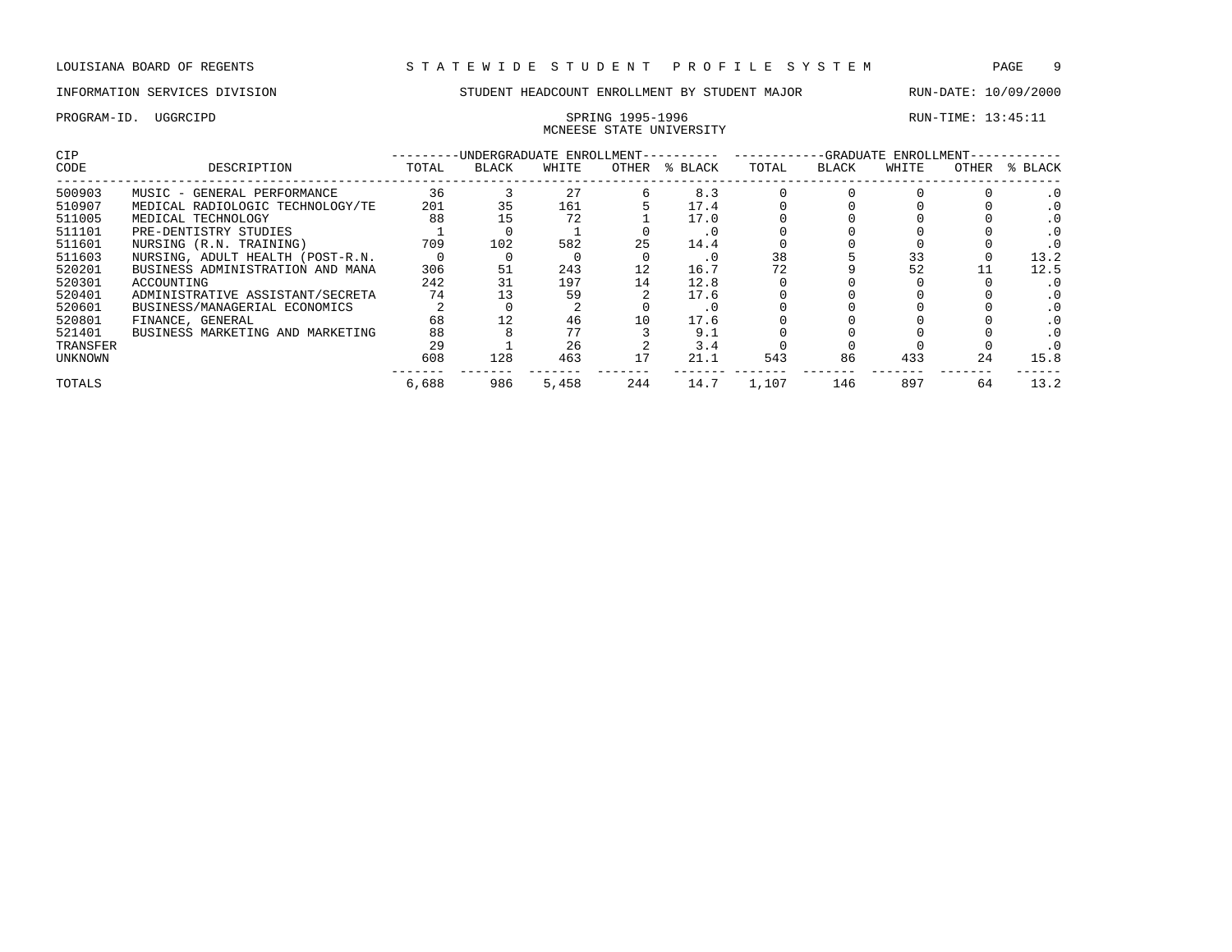LOUISIANA BOARD OF REGENTS — STATEWIDE STUDENT PROFILE SYSTEM

INFORMATION SERVICES DIVISION — STUDENT HEADCOUNT ENROLLMENT BY STUDENT MAJOR — RUN-DATE: 10/09/2000

PROGRAM-ID. UGGRCIPD — SPRING 1995-1996 — RUN-TIME: 13:45:11

MCNEESE STATE UNIVERSITY

| CIP CODE | DESCRIPTION | UNDERGRADUATE ENROLLMENT TOTAL | BLACK | WHITE | OTHER | % BLACK | GRADUATE ENROLLMENT TOTAL | BLACK | WHITE | OTHER | % BLACK |
|---|---|---|---|---|---|---|---|---|---|---|---|
| 500903 | MUSIC - GENERAL PERFORMANCE | 36 | 3 | 27 | 6 | 8.3 | 0 | 0 | 0 | 0 | .0 |
| 510907 | MEDICAL RADIOLOGIC TECHNOLOGY/TE | 201 | 35 | 161 | 5 | 17.4 | 0 | 0 | 0 | 0 | .0 |
| 511005 | MEDICAL TECHNOLOGY | 88 | 15 | 72 | 1 | 17.0 | 0 | 0 | 0 | 0 | .0 |
| 511101 | PRE-DENTISTRY STUDIES | 1 | 0 | 1 | 0 | .0 | 0 | 0 | 0 | 0 | .0 |
| 511601 | NURSING (R.N. TRAINING) | 709 | 102 | 582 | 25 | 14.4 | 0 | 0 | 0 | 0 | .0 |
| 511603 | NURSING, ADULT HEALTH (POST-R.N. | 0 | 0 | 0 | 0 | .0 | 38 | 5 | 33 | 0 | 13.2 |
| 520201 | BUSINESS ADMINISTRATION AND MANA | 306 | 51 | 243 | 12 | 16.7 | 72 | 9 | 52 | 11 | 12.5 |
| 520301 | ACCOUNTING | 242 | 31 | 197 | 14 | 12.8 | 0 | 0 | 0 | 0 | .0 |
| 520401 | ADMINISTRATIVE ASSISTANT/SECRETA | 74 | 13 | 59 | 2 | 17.6 | 0 | 0 | 0 | 0 | .0 |
| 520601 | BUSINESS/MANAGERIAL ECONOMICS | 2 | 0 | 2 | 0 | .0 | 0 | 0 | 0 | 0 | .0 |
| 520801 | FINANCE, GENERAL | 68 | 12 | 46 | 10 | 17.6 | 0 | 0 | 0 | 0 | .0 |
| 521401 | BUSINESS MARKETING AND MARKETING | 88 | 8 | 77 | 3 | 9.1 | 0 | 0 | 0 | 0 | .0 |
| TRANSFER | | 29 | 1 | 26 | 2 | 3.4 | 0 | 0 | 0 | 0 | .0 |
| UNKNOWN | | 608 | 128 | 463 | 17 | 21.1 | 543 | 86 | 433 | 24 | 15.8 |
| TOTALS | | 6,688 | 986 | 5,458 | 244 | 14.7 | 1,107 | 146 | 897 | 64 | 13.2 |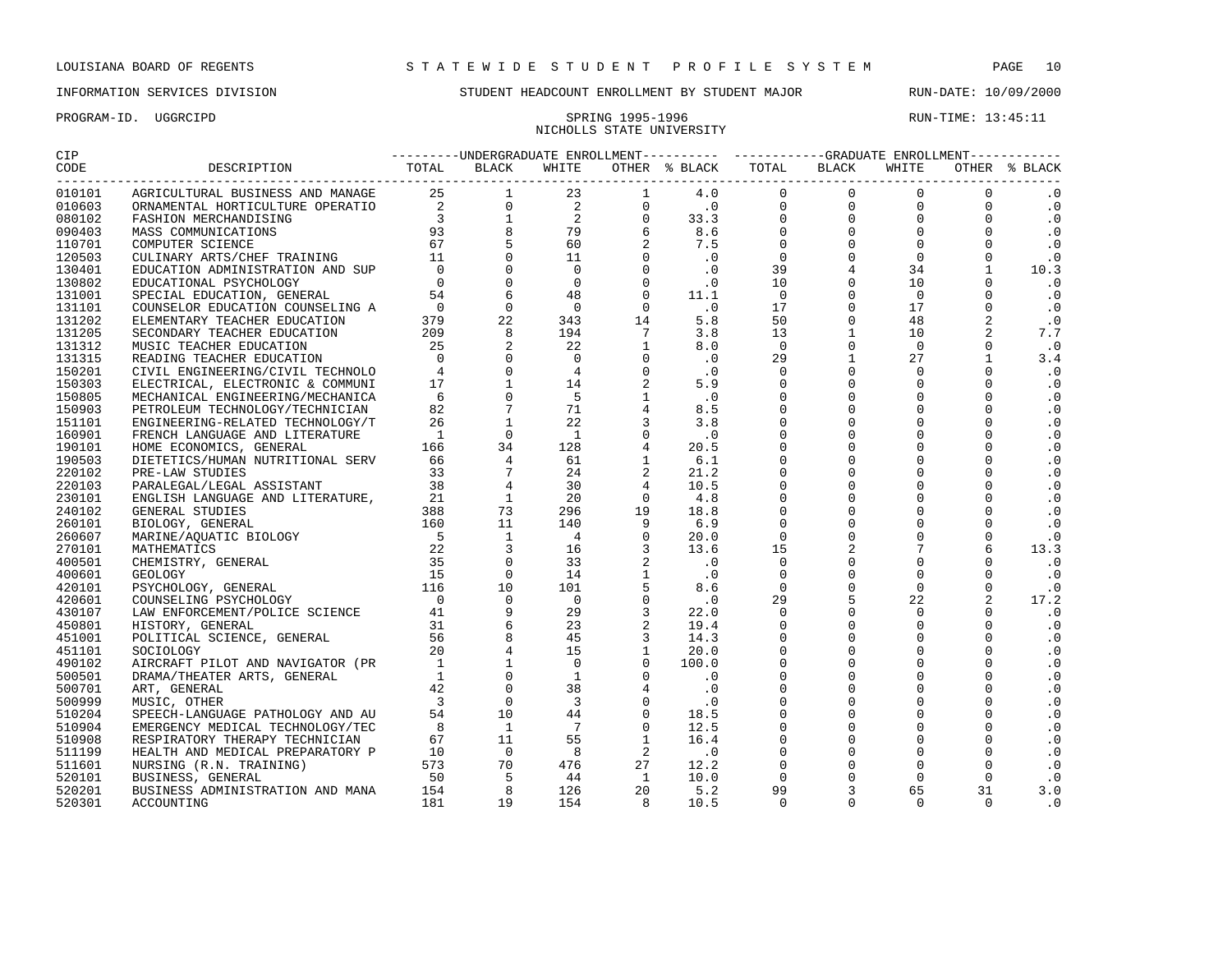LOUISIANA BOARD OF REGENTS — STATEWIDE STUDENT PROFILE SYSTEM

INFORMATION SERVICES DIVISION — STUDENT HEADCOUNT ENROLLMENT BY STUDENT MAJOR — RUN-DATE: 10/09/2000

PROGRAM-ID. UGGRCIPD — SPRING 1995-1996 — RUN-TIME: 13:45:11

NICHOLLS STATE UNIVERSITY

| CIP CODE | DESCRIPTION | UNDERGRADUATE ENROLLMENT TOTAL | BLACK | WHITE | OTHER | % BLACK | GRADUATE ENROLLMENT TOTAL | BLACK | WHITE | OTHER | % BLACK |
|---|---|---|---|---|---|---|---|---|---|---|---|
| 010101 | AGRICULTURAL BUSINESS AND MANAGE | 25 | 1 | 23 | 1 | 4.0 | 0 | 0 | 0 | 0 | .0 |
| 010603 | ORNAMENTAL HORTICULTURE OPERATIO | 2 | 0 | 2 | 0 | .0 | 0 | 0 | 0 | 0 | .0 |
| 080102 | FASHION MERCHANDISING | 3 | 1 | 2 | 0 | 33.3 | 0 | 0 | 0 | 0 | .0 |
| 090403 | MASS COMMUNICATIONS | 93 | 8 | 79 | 6 | 8.6 | 0 | 0 | 0 | 0 | .0 |
| 110701 | COMPUTER SCIENCE | 67 | 5 | 60 | 2 | 7.5 | 0 | 0 | 0 | 0 | .0 |
| 120503 | CULINARY ARTS/CHEF TRAINING | 11 | 0 | 11 | 0 | .0 | 0 | 0 | 0 | 0 | .0 |
| 130401 | EDUCATION ADMINISTRATION AND SUP | 0 | 0 | 0 | 0 | .0 | 39 | 4 | 34 | 1 | 10.3 |
| 130802 | EDUCATIONAL PSYCHOLOGY | 0 | 0 | 0 | 0 | .0 | 10 | 0 | 10 | 0 | .0 |
| 131001 | SPECIAL EDUCATION, GENERAL | 54 | 6 | 48 | 0 | 11.1 | 0 | 0 | 0 | 0 | .0 |
| 131101 | COUNSELOR EDUCATION COUNSELING A | 0 | 0 | 0 | 0 | .0 | 17 | 0 | 17 | 0 | .0 |
| 131202 | ELEMENTARY TEACHER EDUCATION | 379 | 22 | 343 | 14 | 5.8 | 50 | 0 | 48 | 2 | .0 |
| 131205 | SECONDARY TEACHER EDUCATION | 209 | 8 | 194 | 7 | 3.8 | 13 | 1 | 10 | 2 | 7.7 |
| 131312 | MUSIC TEACHER EDUCATION | 25 | 2 | 22 | 1 | 8.0 | 0 | 0 | 0 | 0 | .0 |
| 131315 | READING TEACHER EDUCATION | 0 | 0 | 0 | 0 | .0 | 29 | 1 | 27 | 1 | 3.4 |
| 150201 | CIVIL ENGINEERING/CIVIL TECHNOLO | 4 | 0 | 4 | 0 | .0 | 0 | 0 | 0 | 0 | .0 |
| 150303 | ELECTRICAL, ELECTRONIC & COMMUNI | 17 | 1 | 14 | 2 | 5.9 | 0 | 0 | 0 | 0 | .0 |
| 150805 | MECHANICAL ENGINEERING/MECHANICA | 6 | 0 | 5 | 1 | .0 | 0 | 0 | 0 | 0 | .0 |
| 150903 | PETROLEUM TECHNOLOGY/TECHNICIAN | 82 | 7 | 71 | 4 | 8.5 | 0 | 0 | 0 | 0 | .0 |
| 151101 | ENGINEERING-RELATED TECHNOLOGY/T | 26 | 1 | 22 | 3 | 3.8 | 0 | 0 | 0 | 0 | .0 |
| 160901 | FRENCH LANGUAGE AND LITERATURE | 1 | 0 | 1 | 0 | .0 | 0 | 0 | 0 | 0 | .0 |
| 190101 | HOME ECONOMICS, GENERAL | 166 | 34 | 128 | 4 | 20.5 | 0 | 0 | 0 | 0 | .0 |
| 190503 | DIETETICS/HUMAN NUTRITIONAL SERV | 66 | 4 | 61 | 1 | 6.1 | 0 | 0 | 0 | 0 | .0 |
| 220102 | PRE-LAW STUDIES | 33 | 7 | 24 | 2 | 21.2 | 0 | 0 | 0 | 0 | .0 |
| 220103 | PARALEGAL/LEGAL ASSISTANT | 38 | 4 | 30 | 4 | 10.5 | 0 | 0 | 0 | 0 | .0 |
| 230101 | ENGLISH LANGUAGE AND LITERATURE, | 21 | 1 | 20 | 0 | 4.8 | 0 | 0 | 0 | 0 | .0 |
| 240102 | GENERAL STUDIES | 388 | 73 | 296 | 19 | 18.8 | 0 | 0 | 0 | 0 | .0 |
| 260101 | BIOLOGY, GENERAL | 160 | 11 | 140 | 9 | 6.9 | 0 | 0 | 0 | 0 | .0 |
| 260607 | MARINE/AQUATIC BIOLOGY | 5 | 1 | 4 | 0 | 20.0 | 0 | 0 | 0 | 0 | .0 |
| 270101 | MATHEMATICS | 22 | 3 | 16 | 3 | 13.6 | 15 | 2 | 7 | 6 | 13.3 |
| 400501 | CHEMISTRY, GENERAL | 35 | 0 | 33 | 2 | .0 | 0 | 0 | 0 | 0 | .0 |
| 400601 | GEOLOGY | 15 | 0 | 14 | 1 | .0 | 0 | 0 | 0 | 0 | .0 |
| 420101 | PSYCHOLOGY, GENERAL | 116 | 10 | 101 | 5 | 8.6 | 0 | 0 | 0 | 0 | .0 |
| 420601 | COUNSELING PSYCHOLOGY | 0 | 0 | 0 | 0 | .0 | 29 | 5 | 22 | 2 | 17.2 |
| 430107 | LAW ENFORCEMENT/POLICE SCIENCE | 41 | 9 | 29 | 3 | 22.0 | 0 | 0 | 0 | 0 | .0 |
| 450801 | HISTORY, GENERAL | 31 | 6 | 23 | 2 | 19.4 | 0 | 0 | 0 | 0 | .0 |
| 451001 | POLITICAL SCIENCE, GENERAL | 56 | 8 | 45 | 3 | 14.3 | 0 | 0 | 0 | 0 | .0 |
| 451101 | SOCIOLOGY | 20 | 4 | 15 | 1 | 20.0 | 0 | 0 | 0 | 0 | .0 |
| 490102 | AIRCRAFT PILOT AND NAVIGATOR (PR | 1 | 1 | 0 | 0 | 100.0 | 0 | 0 | 0 | 0 | .0 |
| 500501 | DRAMA/THEATER ARTS, GENERAL | 1 | 0 | 1 | 0 | .0 | 0 | 0 | 0 | 0 | .0 |
| 500701 | ART, GENERAL | 42 | 0 | 38 | 4 | .0 | 0 | 0 | 0 | 0 | .0 |
| 500999 | MUSIC, OTHER | 3 | 0 | 3 | 0 | .0 | 0 | 0 | 0 | 0 | .0 |
| 510204 | SPEECH-LANGUAGE PATHOLOGY AND AU | 54 | 10 | 44 | 0 | 18.5 | 0 | 0 | 0 | 0 | .0 |
| 510904 | EMERGENCY MEDICAL TECHNOLOGY/TEC | 8 | 1 | 7 | 0 | 12.5 | 0 | 0 | 0 | 0 | .0 |
| 510908 | RESPIRATORY THERAPY TECHNICIAN | 67 | 11 | 55 | 1 | 16.4 | 0 | 0 | 0 | 0 | .0 |
| 511199 | HEALTH AND MEDICAL PREPARATORY P | 10 | 0 | 8 | 2 | .0 | 0 | 0 | 0 | 0 | .0 |
| 511601 | NURSING (R.N. TRAINING) | 573 | 70 | 476 | 27 | 12.2 | 0 | 0 | 0 | 0 | .0 |
| 520101 | BUSINESS, GENERAL | 50 | 5 | 44 | 1 | 10.0 | 0 | 0 | 0 | 0 | .0 |
| 520201 | BUSINESS ADMINISTRATION AND MANA | 154 | 8 | 126 | 20 | 5.2 | 99 | 3 | 65 | 31 | 3.0 |
| 520301 | ACCOUNTING | 181 | 19 | 154 | 8 | 10.5 | 0 | 0 | 0 | 0 | .0 |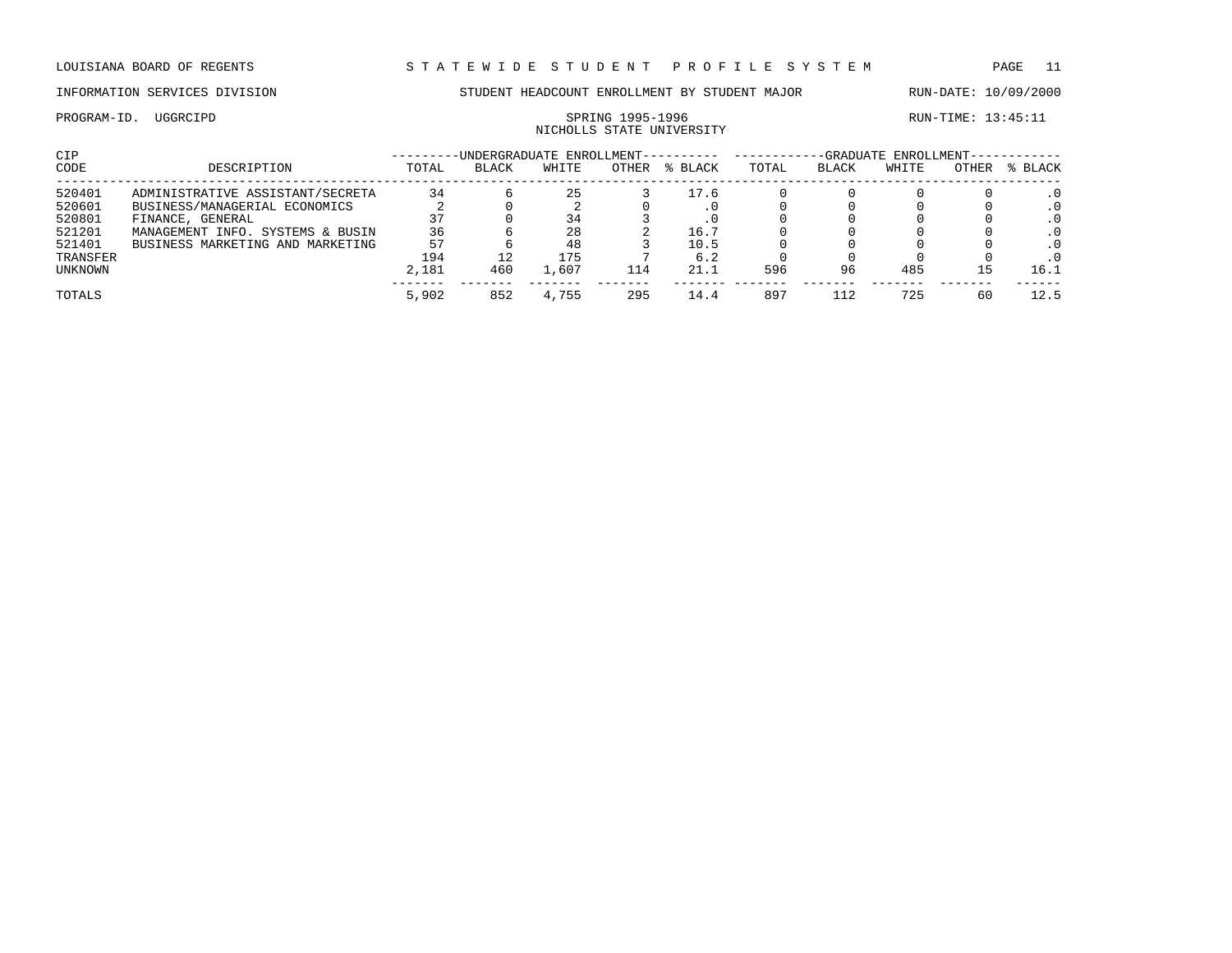LOUISIANA BOARD OF REGENTS — STATEWIDE STUDENT PROFILE SYSTEM

INFORMATION SERVICES DIVISION — STUDENT HEADCOUNT ENROLLMENT BY STUDENT MAJOR — RUN-DATE: 10/09/2000

PROGRAM-ID. UGGRCIPD — SPRING 1995-1996 — RUN-TIME: 13:45:11

NICHOLLS STATE UNIVERSITY

| CIP | | UNDERGRADUATE ENROLLMENT | | | | | GRADUATE ENROLLMENT | | | | |
|---|---|---|---|---|---|---|---|---|---|---|---|
| CODE | DESCRIPTION | TOTAL | BLACK | WHITE | OTHER | % BLACK | TOTAL | BLACK | WHITE | OTHER | % BLACK |
| 520401 | ADMINISTRATIVE ASSISTANT/SECRETA | 34 | 6 | 25 | 3 | 17.6 | 0 | 0 | 0 | 0 | .0 |
| 520601 | BUSINESS/MANAGERIAL ECONOMICS | 2 | 0 | 2 | 0 | .0 | 0 | 0 | 0 | 0 | .0 |
| 520801 | FINANCE, GENERAL | 37 | 0 | 34 | 3 | .0 | 0 | 0 | 0 | 0 | .0 |
| 521201 | MANAGEMENT INFO. SYSTEMS & BUSIN | 36 | 6 | 28 | 2 | 16.7 | 0 | 0 | 0 | 0 | .0 |
| 521401 | BUSINESS MARKETING AND MARKETING | 57 | 6 | 48 | 3 | 10.5 | 0 | 0 | 0 | 0 | .0 |
| TRANSFER | | 194 | 12 | 175 | 7 | 6.2 | 0 | 0 | 0 | 0 | .0 |
| UNKNOWN | | 2,181 | 460 | 1,607 | 114 | 21.1 | 596 | 96 | 485 | 15 | 16.1 |
| TOTALS | | 5,902 | 852 | 4,755 | 295 | 14.4 | 897 | 112 | 725 | 60 | 12.5 |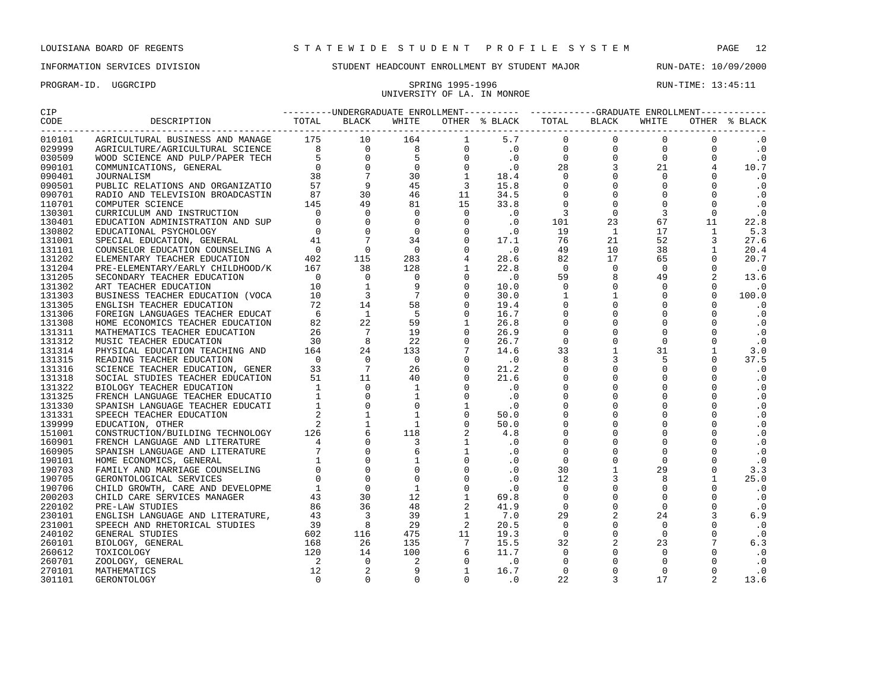LOUISIANA BOARD OF REGENTS — STATEWIDE STUDENT PROFILE SYSTEM

INFORMATION SERVICES DIVISION — STUDENT HEADCOUNT ENROLLMENT BY STUDENT MAJOR — RUN-DATE: 10/09/2000

PROGRAM-ID. UGGRCIPD — SPRING 1995-1996 — RUN-TIME: 13:45:11

UNIVERSITY OF LA. IN MONROE

| CIP CODE | DESCRIPTION | UNDERGRADUATE ENROLLMENT TOTAL | BLACK | WHITE | OTHER | % BLACK | GRADUATE ENROLLMENT TOTAL | BLACK | WHITE | OTHER | % BLACK |
|---|---|---|---|---|---|---|---|---|---|---|---|
| 010101 | AGRICULTURAL BUSINESS AND MANAGE | 175 | 10 | 164 | 1 | 5.7 | 0 | 0 | 0 | 0 | .0 |
| 029999 | AGRICULTURE/AGRICULTURAL SCIENCE | 8 | 0 | 8 | 0 | .0 | 0 | 0 | 0 | 0 | .0 |
| 030509 | WOOD SCIENCE AND PULP/PAPER TECH | 5 | 0 | 5 | 0 | .0 | 0 | 0 | 0 | 0 | .0 |
| 090101 | COMMUNICATIONS, GENERAL | 0 | 0 | 0 | 0 | .0 | 28 | 3 | 21 | 4 | 10.7 |
| 090401 | JOURNALISM | 38 | 7 | 30 | 1 | 18.4 | 0 | 0 | 0 | 0 | .0 |
| 090501 | PUBLIC RELATIONS AND ORGANIZATIO | 57 | 9 | 45 | 3 | 15.8 | 0 | 0 | 0 | 0 | .0 |
| 090701 | RADIO AND TELEVISION BROADCASTIN | 87 | 30 | 46 | 11 | 34.5 | 0 | 0 | 0 | 0 | .0 |
| 110701 | COMPUTER SCIENCE | 145 | 49 | 81 | 15 | 33.8 | 0 | 0 | 0 | 0 | .0 |
| 130301 | CURRICULUM AND INSTRUCTION | 0 | 0 | 0 | 0 | .0 | 3 | 0 | 3 | 0 | .0 |
| 130401 | EDUCATION ADMINISTRATION AND SUP | 0 | 0 | 0 | 0 | .0 | 101 | 23 | 67 | 11 | 22.8 |
| 130802 | EDUCATIONAL PSYCHOLOGY | 0 | 0 | 0 | 0 | .0 | 19 | 1 | 17 | 1 | 5.3 |
| 131001 | SPECIAL EDUCATION, GENERAL | 41 | 7 | 34 | 0 | 17.1 | 76 | 21 | 52 | 3 | 27.6 |
| 131101 | COUNSELOR EDUCATION COUNSELING A | 0 | 0 | 0 | 0 | .0 | 49 | 10 | 38 | 1 | 20.4 |
| 131202 | ELEMENTARY TEACHER EDUCATION | 402 | 115 | 283 | 4 | 28.6 | 82 | 17 | 65 | 0 | 20.7 |
| 131204 | PRE-ELEMENTARY/EARLY CHILDHOOD/K | 167 | 38 | 128 | 1 | 22.8 | 0 | 0 | 0 | 0 | .0 |
| 131205 | SECONDARY TEACHER EDUCATION | 0 | 0 | 0 | 0 | .0 | 59 | 8 | 49 | 2 | 13.6 |
| 131302 | ART TEACHER EDUCATION | 10 | 1 | 9 | 0 | 10.0 | 0 | 0 | 0 | 0 | .0 |
| 131303 | BUSINESS TEACHER EDUCATION (VOCA | 10 | 3 | 7 | 0 | 30.0 | 1 | 1 | 0 | 0 | 100.0 |
| 131305 | ENGLISH TEACHER EDUCATION | 72 | 14 | 58 | 0 | 19.4 | 0 | 0 | 0 | 0 | .0 |
| 131306 | FOREIGN LANGUAGES TEACHER EDUCAT | 6 | 1 | 5 | 0 | 16.7 | 0 | 0 | 0 | 0 | .0 |
| 131308 | HOME ECONOMICS TEACHER EDUCATION | 82 | 22 | 59 | 1 | 26.8 | 0 | 0 | 0 | 0 | .0 |
| 131311 | MATHEMATICS TEACHER EDUCATION | 26 | 7 | 19 | 0 | 26.9 | 0 | 0 | 0 | 0 | .0 |
| 131312 | MUSIC TEACHER EDUCATION | 30 | 8 | 22 | 0 | 26.7 | 0 | 0 | 0 | 0 | .0 |
| 131314 | PHYSICAL EDUCATION TEACHING AND | 164 | 24 | 133 | 7 | 14.6 | 33 | 1 | 31 | 1 | 3.0 |
| 131315 | READING TEACHER EDUCATION | 0 | 0 | 0 | 0 | .0 | 8 | 3 | 5 | 0 | 37.5 |
| 131316 | SCIENCE TEACHER EDUCATION, GENER | 33 | 7 | 26 | 0 | 21.2 | 0 | 0 | 0 | 0 | .0 |
| 131318 | SOCIAL STUDIES TEACHER EDUCATION | 51 | 11 | 40 | 0 | 21.6 | 0 | 0 | 0 | 0 | .0 |
| 131322 | BIOLOGY TEACHER EDUCATION | 1 | 0 | 1 | 0 | .0 | 0 | 0 | 0 | 0 | .0 |
| 131325 | FRENCH LANGUAGE TEACHER EDUCATIO | 1 | 0 | 1 | 0 | .0 | 0 | 0 | 0 | 0 | .0 |
| 131330 | SPANISH LANGUAGE TEACHER EDUCATI | 1 | 0 | 0 | 1 | .0 | 0 | 0 | 0 | 0 | .0 |
| 131331 | SPEECH TEACHER EDUCATION | 2 | 1 | 1 | 0 | 50.0 | 0 | 0 | 0 | 0 | .0 |
| 139999 | EDUCATION, OTHER | 2 | 1 | 1 | 0 | 50.0 | 0 | 0 | 0 | 0 | .0 |
| 151001 | CONSTRUCTION/BUILDING TECHNOLOGY | 126 | 6 | 118 | 2 | 4.8 | 0 | 0 | 0 | 0 | .0 |
| 160901 | FRENCH LANGUAGE AND LITERATURE | 4 | 0 | 3 | 1 | .0 | 0 | 0 | 0 | 0 | .0 |
| 160905 | SPANISH LANGUAGE AND LITERATURE | 7 | 0 | 6 | 1 | .0 | 0 | 0 | 0 | 0 | .0 |
| 190101 | HOME ECONOMICS, GENERAL | 1 | 0 | 1 | 0 | .0 | 0 | 0 | 0 | 0 | .0 |
| 190703 | FAMILY AND MARRIAGE COUNSELING | 0 | 0 | 0 | 0 | .0 | 30 | 1 | 29 | 0 | 3.3 |
| 190705 | GERONTOLOGICAL SERVICES | 0 | 0 | 0 | 0 | .0 | 12 | 3 | 8 | 1 | 25.0 |
| 190706 | CHILD GROWTH, CARE AND DEVELOPME | 1 | 0 | 1 | 0 | .0 | 0 | 0 | 0 | 0 | .0 |
| 200203 | CHILD CARE SERVICES MANAGER | 43 | 30 | 12 | 1 | 69.8 | 0 | 0 | 0 | 0 | .0 |
| 220102 | PRE-LAW STUDIES | 86 | 36 | 48 | 2 | 41.9 | 0 | 0 | 0 | 0 | .0 |
| 230101 | ENGLISH LANGUAGE AND LITERATURE, | 43 | 3 | 39 | 1 | 7.0 | 29 | 2 | 24 | 3 | 6.9 |
| 231001 | SPEECH AND RHETORICAL STUDIES | 39 | 8 | 29 | 2 | 20.5 | 0 | 0 | 0 | 0 | .0 |
| 240102 | GENERAL STUDIES | 602 | 116 | 475 | 11 | 19.3 | 0 | 0 | 0 | 0 | .0 |
| 260101 | BIOLOGY, GENERAL | 168 | 26 | 135 | 7 | 15.5 | 32 | 2 | 23 | 7 | 6.3 |
| 260612 | TOXICOLOGY | 120 | 14 | 100 | 6 | 11.7 | 0 | 0 | 0 | 0 | .0 |
| 260701 | ZOOLOGY, GENERAL | 2 | 0 | 2 | 0 | .0 | 0 | 0 | 0 | 0 | .0 |
| 270101 | MATHEMATICS | 12 | 2 | 9 | 1 | 16.7 | 0 | 0 | 0 | 0 | .0 |
| 301101 | GERONTOLOGY | 0 | 0 | 0 | 0 | .0 | 22 | 3 | 17 | 2 | 13.6 |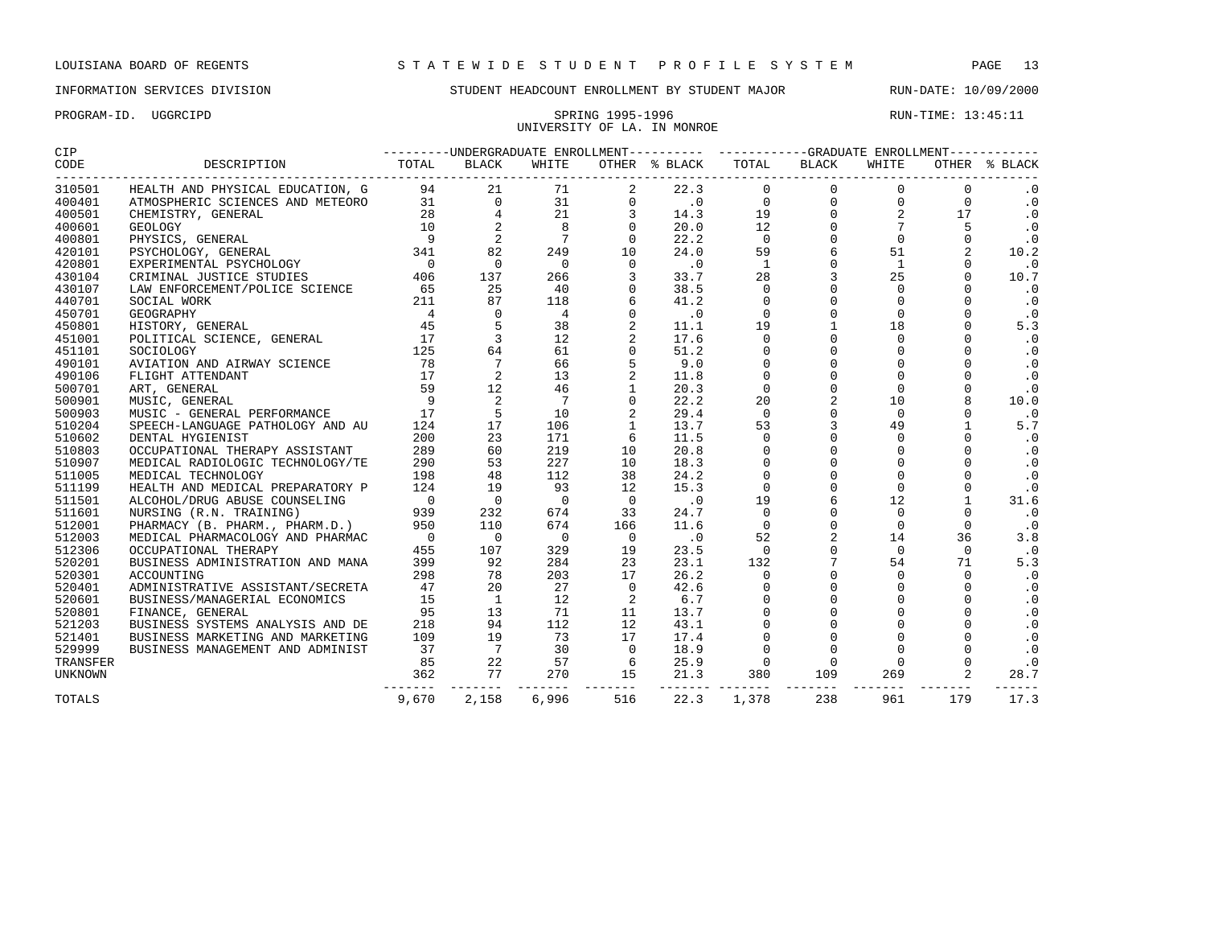LOUISIANA BOARD OF REGENTS — STATEWIDE STUDENT PROFILE SYSTEM

INFORMATION SERVICES DIVISION — STUDENT HEADCOUNT ENROLLMENT BY STUDENT MAJOR — RUN-DATE: 10/09/2000

PROGRAM-ID. UGGRCIPD — SPRING 1995-1996 — RUN-TIME: 13:45:11

UNIVERSITY OF LA. IN MONROE

| CIP CODE | DESCRIPTION | UNDERGRADUATE ENROLLMENT TOTAL | BLACK | WHITE | OTHER | % BLACK | GRADUATE ENROLLMENT TOTAL | BLACK | WHITE | OTHER | % BLACK |
|---|---|---|---|---|---|---|---|---|---|---|---|
| 310501 | HEALTH AND PHYSICAL EDUCATION, G | 94 | 21 | 71 | 2 | 22.3 | 0 | 0 | 0 | 0 | .0 |
| 400401 | ATMOSPHERIC SCIENCES AND METEORO | 31 | 0 | 31 | 0 | .0 | 0 | 0 | 0 | 0 | .0 |
| 400501 | CHEMISTRY, GENERAL | 28 | 4 | 21 | 3 | 14.3 | 19 | 0 | 2 | 17 | .0 |
| 400601 | GEOLOGY | 10 | 2 | 8 | 0 | 20.0 | 12 | 0 | 7 | 5 | .0 |
| 400801 | PHYSICS, GENERAL | 9 | 2 | 7 | 0 | 22.2 | 0 | 0 | 0 | 0 | .0 |
| 420101 | PSYCHOLOGY, GENERAL | 341 | 82 | 249 | 10 | 24.0 | 59 | 6 | 51 | 2 | 10.2 |
| 420801 | EXPERIMENTAL PSYCHOLOGY | 0 | 0 | 0 | 0 | .0 | 1 | 0 | 1 | 0 | .0 |
| 430104 | CRIMINAL JUSTICE STUDIES | 406 | 137 | 266 | 3 | 33.7 | 28 | 3 | 25 | 0 | 10.7 |
| 430107 | LAW ENFORCEMENT/POLICE SCIENCE | 65 | 25 | 40 | 0 | 38.5 | 0 | 0 | 0 | 0 | .0 |
| 440701 | SOCIAL WORK | 211 | 87 | 118 | 6 | 41.2 | 0 | 0 | 0 | 0 | .0 |
| 450701 | GEOGRAPHY | 4 | 0 | 4 | 0 | .0 | 0 | 0 | 0 | 0 | .0 |
| 450801 | HISTORY, GENERAL | 45 | 5 | 38 | 2 | 11.1 | 19 | 1 | 18 | 0 | 5.3 |
| 451001 | POLITICAL SCIENCE, GENERAL | 17 | 3 | 12 | 2 | 17.6 | 0 | 0 | 0 | 0 | .0 |
| 451101 | SOCIOLOGY | 125 | 64 | 61 | 0 | 51.2 | 0 | 0 | 0 | 0 | .0 |
| 490101 | AVIATION AND AIRWAY SCIENCE | 78 | 7 | 66 | 5 | 9.0 | 0 | 0 | 0 | 0 | .0 |
| 490106 | FLIGHT ATTENDANT | 17 | 2 | 13 | 2 | 11.8 | 0 | 0 | 0 | 0 | .0 |
| 500701 | ART, GENERAL | 59 | 12 | 46 | 1 | 20.3 | 0 | 0 | 0 | 0 | .0 |
| 500901 | MUSIC, GENERAL | 9 | 2 | 7 | 0 | 22.2 | 20 | 2 | 10 | 8 | 10.0 |
| 500903 | MUSIC - GENERAL PERFORMANCE | 17 | 5 | 10 | 2 | 29.4 | 0 | 0 | 0 | 0 | .0 |
| 510204 | SPEECH-LANGUAGE PATHOLOGY AND AU | 124 | 17 | 106 | 1 | 13.7 | 53 | 3 | 49 | 1 | 5.7 |
| 510602 | DENTAL HYGIENIST | 200 | 23 | 171 | 6 | 11.5 | 0 | 0 | 0 | 0 | .0 |
| 510803 | OCCUPATIONAL THERAPY ASSISTANT | 289 | 60 | 219 | 10 | 20.8 | 0 | 0 | 0 | 0 | .0 |
| 510907 | MEDICAL RADIOLOGIC TECHNOLOGY/TE | 290 | 53 | 227 | 10 | 18.3 | 0 | 0 | 0 | 0 | .0 |
| 511005 | MEDICAL TECHNOLOGY | 198 | 48 | 112 | 38 | 24.2 | 0 | 0 | 0 | 0 | .0 |
| 511199 | HEALTH AND MEDICAL PREPARATORY P | 124 | 19 | 93 | 12 | 15.3 | 0 | 0 | 0 | 0 | .0 |
| 511501 | ALCOHOL/DRUG ABUSE COUNSELING | 0 | 0 | 0 | 0 | .0 | 19 | 6 | 12 | 1 | 31.6 |
| 511601 | NURSING (R.N. TRAINING) | 939 | 232 | 674 | 33 | 24.7 | 0 | 0 | 0 | 0 | .0 |
| 512001 | PHARMACY (B. PHARM., PHARM.D.) | 950 | 110 | 674 | 166 | 11.6 | 0 | 0 | 0 | 0 | .0 |
| 512003 | MEDICAL PHARMACOLOGY AND PHARMAC | 0 | 0 | 0 | 0 | .0 | 52 | 2 | 14 | 36 | 3.8 |
| 512306 | OCCUPATIONAL THERAPY | 455 | 107 | 329 | 19 | 23.5 | 0 | 0 | 0 | 0 | .0 |
| 520201 | BUSINESS ADMINISTRATION AND MANA | 399 | 92 | 284 | 23 | 23.1 | 132 | 7 | 54 | 71 | 5.3 |
| 520301 | ACCOUNTING | 298 | 78 | 203 | 17 | 26.2 | 0 | 0 | 0 | 0 | .0 |
| 520401 | ADMINISTRATIVE ASSISTANT/SECRETA | 47 | 20 | 27 | 0 | 42.6 | 0 | 0 | 0 | 0 | .0 |
| 520601 | BUSINESS/MANAGERIAL ECONOMICS | 15 | 1 | 12 | 2 | 6.7 | 0 | 0 | 0 | 0 | .0 |
| 520801 | FINANCE, GENERAL | 95 | 13 | 71 | 11 | 13.7 | 0 | 0 | 0 | 0 | .0 |
| 521203 | BUSINESS SYSTEMS ANALYSIS AND DE | 218 | 94 | 112 | 12 | 43.1 | 0 | 0 | 0 | 0 | .0 |
| 521401 | BUSINESS MARKETING AND MARKETING | 109 | 19 | 73 | 17 | 17.4 | 0 | 0 | 0 | 0 | .0 |
| 529999 | BUSINESS MANAGEMENT AND ADMINIST | 37 | 7 | 30 | 0 | 18.9 | 0 | 0 | 0 | 0 | .0 |
| TRANSFER | | 85 | 22 | 57 | 6 | 25.9 | 0 | 0 | 0 | 0 | .0 |
| UNKNOWN | | 362 | 77 | 270 | 15 | 21.3 | 380 | 109 | 269 | 2 | 28.7 |
| TOTALS | | 9,670 | 2,158 | 6,996 | 516 | 22.3 | 1,378 | 238 | 961 | 179 | 17.3 |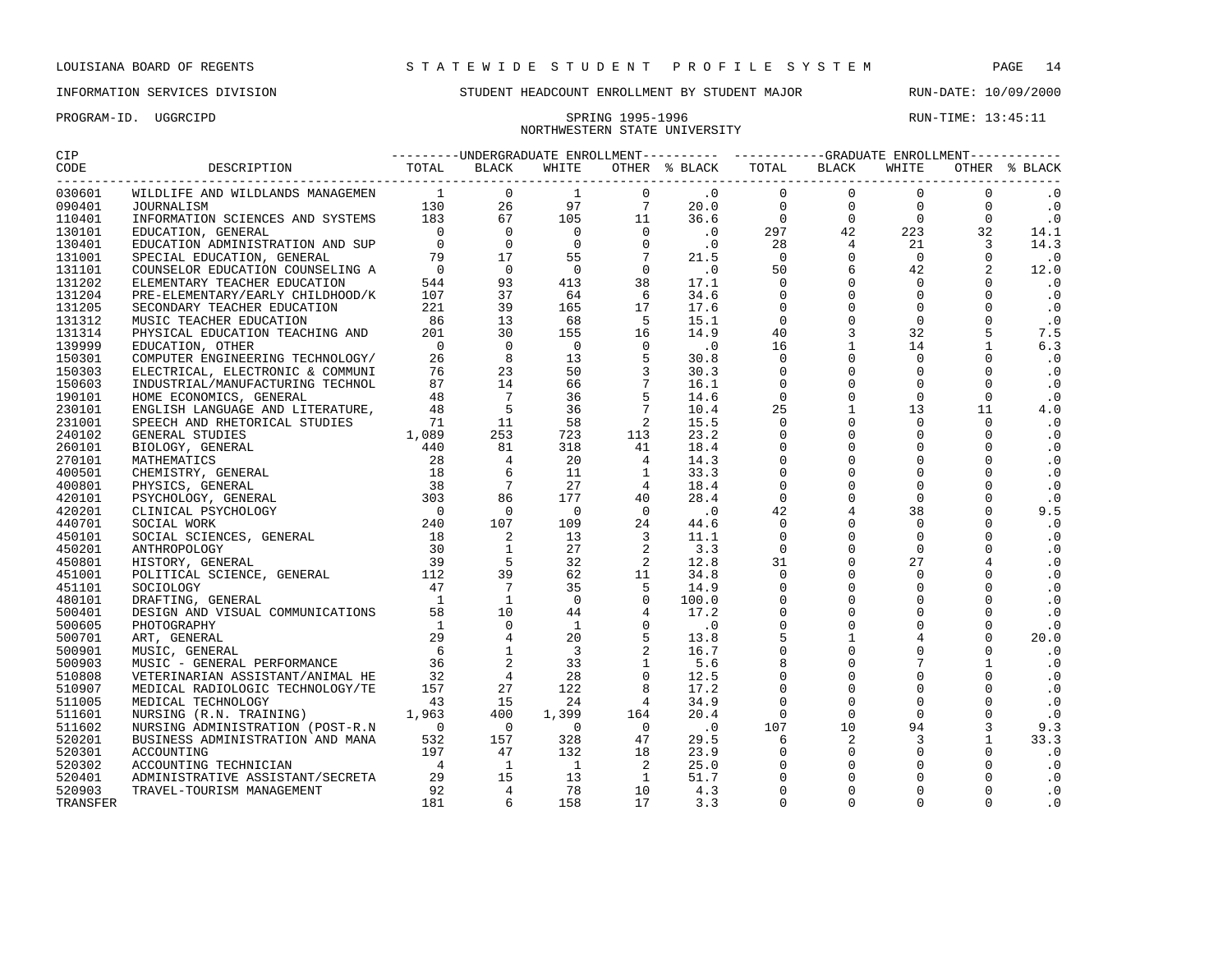LOUISIANA BOARD OF REGENTS — STATEWIDE STUDENT PROFILE SYSTEM

INFORMATION SERVICES DIVISION — STUDENT HEADCOUNT ENROLLMENT BY STUDENT MAJOR — RUN-DATE: 10/09/2000

PROGRAM-ID. UGGRCIPD — SPRING 1995-1996 — RUN-TIME: 13:45:11

NORTHWESTERN STATE UNIVERSITY

| CIP CODE | DESCRIPTION | UNDERGRADUATE ENROLLMENT TOTAL | BLACK | WHITE | OTHER | % BLACK | GRADUATE ENROLLMENT TOTAL | BLACK | WHITE | OTHER | % BLACK |
|---|---|---|---|---|---|---|---|---|---|---|---|
| 030601 | WILDLIFE AND WILDLANDS MANAGEMEN | 1 | 0 | 1 | 0 | .0 | 0 | 0 | 0 | 0 | .0 |
| 090401 | JOURNALISM | 130 | 26 | 97 | 7 | 20.0 | 0 | 0 | 0 | 0 | .0 |
| 110401 | INFORMATION SCIENCES AND SYSTEMS | 183 | 67 | 105 | 11 | 36.6 | 0 | 0 | 0 | 0 | .0 |
| 130101 | EDUCATION, GENERAL | 0 | 0 | 0 | 0 | .0 | 297 | 42 | 223 | 32 | 14.1 |
| 130401 | EDUCATION ADMINISTRATION AND SUP | 0 | 0 | 0 | 0 | .0 | 28 | 4 | 21 | 3 | 14.3 |
| 131001 | SPECIAL EDUCATION, GENERAL | 79 | 17 | 55 | 7 | 21.5 | 0 | 0 | 0 | 0 | .0 |
| 131101 | COUNSELOR EDUCATION COUNSELING A | 0 | 0 | 0 | 0 | .0 | 50 | 6 | 42 | 2 | 12.0 |
| 131202 | ELEMENTARY TEACHER EDUCATION | 544 | 93 | 413 | 38 | 17.1 | 0 | 0 | 0 | 0 | .0 |
| 131204 | PRE-ELEMENTARY/EARLY CHILDHOOD/K | 107 | 37 | 64 | 6 | 34.6 | 0 | 0 | 0 | 0 | .0 |
| 131205 | SECONDARY TEACHER EDUCATION | 221 | 39 | 165 | 17 | 17.6 | 0 | 0 | 0 | 0 | .0 |
| 131312 | MUSIC TEACHER EDUCATION | 86 | 13 | 68 | 5 | 15.1 | 0 | 0 | 0 | 0 | .0 |
| 131314 | PHYSICAL EDUCATION TEACHING AND | 201 | 30 | 155 | 16 | 14.9 | 40 | 3 | 32 | 5 | 7.5 |
| 139999 | EDUCATION, OTHER | 0 | 0 | 0 | 0 | .0 | 16 | 1 | 14 | 1 | 6.3 |
| 150301 | COMPUTER ENGINEERING TECHNOLOGY/ | 26 | 8 | 13 | 5 | 30.8 | 0 | 0 | 0 | 0 | .0 |
| 150303 | ELECTRICAL, ELECTRONIC & COMMUNI | 76 | 23 | 50 | 3 | 30.3 | 0 | 0 | 0 | 0 | .0 |
| 150603 | INDUSTRIAL/MANUFACTURING TECHNOL | 87 | 14 | 66 | 7 | 16.1 | 0 | 0 | 0 | 0 | .0 |
| 190101 | HOME ECONOMICS, GENERAL | 48 | 7 | 36 | 5 | 14.6 | 0 | 0 | 0 | 0 | .0 |
| 230101 | ENGLISH LANGUAGE AND LITERATURE, | 48 | 5 | 36 | 7 | 10.4 | 25 | 1 | 13 | 11 | 4.0 |
| 231001 | SPEECH AND RHETORICAL STUDIES | 71 | 11 | 58 | 2 | 15.5 | 0 | 0 | 0 | 0 | .0 |
| 240102 | GENERAL STUDIES | 1,089 | 253 | 723 | 113 | 23.2 | 0 | 0 | 0 | 0 | .0 |
| 260101 | BIOLOGY, GENERAL | 440 | 81 | 318 | 41 | 18.4 | 0 | 0 | 0 | 0 | .0 |
| 270101 | MATHEMATICS | 28 | 4 | 20 | 4 | 14.3 | 0 | 0 | 0 | 0 | .0 |
| 400501 | CHEMISTRY, GENERAL | 18 | 6 | 11 | 1 | 33.3 | 0 | 0 | 0 | 0 | .0 |
| 400801 | PHYSICS, GENERAL | 38 | 7 | 27 | 4 | 18.4 | 0 | 0 | 0 | 0 | .0 |
| 420101 | PSYCHOLOGY, GENERAL | 303 | 86 | 177 | 40 | 28.4 | 0 | 0 | 0 | 0 | .0 |
| 420201 | CLINICAL PSYCHOLOGY | 0 | 0 | 0 | 0 | .0 | 42 | 4 | 38 | 0 | 9.5 |
| 440701 | SOCIAL WORK | 240 | 107 | 109 | 24 | 44.6 | 0 | 0 | 0 | 0 | .0 |
| 450101 | SOCIAL SCIENCES, GENERAL | 18 | 2 | 13 | 3 | 11.1 | 0 | 0 | 0 | 0 | .0 |
| 450201 | ANTHROPOLOGY | 30 | 1 | 27 | 2 | 3.3 | 0 | 0 | 0 | 0 | .0 |
| 450801 | HISTORY, GENERAL | 39 | 5 | 32 | 2 | 12.8 | 31 | 0 | 27 | 4 | .0 |
| 451001 | POLITICAL SCIENCE, GENERAL | 112 | 39 | 62 | 11 | 34.8 | 0 | 0 | 0 | 0 | .0 |
| 451101 | SOCIOLOGY | 47 | 7 | 35 | 5 | 14.9 | 0 | 0 | 0 | 0 | .0 |
| 480101 | DRAFTING, GENERAL | 1 | 1 | 0 | 0 | 100.0 | 0 | 0 | 0 | 0 | .0 |
| 500401 | DESIGN AND VISUAL COMMUNICATIONS | 58 | 10 | 44 | 4 | 17.2 | 0 | 0 | 0 | 0 | .0 |
| 500605 | PHOTOGRAPHY | 1 | 0 | 1 | 0 | .0 | 0 | 0 | 0 | 0 | .0 |
| 500701 | ART, GENERAL | 29 | 4 | 20 | 5 | 13.8 | 5 | 1 | 4 | 0 | 20.0 |
| 500901 | MUSIC, GENERAL | 6 | 1 | 3 | 2 | 16.7 | 0 | 0 | 0 | 0 | .0 |
| 500903 | MUSIC - GENERAL PERFORMANCE | 36 | 2 | 33 | 1 | 5.6 | 8 | 0 | 7 | 1 | .0 |
| 510808 | VETERINARIAN ASSISTANT/ANIMAL HE | 32 | 4 | 28 | 0 | 12.5 | 0 | 0 | 0 | 0 | .0 |
| 510907 | MEDICAL RADIOLOGIC TECHNOLOGY/TE | 157 | 27 | 122 | 8 | 17.2 | 0 | 0 | 0 | 0 | .0 |
| 511005 | MEDICAL TECHNOLOGY | 43 | 15 | 24 | 4 | 34.9 | 0 | 0 | 0 | 0 | .0 |
| 511601 | NURSING (R.N. TRAINING) | 1,963 | 400 | 1,399 | 164 | 20.4 | 0 | 0 | 0 | 0 | .0 |
| 511602 | NURSING ADMINISTRATION (POST-R.N | 0 | 0 | 0 | 0 | .0 | 107 | 10 | 94 | 3 | 9.3 |
| 520201 | BUSINESS ADMINISTRATION AND MANA | 532 | 157 | 328 | 47 | 29.5 | 6 | 2 | 3 | 1 | 33.3 |
| 520301 | ACCOUNTING | 197 | 47 | 132 | 18 | 23.9 | 0 | 0 | 0 | 0 | .0 |
| 520302 | ACCOUNTING TECHNICIAN | 4 | 1 | 1 | 2 | 25.0 | 0 | 0 | 0 | 0 | .0 |
| 520401 | ADMINISTRATIVE ASSISTANT/SECRETA | 29 | 15 | 13 | 1 | 51.7 | 0 | 0 | 0 | 0 | .0 |
| 520903 | TRAVEL-TOURISM MANAGEMENT | 92 | 4 | 78 | 10 | 4.3 | 0 | 0 | 0 | 0 | .0 |
| TRANSFER | | 181 | 6 | 158 | 17 | 3.3 | 0 | 0 | 0 | 0 | .0 |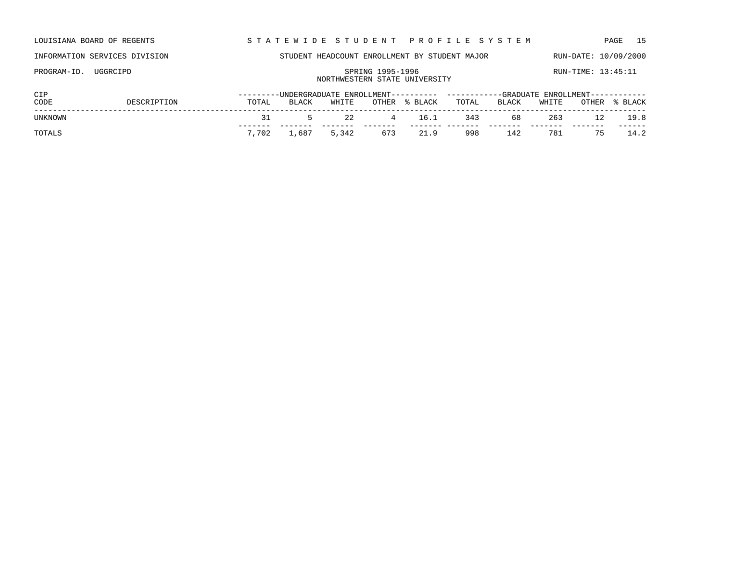LOUISIANA BOARD OF REGENTS — STATEWIDE STUDENT PROFILE SYSTEM

INFORMATION SERVICES DIVISION — STUDENT HEADCOUNT ENROLLMENT BY STUDENT MAJOR — RUN-DATE: 10/09/2000

PROGRAM-ID. UGGRCIPD — SPRING 1995-1996 — RUN-TIME: 13:45:11

NORTHWESTERN STATE UNIVERSITY

| CIP CODE | DESCRIPTION | UNDERGRADUATE ENROLLMENT TOTAL | BLACK | WHITE | OTHER | % BLACK | GRADUATE ENROLLMENT TOTAL | BLACK | WHITE | OTHER | % BLACK |
|---|---|---|---|---|---|---|---|---|---|---|---|
| UNKNOWN | | 31 | 5 | 22 | 4 | 16.1 | 343 | 68 | 263 | 12 | 19.8 |
| TOTALS | | 7,702 | 1,687 | 5,342 | 673 | 21.9 | 998 | 142 | 781 | 75 | 14.2 |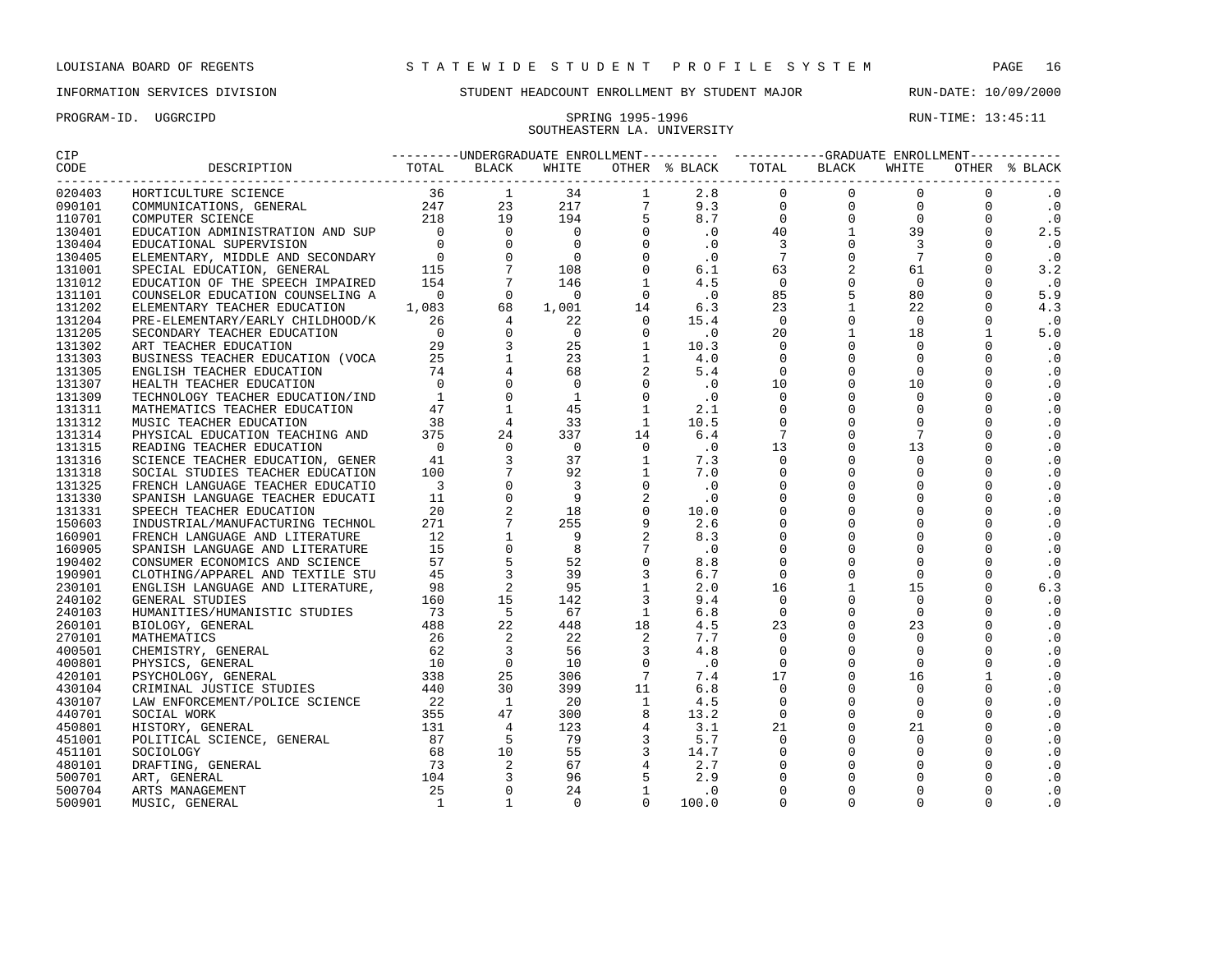LOUISIANA BOARD OF REGENTS — STATEWIDE STUDENT PROFILE SYSTEM

INFORMATION SERVICES DIVISION — STUDENT HEADCOUNT ENROLLMENT BY STUDENT MAJOR — RUN-DATE: 10/09/2000

PROGRAM-ID. UGGRCIPD — SPRING 1995-1996 — RUN-TIME: 13:45:11

SOUTHEASTERN LA. UNIVERSITY

| CIP CODE | DESCRIPTION | UNDERGRADUATE ENROLLMENT TOTAL | BLACK | WHITE | OTHER | % BLACK | GRADUATE ENROLLMENT TOTAL | BLACK | WHITE | OTHER | % BLACK |
|---|---|---|---|---|---|---|---|---|---|---|---|
| 020403 | HORTICULTURE SCIENCE | 36 | 1 | 34 | 1 | 2.8 | 0 | 0 | 0 | 0 | .0 |
| 090101 | COMMUNICATIONS, GENERAL | 247 | 23 | 217 | 7 | 9.3 | 0 | 0 | 0 | 0 | .0 |
| 110701 | COMPUTER SCIENCE | 218 | 19 | 194 | 5 | 8.7 | 0 | 0 | 0 | 0 | .0 |
| 130401 | EDUCATION ADMINISTRATION AND SUP | 0 | 0 | 0 | 0 | .0 | 40 | 1 | 39 | 0 | 2.5 |
| 130404 | EDUCATIONAL SUPERVISION | 0 | 0 | 0 | 0 | .0 | 3 | 0 | 3 | 0 | .0 |
| 130405 | ELEMENTARY, MIDDLE AND SECONDARY | 0 | 0 | 0 | 0 | .0 | 7 | 0 | 7 | 0 | .0 |
| 131001 | SPECIAL EDUCATION, GENERAL | 115 | 7 | 108 | 0 | 6.1 | 63 | 2 | 61 | 0 | 3.2 |
| 131012 | EDUCATION OF THE SPEECH IMPAIRED | 154 | 7 | 146 | 1 | 4.5 | 0 | 0 | 0 | 0 | .0 |
| 131101 | COUNSELOR EDUCATION COUNSELING A | 0 | 0 | 0 | 0 | .0 | 85 | 5 | 80 | 0 | 5.9 |
| 131202 | ELEMENTARY TEACHER EDUCATION | 1,083 | 68 | 1,001 | 14 | 6.3 | 23 | 1 | 22 | 0 | 4.3 |
| 131204 | PRE-ELEMENTARY/EARLY CHILDHOOD/K | 26 | 4 | 22 | 0 | 15.4 | 0 | 0 | 0 | 0 | .0 |
| 131205 | SECONDARY TEACHER EDUCATION | 0 | 0 | 0 | 0 | .0 | 20 | 1 | 18 | 1 | 5.0 |
| 131302 | ART TEACHER EDUCATION | 29 | 3 | 25 | 1 | 10.3 | 0 | 0 | 0 | 0 | .0 |
| 131303 | BUSINESS TEACHER EDUCATION (VOCA | 25 | 1 | 23 | 1 | 4.0 | 0 | 0 | 0 | 0 | .0 |
| 131305 | ENGLISH TEACHER EDUCATION | 74 | 4 | 68 | 2 | 5.4 | 0 | 0 | 0 | 0 | .0 |
| 131307 | HEALTH TEACHER EDUCATION | 0 | 0 | 0 | 0 | .0 | 10 | 0 | 10 | 0 | .0 |
| 131309 | TECHNOLOGY TEACHER EDUCATION/IND | 1 | 0 | 1 | 0 | .0 | 0 | 0 | 0 | 0 | .0 |
| 131311 | MATHEMATICS TEACHER EDUCATION | 47 | 1 | 45 | 1 | 2.1 | 0 | 0 | 0 | 0 | .0 |
| 131312 | MUSIC TEACHER EDUCATION | 38 | 4 | 33 | 1 | 10.5 | 0 | 0 | 0 | 0 | .0 |
| 131314 | PHYSICAL EDUCATION TEACHING AND | 375 | 24 | 337 | 14 | 6.4 | 7 | 0 | 7 | 0 | .0 |
| 131315 | READING TEACHER EDUCATION | 0 | 0 | 0 | 0 | .0 | 13 | 0 | 13 | 0 | .0 |
| 131316 | SCIENCE TEACHER EDUCATION, GENER | 41 | 3 | 37 | 1 | 7.3 | 0 | 0 | 0 | 0 | .0 |
| 131318 | SOCIAL STUDIES TEACHER EDUCATION | 100 | 7 | 92 | 1 | 7.0 | 0 | 0 | 0 | 0 | .0 |
| 131325 | FRENCH LANGUAGE TEACHER EDUCATIO | 3 | 0 | 3 | 0 | .0 | 0 | 0 | 0 | 0 | .0 |
| 131330 | SPANISH LANGUAGE TEACHER EDUCATI | 11 | 0 | 9 | 2 | .0 | 0 | 0 | 0 | 0 | .0 |
| 131331 | SPEECH TEACHER EDUCATION | 20 | 2 | 18 | 0 | 10.0 | 0 | 0 | 0 | 0 | .0 |
| 150603 | INDUSTRIAL/MANUFACTURING TECHNOL | 271 | 7 | 255 | 9 | 2.6 | 0 | 0 | 0 | 0 | .0 |
| 160901 | FRENCH LANGUAGE AND LITERATURE | 12 | 1 | 9 | 2 | 8.3 | 0 | 0 | 0 | 0 | .0 |
| 160905 | SPANISH LANGUAGE AND LITERATURE | 15 | 0 | 8 | 7 | .0 | 0 | 0 | 0 | 0 | .0 |
| 190402 | CONSUMER ECONOMICS AND SCIENCE | 57 | 5 | 52 | 0 | 8.8 | 0 | 0 | 0 | 0 | .0 |
| 190901 | CLOTHING/APPAREL AND TEXTILE STU | 45 | 3 | 39 | 3 | 6.7 | 0 | 0 | 0 | 0 | .0 |
| 230101 | ENGLISH LANGUAGE AND LITERATURE, | 98 | 2 | 95 | 1 | 2.0 | 16 | 1 | 15 | 0 | 6.3 |
| 240102 | GENERAL STUDIES | 160 | 15 | 142 | 3 | 9.4 | 0 | 0 | 0 | 0 | .0 |
| 240103 | HUMANITIES/HUMANISTIC STUDIES | 73 | 5 | 67 | 1 | 6.8 | 0 | 0 | 0 | 0 | .0 |
| 260101 | BIOLOGY, GENERAL | 488 | 22 | 448 | 18 | 4.5 | 23 | 0 | 23 | 0 | .0 |
| 270101 | MATHEMATICS | 26 | 2 | 22 | 2 | 7.7 | 0 | 0 | 0 | 0 | .0 |
| 400501 | CHEMISTRY, GENERAL | 62 | 3 | 56 | 3 | 4.8 | 0 | 0 | 0 | 0 | .0 |
| 400801 | PHYSICS, GENERAL | 10 | 0 | 10 | 0 | .0 | 0 | 0 | 0 | 0 | .0 |
| 420101 | PSYCHOLOGY, GENERAL | 338 | 25 | 306 | 7 | 7.4 | 17 | 0 | 16 | 1 | .0 |
| 430104 | CRIMINAL JUSTICE STUDIES | 440 | 30 | 399 | 11 | 6.8 | 0 | 0 | 0 | 0 | .0 |
| 430107 | LAW ENFORCEMENT/POLICE SCIENCE | 22 | 1 | 20 | 1 | 4.5 | 0 | 0 | 0 | 0 | .0 |
| 440701 | SOCIAL WORK | 355 | 47 | 300 | 8 | 13.2 | 0 | 0 | 0 | 0 | .0 |
| 450801 | HISTORY, GENERAL | 131 | 4 | 123 | 4 | 3.1 | 21 | 0 | 21 | 0 | .0 |
| 451001 | POLITICAL SCIENCE, GENERAL | 87 | 5 | 79 | 3 | 5.7 | 0 | 0 | 0 | 0 | .0 |
| 451101 | SOCIOLOGY | 68 | 10 | 55 | 3 | 14.7 | 0 | 0 | 0 | 0 | .0 |
| 480101 | DRAFTING, GENERAL | 73 | 2 | 67 | 4 | 2.7 | 0 | 0 | 0 | 0 | .0 |
| 500701 | ART, GENERAL | 104 | 3 | 96 | 5 | 2.9 | 0 | 0 | 0 | 0 | .0 |
| 500704 | ARTS MANAGEMENT | 25 | 0 | 24 | 1 | .0 | 0 | 0 | 0 | 0 | .0 |
| 500901 | MUSIC, GENERAL | 1 | 1 | 0 | 0 | 100.0 | 0 | 0 | 0 | 0 | .0 |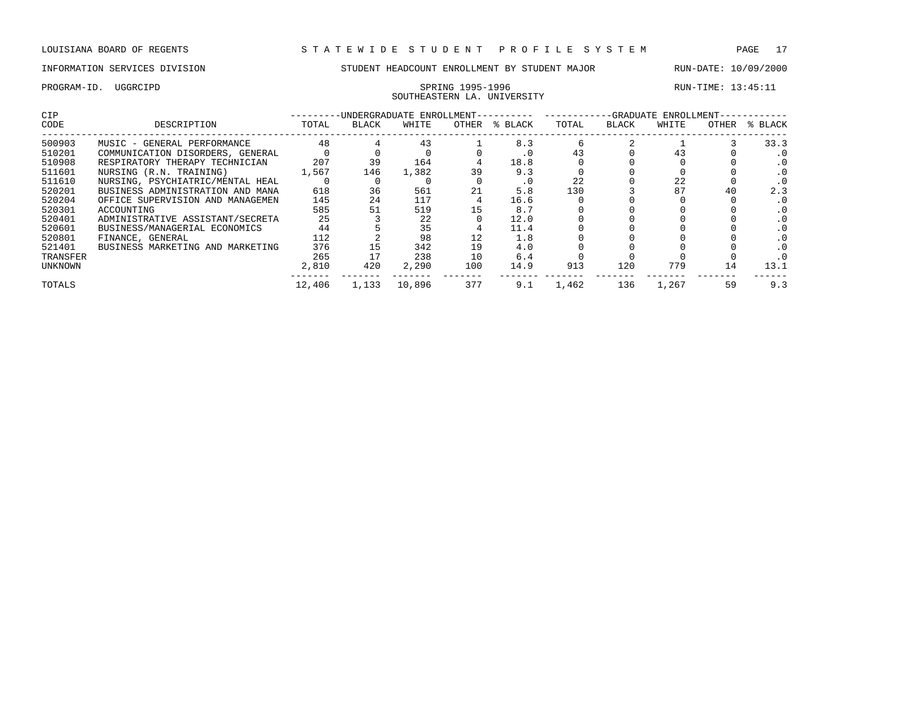LOUISIANA BOARD OF REGENTS — STATEWIDE STUDENT PROFILE SYSTEM

INFORMATION SERVICES DIVISION — STUDENT HEADCOUNT ENROLLMENT BY STUDENT MAJOR — RUN-DATE: 10/09/2000

PROGRAM-ID. UGGRCIPD — SPRING 1995-1996 — RUN-TIME: 13:45:11

SOUTHEASTERN LA. UNIVERSITY

| CIP | | UNDERGRADUATE ENROLLMENT | | | | | GRADUATE ENROLLMENT | | | | |
|---|---|---|---|---|---|---|---|---|---|---|---|
| CODE | DESCRIPTION | TOTAL | BLACK | WHITE | OTHER | % BLACK | TOTAL | BLACK | WHITE | OTHER | % BLACK |
| 500903 | MUSIC - GENERAL PERFORMANCE | 48 | 4 | 43 | 1 | 8.3 | 6 | 2 | 1 | 3 | 33.3 |
| 510201 | COMMUNICATION DISORDERS, GENERAL | 0 | 0 | 0 | 0 | .0 | 43 | 0 | 43 | 0 | .0 |
| 510908 | RESPIRATORY THERAPY TECHNICIAN | 207 | 39 | 164 | 4 | 18.8 | 0 | 0 | 0 | 0 | .0 |
| 511601 | NURSING (R.N. TRAINING) | 1,567 | 146 | 1,382 | 39 | 9.3 | 0 | 0 | 0 | 0 | .0 |
| 511610 | NURSING, PSYCHIATRIC/MENTAL HEAL | 0 | 0 | 0 | 0 | .0 | 22 | 0 | 22 | 0 | .0 |
| 520201 | BUSINESS ADMINISTRATION AND MANA | 618 | 36 | 561 | 21 | 5.8 | 130 | 3 | 87 | 40 | 2.3 |
| 520204 | OFFICE SUPERVISION AND MANAGEMEN | 145 | 24 | 117 | 4 | 16.6 | 0 | 0 | 0 | 0 | .0 |
| 520301 | ACCOUNTING | 585 | 51 | 519 | 15 | 8.7 | 0 | 0 | 0 | 0 | .0 |
| 520401 | ADMINISTRATIVE ASSISTANT/SECRETA | 25 | 3 | 22 | 0 | 12.0 | 0 | 0 | 0 | 0 | .0 |
| 520601 | BUSINESS/MANAGERIAL ECONOMICS | 44 | 5 | 35 | 4 | 11.4 | 0 | 0 | 0 | 0 | .0 |
| 520801 | FINANCE, GENERAL | 112 | 2 | 98 | 12 | 1.8 | 0 | 0 | 0 | 0 | .0 |
| 521401 | BUSINESS MARKETING AND MARKETING | 376 | 15 | 342 | 19 | 4.0 | 0 | 0 | 0 | 0 | .0 |
| TRANSFER | | 265 | 17 | 238 | 10 | 6.4 | 0 | 0 | 0 | 0 | .0 |
| UNKNOWN | | 2,810 | 420 | 2,290 | 100 | 14.9 | 913 | 120 | 779 | 14 | 13.1 |
| TOTALS | | 12,406 | 1,133 | 10,896 | 377 | 9.1 | 1,462 | 136 | 1,267 | 59 | 9.3 |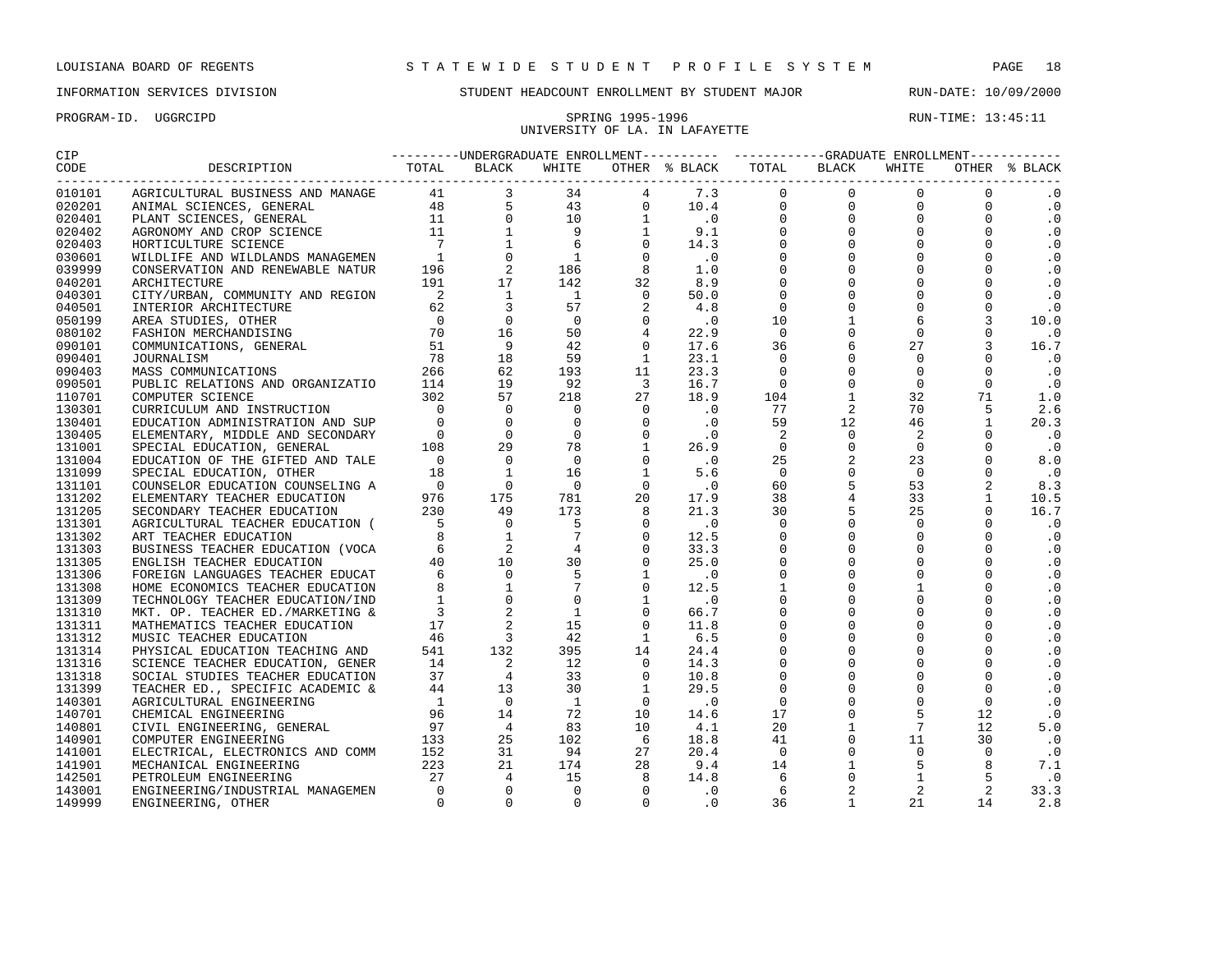LOUISIANA BOARD OF REGENTS — STATEWIDE STUDENT PROFILE SYSTEM

INFORMATION SERVICES DIVISION — STUDENT HEADCOUNT ENROLLMENT BY STUDENT MAJOR — RUN-DATE: 10/09/2000

PROGRAM-ID. UGGRCIPD — SPRING 1995-1996 — RUN-TIME: 13:45:11

UNIVERSITY OF LA. IN LAFAYETTE

| CIP CODE | DESCRIPTION | UNDERGRADUATE ENROLLMENT TOTAL | BLACK | WHITE | OTHER | % BLACK | GRADUATE ENROLLMENT TOTAL | BLACK | WHITE | OTHER | % BLACK |
|---|---|---|---|---|---|---|---|---|---|---|---|
| 010101 | AGRICULTURAL BUSINESS AND MANAGE | 41 | 3 | 34 | 4 | 7.3 | 0 | 0 | 0 | 0 | .0 |
| 020201 | ANIMAL SCIENCES, GENERAL | 48 | 5 | 43 | 0 | 10.4 | 0 | 0 | 0 | 0 | .0 |
| 020401 | PLANT SCIENCES, GENERAL | 11 | 0 | 10 | 1 | .0 | 0 | 0 | 0 | 0 | .0 |
| 020402 | AGRONOMY AND CROP SCIENCE | 11 | 1 | 9 | 1 | 9.1 | 0 | 0 | 0 | 0 | .0 |
| 020403 | HORTICULTURE SCIENCE | 7 | 1 | 6 | 0 | 14.3 | 0 | 0 | 0 | 0 | .0 |
| 030601 | WILDLIFE AND WILDLANDS MANAGEMEN | 1 | 0 | 1 | 0 | .0 | 0 | 0 | 0 | 0 | .0 |
| 039999 | CONSERVATION AND RENEWABLE NATUR | 196 | 2 | 186 | 8 | 1.0 | 0 | 0 | 0 | 0 | .0 |
| 040201 | ARCHITECTURE | 191 | 17 | 142 | 32 | 8.9 | 0 | 0 | 0 | 0 | .0 |
| 040301 | CITY/URBAN, COMMUNITY AND REGION | 2 | 1 | 1 | 0 | 50.0 | 0 | 0 | 0 | 0 | .0 |
| 040501 | INTERIOR ARCHITECTURE | 62 | 3 | 57 | 2 | 4.8 | 0 | 0 | 0 | 0 | .0 |
| 050199 | AREA STUDIES, OTHER | 0 | 0 | 0 | 0 | .0 | 10 | 1 | 6 | 3 | 10.0 |
| 080102 | FASHION MERCHANDISING | 70 | 16 | 50 | 4 | 22.9 | 0 | 0 | 0 | 0 | .0 |
| 090101 | COMMUNICATIONS, GENERAL | 51 | 9 | 42 | 0 | 17.6 | 36 | 6 | 27 | 3 | 16.7 |
| 090401 | JOURNALISM | 78 | 18 | 59 | 1 | 23.1 | 0 | 0 | 0 | 0 | .0 |
| 090403 | MASS COMMUNICATIONS | 266 | 62 | 193 | 11 | 23.3 | 0 | 0 | 0 | 0 | .0 |
| 090501 | PUBLIC RELATIONS AND ORGANIZATIO | 114 | 19 | 92 | 3 | 16.7 | 0 | 0 | 0 | 0 | .0 |
| 110701 | COMPUTER SCIENCE | 302 | 57 | 218 | 27 | 18.9 | 104 | 1 | 32 | 71 | 1.0 |
| 130301 | CURRICULUM AND INSTRUCTION | 0 | 0 | 0 | 0 | .0 | 77 | 2 | 70 | 5 | 2.6 |
| 130401 | EDUCATION ADMINISTRATION AND SUP | 0 | 0 | 0 | 0 | .0 | 59 | 12 | 46 | 1 | 20.3 |
| 130405 | ELEMENTARY, MIDDLE AND SECONDARY | 0 | 0 | 0 | 0 | .0 | 2 | 0 | 2 | 0 | .0 |
| 131001 | SPECIAL EDUCATION, GENERAL | 108 | 29 | 78 | 1 | 26.9 | 0 | 0 | 0 | 0 | .0 |
| 131004 | EDUCATION OF THE GIFTED AND TALE | 0 | 0 | 0 | 0 | .0 | 25 | 2 | 23 | 0 | 8.0 |
| 131099 | SPECIAL EDUCATION, OTHER | 18 | 1 | 16 | 1 | 5.6 | 0 | 0 | 0 | 0 | .0 |
| 131101 | COUNSELOR EDUCATION COUNSELING A | 0 | 0 | 0 | 0 | .0 | 60 | 5 | 53 | 2 | 8.3 |
| 131202 | ELEMENTARY TEACHER EDUCATION | 976 | 175 | 781 | 20 | 17.9 | 38 | 4 | 33 | 1 | 10.5 |
| 131205 | SECONDARY TEACHER EDUCATION | 230 | 49 | 173 | 8 | 21.3 | 30 | 5 | 25 | 0 | 16.7 |
| 131301 | AGRICULTURAL TEACHER EDUCATION ( | 5 | 0 | 5 | 0 | .0 | 0 | 0 | 0 | 0 | .0 |
| 131302 | ART TEACHER EDUCATION | 8 | 1 | 7 | 0 | 12.5 | 0 | 0 | 0 | 0 | .0 |
| 131303 | BUSINESS TEACHER EDUCATION (VOCA | 6 | 2 | 4 | 0 | 33.3 | 0 | 0 | 0 | 0 | .0 |
| 131305 | ENGLISH TEACHER EDUCATION | 40 | 10 | 30 | 0 | 25.0 | 0 | 0 | 0 | 0 | .0 |
| 131306 | FOREIGN LANGUAGES TEACHER EDUCAT | 6 | 0 | 5 | 1 | .0 | 0 | 0 | 0 | 0 | .0 |
| 131308 | HOME ECONOMICS TEACHER EDUCATION | 8 | 1 | 7 | 0 | 12.5 | 1 | 0 | 1 | 0 | .0 |
| 131309 | TECHNOLOGY TEACHER EDUCATION/IND | 1 | 0 | 0 | 1 | .0 | 0 | 0 | 0 | 0 | .0 |
| 131310 | MKT. OP. TEACHER ED./MARKETING & | 3 | 2 | 1 | 0 | 66.7 | 0 | 0 | 0 | 0 | .0 |
| 131311 | MATHEMATICS TEACHER EDUCATION | 17 | 2 | 15 | 0 | 11.8 | 0 | 0 | 0 | 0 | .0 |
| 131312 | MUSIC TEACHER EDUCATION | 46 | 3 | 42 | 1 | 6.5 | 0 | 0 | 0 | 0 | .0 |
| 131314 | PHYSICAL EDUCATION TEACHING AND | 541 | 132 | 395 | 14 | 24.4 | 0 | 0 | 0 | 0 | .0 |
| 131316 | SCIENCE TEACHER EDUCATION, GENER | 14 | 2 | 12 | 0 | 14.3 | 0 | 0 | 0 | 0 | .0 |
| 131318 | SOCIAL STUDIES TEACHER EDUCATION | 37 | 4 | 33 | 0 | 10.8 | 0 | 0 | 0 | 0 | .0 |
| 131399 | TEACHER ED., SPECIFIC ACADEMIC & | 44 | 13 | 30 | 1 | 29.5 | 0 | 0 | 0 | 0 | .0 |
| 140301 | AGRICULTURAL ENGINEERING | 1 | 0 | 1 | 0 | .0 | 0 | 0 | 0 | 0 | .0 |
| 140701 | CHEMICAL ENGINEERING | 96 | 14 | 72 | 10 | 14.6 | 17 | 0 | 5 | 12 | .0 |
| 140801 | CIVIL ENGINEERING, GENERAL | 97 | 4 | 83 | 10 | 4.1 | 20 | 1 | 7 | 12 | 5.0 |
| 140901 | COMPUTER ENGINEERING | 133 | 25 | 102 | 6 | 18.8 | 41 | 0 | 11 | 30 | .0 |
| 141001 | ELECTRICAL, ELECTRONICS AND COMM | 152 | 31 | 94 | 27 | 20.4 | 0 | 0 | 0 | 0 | .0 |
| 141901 | MECHANICAL ENGINEERING | 223 | 21 | 174 | 28 | 9.4 | 14 | 1 | 5 | 8 | 7.1 |
| 142501 | PETROLEUM ENGINEERING | 27 | 4 | 15 | 8 | 14.8 | 6 | 0 | 1 | 5 | .0 |
| 143001 | ENGINEERING/INDUSTRIAL MANAGEMEN | 0 | 0 | 0 | 0 | .0 | 6 | 2 | 2 | 2 | 33.3 |
| 149999 | ENGINEERING, OTHER | 0 | 0 | 0 | 0 | .0 | 36 | 1 | 21 | 14 | 2.8 |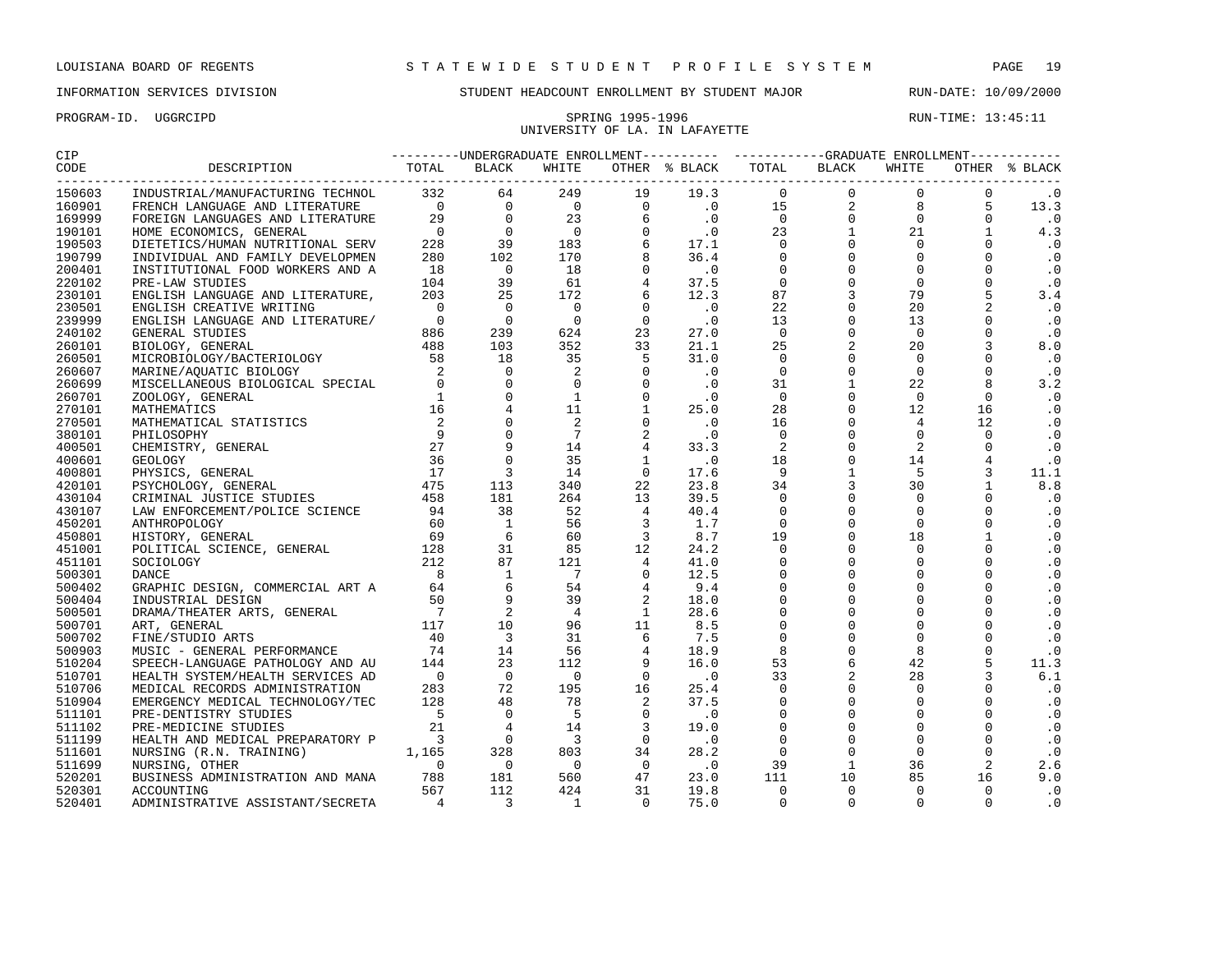LOUISIANA BOARD OF REGENTS — STATEWIDE STUDENT PROFILE SYSTEM

INFORMATION SERVICES DIVISION — STUDENT HEADCOUNT ENROLLMENT BY STUDENT MAJOR — RUN-DATE: 10/09/2000

PROGRAM-ID. UGGRCIPD — SPRING 1995-1996 — RUN-TIME: 13:45:11

UNIVERSITY OF LA. IN LAFAYETTE

| CIP CODE | DESCRIPTION | UNDERGRADUATE ENROLLMENT TOTAL | BLACK | WHITE | OTHER | % BLACK | GRADUATE ENROLLMENT TOTAL | BLACK | WHITE | OTHER | % BLACK |
|---|---|---|---|---|---|---|---|---|---|---|---|
| 150603 | INDUSTRIAL/MANUFACTURING TECHNOL | 332 | 64 | 249 | 19 | 19.3 | 0 | 0 | 0 | 0 | .0 |
| 160901 | FRENCH LANGUAGE AND LITERATURE | 0 | 0 | 0 | 0 | .0 | 15 | 2 | 8 | 5 | 13.3 |
| 169999 | FOREIGN LANGUAGES AND LITERATURE | 29 | 0 | 23 | 6 | .0 | 0 | 0 | 0 | 0 | .0 |
| 190101 | HOME ECONOMICS, GENERAL | 0 | 0 | 0 | 0 | .0 | 23 | 1 | 21 | 1 | 4.3 |
| 190503 | DIETETICS/HUMAN NUTRITIONAL SERV | 228 | 39 | 183 | 6 | 17.1 | 0 | 0 | 0 | 0 | .0 |
| 190799 | INDIVIDUAL AND FAMILY DEVELOPMEN | 280 | 102 | 170 | 8 | 36.4 | 0 | 0 | 0 | 0 | .0 |
| 200401 | INSTITUTIONAL FOOD WORKERS AND A | 18 | 0 | 18 | 0 | .0 | 0 | 0 | 0 | 0 | .0 |
| 220102 | PRE-LAW STUDIES | 104 | 39 | 61 | 4 | 37.5 | 0 | 0 | 0 | 0 | .0 |
| 230101 | ENGLISH LANGUAGE AND LITERATURE, | 203 | 25 | 172 | 6 | 12.3 | 87 | 3 | 79 | 5 | 3.4 |
| 230501 | ENGLISH CREATIVE WRITING | 0 | 0 | 0 | 0 | .0 | 22 | 0 | 20 | 2 | .0 |
| 239999 | ENGLISH LANGUAGE AND LITERATURE/ | 0 | 0 | 0 | 0 | .0 | 13 | 0 | 13 | 0 | .0 |
| 240102 | GENERAL STUDIES | 886 | 239 | 624 | 23 | 27.0 | 0 | 0 | 0 | 0 | .0 |
| 260101 | BIOLOGY, GENERAL | 488 | 103 | 352 | 33 | 21.1 | 25 | 2 | 20 | 3 | 8.0 |
| 260501 | MICROBIOLOGY/BACTERIOLOGY | 58 | 18 | 35 | 5 | 31.0 | 0 | 0 | 0 | 0 | .0 |
| 260607 | MARINE/AQUATIC BIOLOGY | 2 | 0 | 2 | 0 | .0 | 0 | 0 | 0 | 0 | .0 |
| 260699 | MISCELLANEOUS BIOLOGICAL SPECIAL | 0 | 0 | 0 | 0 | .0 | 31 | 1 | 22 | 8 | 3.2 |
| 260701 | ZOOLOGY, GENERAL | 1 | 0 | 1 | 0 | .0 | 0 | 0 | 0 | 0 | .0 |
| 270101 | MATHEMATICS | 16 | 4 | 11 | 1 | 25.0 | 28 | 0 | 12 | 16 | .0 |
| 270501 | MATHEMATICAL STATISTICS | 2 | 0 | 2 | 0 | .0 | 16 | 0 | 4 | 12 | .0 |
| 380101 | PHILOSOPHY | 9 | 0 | 7 | 2 | .0 | 0 | 0 | 0 | 0 | .0 |
| 400501 | CHEMISTRY, GENERAL | 27 | 9 | 14 | 4 | 33.3 | 2 | 0 | 2 | 0 | .0 |
| 400601 | GEOLOGY | 36 | 0 | 35 | 1 | .0 | 18 | 0 | 14 | 4 | .0 |
| 400801 | PHYSICS, GENERAL | 17 | 3 | 14 | 0 | 17.6 | 9 | 1 | 5 | 3 | 11.1 |
| 420101 | PSYCHOLOGY, GENERAL | 475 | 113 | 340 | 22 | 23.8 | 34 | 3 | 30 | 1 | 8.8 |
| 430104 | CRIMINAL JUSTICE STUDIES | 458 | 181 | 264 | 13 | 39.5 | 0 | 0 | 0 | 0 | .0 |
| 430107 | LAW ENFORCEMENT/POLICE SCIENCE | 94 | 38 | 52 | 4 | 40.4 | 0 | 0 | 0 | 0 | .0 |
| 450201 | ANTHROPOLOGY | 60 | 1 | 56 | 3 | 1.7 | 0 | 0 | 0 | 0 | .0 |
| 450801 | HISTORY, GENERAL | 69 | 6 | 60 | 3 | 8.7 | 19 | 0 | 18 | 1 | .0 |
| 451001 | POLITICAL SCIENCE, GENERAL | 128 | 31 | 85 | 12 | 24.2 | 0 | 0 | 0 | 0 | .0 |
| 451101 | SOCIOLOGY | 212 | 87 | 121 | 4 | 41.0 | 0 | 0 | 0 | 0 | .0 |
| 500301 | DANCE | 8 | 1 | 7 | 0 | 12.5 | 0 | 0 | 0 | 0 | .0 |
| 500402 | GRAPHIC DESIGN, COMMERCIAL ART A | 64 | 6 | 54 | 4 | 9.4 | 0 | 0 | 0 | 0 | .0 |
| 500404 | INDUSTRIAL DESIGN | 50 | 9 | 39 | 2 | 18.0 | 0 | 0 | 0 | 0 | .0 |
| 500501 | DRAMA/THEATER ARTS, GENERAL | 7 | 2 | 4 | 1 | 28.6 | 0 | 0 | 0 | 0 | .0 |
| 500701 | ART, GENERAL | 117 | 10 | 96 | 11 | 8.5 | 0 | 0 | 0 | 0 | .0 |
| 500702 | FINE/STUDIO ARTS | 40 | 3 | 31 | 6 | 7.5 | 0 | 0 | 0 | 0 | .0 |
| 500903 | MUSIC - GENERAL PERFORMANCE | 74 | 14 | 56 | 4 | 18.9 | 8 | 0 | 8 | 0 | .0 |
| 510204 | SPEECH-LANGUAGE PATHOLOGY AND AU | 144 | 23 | 112 | 9 | 16.0 | 53 | 6 | 42 | 5 | 11.3 |
| 510701 | HEALTH SYSTEM/HEALTH SERVICES AD | 0 | 0 | 0 | 0 | .0 | 33 | 2 | 28 | 3 | 6.1 |
| 510706 | MEDICAL RECORDS ADMINISTRATION | 283 | 72 | 195 | 16 | 25.4 | 0 | 0 | 0 | 0 | .0 |
| 510904 | EMERGENCY MEDICAL TECHNOLOGY/TEC | 128 | 48 | 78 | 2 | 37.5 | 0 | 0 | 0 | 0 | .0 |
| 511101 | PRE-DENTISTRY STUDIES | 5 | 0 | 5 | 0 | .0 | 0 | 0 | 0 | 0 | .0 |
| 511102 | PRE-MEDICINE STUDIES | 21 | 4 | 14 | 3 | 19.0 | 0 | 0 | 0 | 0 | .0 |
| 511199 | HEALTH AND MEDICAL PREPARATORY P | 3 | 0 | 3 | 0 | .0 | 0 | 0 | 0 | 0 | .0 |
| 511601 | NURSING (R.N. TRAINING) | 1,165 | 328 | 803 | 34 | 28.2 | 0 | 0 | 0 | 0 | .0 |
| 511699 | NURSING, OTHER | 0 | 0 | 0 | 0 | .0 | 39 | 1 | 36 | 2 | 2.6 |
| 520201 | BUSINESS ADMINISTRATION AND MANA | 788 | 181 | 560 | 47 | 23.0 | 111 | 10 | 85 | 16 | 9.0 |
| 520301 | ACCOUNTING | 567 | 112 | 424 | 31 | 19.8 | 0 | 0 | 0 | 0 | .0 |
| 520401 | ADMINISTRATIVE ASSISTANT/SECRETA | 4 | 3 | 1 | 0 | 75.0 | 0 | 0 | 0 | 0 | .0 |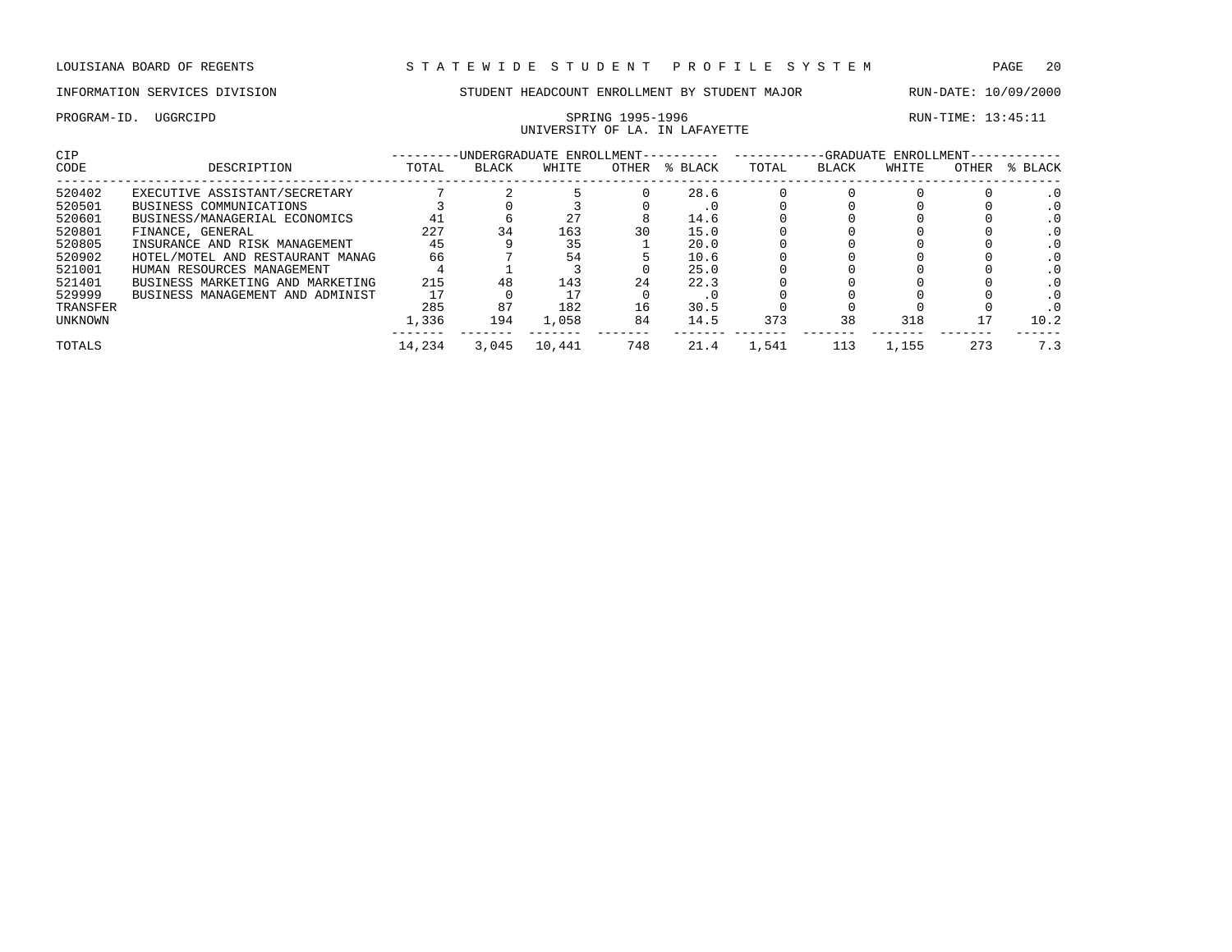LOUISIANA BOARD OF REGENTS — STATEWIDE STUDENT PROFILE SYSTEM

INFORMATION SERVICES DIVISION — STUDENT HEADCOUNT ENROLLMENT BY STUDENT MAJOR — RUN-DATE: 10/09/2000

PROGRAM-ID. UGGRCIPD — SPRING 1995-1996 — RUN-TIME: 13:45:11

UNIVERSITY OF LA. IN LAFAYETTE

| CIP | | UNDERGRADUATE ENROLLMENT | | | | | GRADUATE ENROLLMENT | | | | |
|---|---|---|---|---|---|---|---|---|---|---|---|
| CODE | DESCRIPTION | TOTAL | BLACK | WHITE | OTHER | % BLACK | TOTAL | BLACK | WHITE | OTHER | % BLACK |
| 520402 | EXECUTIVE ASSISTANT/SECRETARY | 7 | 2 | 5 | 0 | 28.6 | 0 | 0 | 0 | 0 | .0 |
| 520501 | BUSINESS COMMUNICATIONS | 3 | 0 | 3 | 0 | .0 | 0 | 0 | 0 | 0 | .0 |
| 520601 | BUSINESS/MANAGERIAL ECONOMICS | 41 | 6 | 27 | 8 | 14.6 | 0 | 0 | 0 | 0 | .0 |
| 520801 | FINANCE, GENERAL | 227 | 34 | 163 | 30 | 15.0 | 0 | 0 | 0 | 0 | .0 |
| 520805 | INSURANCE AND RISK MANAGEMENT | 45 | 9 | 35 | 1 | 20.0 | 0 | 0 | 0 | 0 | .0 |
| 520902 | HOTEL/MOTEL AND RESTAURANT MANAG | 66 | 7 | 54 | 5 | 10.6 | 0 | 0 | 0 | 0 | .0 |
| 521001 | HUMAN RESOURCES MANAGEMENT | 4 | 1 | 3 | 0 | 25.0 | 0 | 0 | 0 | 0 | .0 |
| 521401 | BUSINESS MARKETING AND MARKETING | 215 | 48 | 143 | 24 | 22.3 | 0 | 0 | 0 | 0 | .0 |
| 529999 | BUSINESS MANAGEMENT AND ADMINIST | 17 | 0 | 17 | 0 | .0 | 0 | 0 | 0 | 0 | .0 |
| TRANSFER | | 285 | 87 | 182 | 16 | 30.5 | 0 | 0 | 0 | 0 | .0 |
| UNKNOWN | | 1,336 | 194 | 1,058 | 84 | 14.5 | 373 | 38 | 318 | 17 | 10.2 |
| TOTALS | | 14,234 | 3,045 | 10,441 | 748 | 21.4 | 1,541 | 113 | 1,155 | 273 | 7.3 |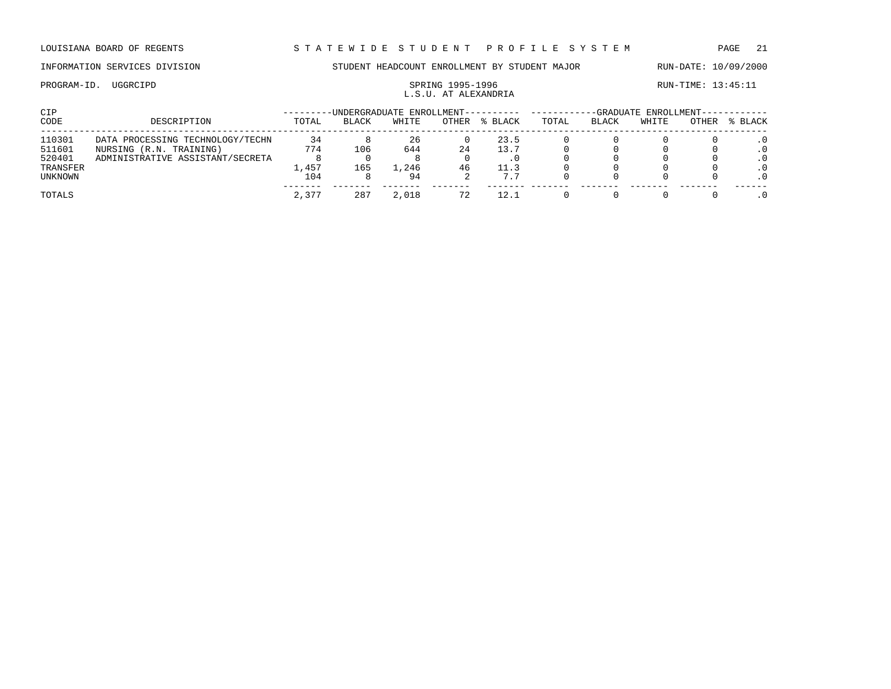LOUISIANA BOARD OF REGENTS — STATEWIDE STUDENT PROFILE SYSTEM

INFORMATION SERVICES DIVISION — STUDENT HEADCOUNT ENROLLMENT BY STUDENT MAJOR — RUN-DATE: 10/09/2000

PROGRAM-ID. UGGRCIPD — SPRING 1995-1996 — RUN-TIME: 13:45:11

L.S.U. AT ALEXANDRIA

| CIP | | UNDERGRADUATE ENROLLMENT | | | | | GRADUATE ENROLLMENT | | | | |
|---|---|---|---|---|---|---|---|---|---|---|---|
| CODE | DESCRIPTION | TOTAL | BLACK | WHITE | OTHER | % BLACK | TOTAL | BLACK | WHITE | OTHER | % BLACK |
| 110301 | DATA PROCESSING TECHNOLOGY/TECHN | 34 | 8 | 26 | 0 | 23.5 | 0 | 0 | 0 | 0 | .0 |
| 511601 | NURSING (R.N. TRAINING) | 774 | 106 | 644 | 24 | 13.7 | 0 | 0 | 0 | 0 | .0 |
| 520401 | ADMINISTRATIVE ASSISTANT/SECRETA | 8 | 0 | 8 | 0 | .0 | 0 | 0 | 0 | 0 | .0 |
| TRANSFER | | 1,457 | 165 | 1,246 | 46 | 11.3 | 0 | 0 | 0 | 0 | .0 |
| UNKNOWN | | 104 | 8 | 94 | 2 | 7.7 | 0 | 0 | 0 | 0 | .0 |
| TOTALS | | 2,377 | 287 | 2,018 | 72 | 12.1 | 0 | 0 | 0 | 0 | .0 |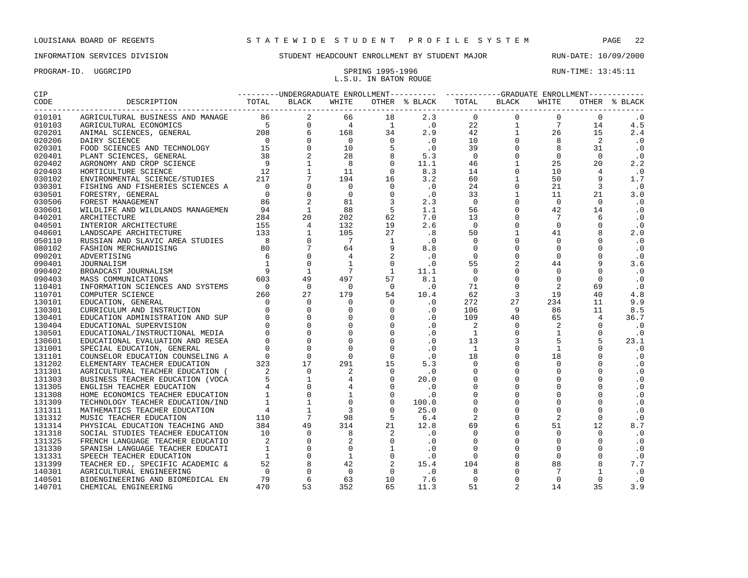LOUISIANA BOARD OF REGENTS — STATEWIDE STUDENT PROFILE SYSTEM

INFORMATION SERVICES DIVISION — STUDENT HEADCOUNT ENROLLMENT BY STUDENT MAJOR — RUN-DATE: 10/09/2000

PROGRAM-ID. UGGRCIPD — SPRING 1995-1996 — RUN-TIME: 13:45:11

L.S.U. IN BATON ROUGE

| CIP CODE | DESCRIPTION | UNDERGRADUATE ENROLLMENT TOTAL | BLACK | WHITE | OTHER | % BLACK | GRADUATE ENROLLMENT TOTAL | BLACK | WHITE | OTHER | % BLACK |
|---|---|---|---|---|---|---|---|---|---|---|---|
| 010101 | AGRICULTURAL BUSINESS AND MANAGE | 86 | 2 | 66 | 18 | 2.3 | 0 | 0 | 0 | 0 | .0 |
| 010103 | AGRICULTURAL ECONOMICS | 5 | 0 | 4 | 1 | .0 | 22 | 1 | 7 | 14 | 4.5 |
| 020201 | ANIMAL SCIENCES, GENERAL | 208 | 6 | 168 | 34 | 2.9 | 42 | 1 | 26 | 15 | 2.4 |
| 020206 | DAIRY SCIENCE | 0 | 0 | 0 | 0 | .0 | 10 | 0 | 8 | 2 | .0 |
| 020301 | FOOD SCIENCES AND TECHNOLOGY | 15 | 0 | 10 | 5 | .0 | 39 | 0 | 8 | 31 | .0 |
| 020401 | PLANT SCIENCES, GENERAL | 38 | 2 | 28 | 8 | 5.3 | 0 | 0 | 0 | 0 | .0 |
| 020402 | AGRONOMY AND CROP SCIENCE | 9 | 1 | 8 | 0 | 11.1 | 46 | 1 | 25 | 20 | 2.2 |
| 020403 | HORTICULTURE SCIENCE | 12 | 1 | 11 | 0 | 8.3 | 14 | 0 | 10 | 4 | .0 |
| 030102 | ENVIRONMENTAL SCIENCE/STUDIES | 217 | 7 | 194 | 16 | 3.2 | 60 | 1 | 50 | 9 | 1.7 |
| 030301 | FISHING AND FISHERIES SCIENCES A | 0 | 0 | 0 | 0 | .0 | 24 | 0 | 21 | 3 | .0 |
| 030501 | FORESTRY, GENERAL | 0 | 0 | 0 | 0 | .0 | 33 | 1 | 11 | 21 | 3.0 |
| 030506 | FOREST MANAGEMENT | 86 | 2 | 81 | 3 | 2.3 | 0 | 0 | 0 | 0 | .0 |
| 030601 | WILDLIFE AND WILDLANDS MANAGEMEN | 94 | 1 | 88 | 5 | 1.1 | 56 | 0 | 42 | 14 | .0 |
| 040201 | ARCHITECTURE | 284 | 20 | 202 | 62 | 7.0 | 13 | 0 | 7 | 6 | .0 |
| 040501 | INTERIOR ARCHITECTURE | 155 | 4 | 132 | 19 | 2.6 | 0 | 0 | 0 | 0 | .0 |
| 040601 | LANDSCAPE ARCHITECTURE | 133 | 1 | 105 | 27 | .8 | 50 | 1 | 41 | 8 | 2.0 |
| 050110 | RUSSIAN AND SLAVIC AREA STUDIES | 8 | 0 | 7 | 1 | .0 | 0 | 0 | 0 | 0 | .0 |
| 080102 | FASHION MERCHANDISING | 80 | 7 | 64 | 9 | 8.8 | 0 | 0 | 0 | 0 | .0 |
| 090201 | ADVERTISING | 6 | 0 | 4 | 2 | .0 | 0 | 0 | 0 | 0 | .0 |
| 090401 | JOURNALISM | 1 | 0 | 1 | 0 | .0 | 55 | 2 | 44 | 9 | 3.6 |
| 090402 | BROADCAST JOURNALISM | 9 | 1 | 7 | 1 | 11.1 | 0 | 0 | 0 | 0 | .0 |
| 090403 | MASS COMMUNICATIONS | 603 | 49 | 497 | 57 | 8.1 | 0 | 0 | 0 | 0 | .0 |
| 110401 | INFORMATION SCIENCES AND SYSTEMS | 0 | 0 | 0 | 0 | .0 | 71 | 0 | 2 | 69 | .0 |
| 110701 | COMPUTER SCIENCE | 260 | 27 | 179 | 54 | 10.4 | 62 | 3 | 19 | 40 | 4.8 |
| 130101 | EDUCATION, GENERAL | 0 | 0 | 0 | 0 | .0 | 272 | 27 | 234 | 11 | 9.9 |
| 130301 | CURRICULUM AND INSTRUCTION | 0 | 0 | 0 | 0 | .0 | 106 | 9 | 86 | 11 | 8.5 |
| 130401 | EDUCATION ADMINISTRATION AND SUP | 0 | 0 | 0 | 0 | .0 | 109 | 40 | 65 | 4 | 36.7 |
| 130404 | EDUCATIONAL SUPERVISION | 0 | 0 | 0 | 0 | .0 | 2 | 0 | 2 | 0 | .0 |
| 130501 | EDUCATIONAL/INSTRUCTIONAL MEDIA | 0 | 0 | 0 | 0 | .0 | 1 | 0 | 1 | 0 | .0 |
| 130601 | EDUCATIONAL EVALUATION AND RESEA | 0 | 0 | 0 | 0 | .0 | 13 | 3 | 5 | 5 | 23.1 |
| 131001 | SPECIAL EDUCATION, GENERAL | 0 | 0 | 0 | 0 | .0 | 1 | 0 | 1 | 0 | .0 |
| 131101 | COUNSELOR EDUCATION COUNSELING A | 0 | 0 | 0 | 0 | .0 | 18 | 0 | 18 | 0 | .0 |
| 131202 | ELEMENTARY TEACHER EDUCATION | 323 | 17 | 291 | 15 | 5.3 | 0 | 0 | 0 | 0 | .0 |
| 131301 | AGRICULTURAL TEACHER EDUCATION ( | 2 | 0 | 2 | 0 | .0 | 0 | 0 | 0 | 0 | .0 |
| 131303 | BUSINESS TEACHER EDUCATION (VOCA | 5 | 1 | 4 | 0 | 20.0 | 0 | 0 | 0 | 0 | .0 |
| 131305 | ENGLISH TEACHER EDUCATION | 4 | 0 | 4 | 0 | .0 | 0 | 0 | 0 | 0 | .0 |
| 131308 | HOME ECONOMICS TEACHER EDUCATION | 1 | 0 | 1 | 0 | .0 | 0 | 0 | 0 | 0 | .0 |
| 131309 | TECHNOLOGY TEACHER EDUCATION/IND | 1 | 1 | 0 | 0 | 100.0 | 0 | 0 | 0 | 0 | .0 |
| 131311 | MATHEMATICS TEACHER EDUCATION | 4 | 1 | 3 | 0 | 25.0 | 0 | 0 | 0 | 0 | .0 |
| 131312 | MUSIC TEACHER EDUCATION | 110 | 7 | 98 | 5 | 6.4 | 2 | 0 | 2 | 0 | .0 |
| 131314 | PHYSICAL EDUCATION TEACHING AND | 384 | 49 | 314 | 21 | 12.8 | 69 | 6 | 51 | 12 | 8.7 |
| 131318 | SOCIAL STUDIES TEACHER EDUCATION | 10 | 0 | 8 | 2 | .0 | 0 | 0 | 0 | 0 | .0 |
| 131325 | FRENCH LANGUAGE TEACHER EDUCATIO | 2 | 0 | 2 | 0 | .0 | 0 | 0 | 0 | 0 | .0 |
| 131330 | SPANISH LANGUAGE TEACHER EDUCATI | 1 | 0 | 0 | 1 | .0 | 0 | 0 | 0 | 0 | .0 |
| 131331 | SPEECH TEACHER EDUCATION | 1 | 0 | 1 | 0 | .0 | 0 | 0 | 0 | 0 | .0 |
| 131399 | TEACHER ED., SPECIFIC ACADEMIC & | 52 | 8 | 42 | 2 | 15.4 | 104 | 8 | 88 | 8 | 7.7 |
| 140301 | AGRICULTURAL ENGINEERING | 0 | 0 | 0 | 0 | .0 | 8 | 0 | 7 | 1 | .0 |
| 140501 | BIOENGINEERING AND BIOMEDICAL EN | 79 | 6 | 63 | 10 | 7.6 | 0 | 0 | 0 | 0 | .0 |
| 140701 | CHEMICAL ENGINEERING | 470 | 53 | 352 | 65 | 11.3 | 51 | 2 | 14 | 35 | 3.9 |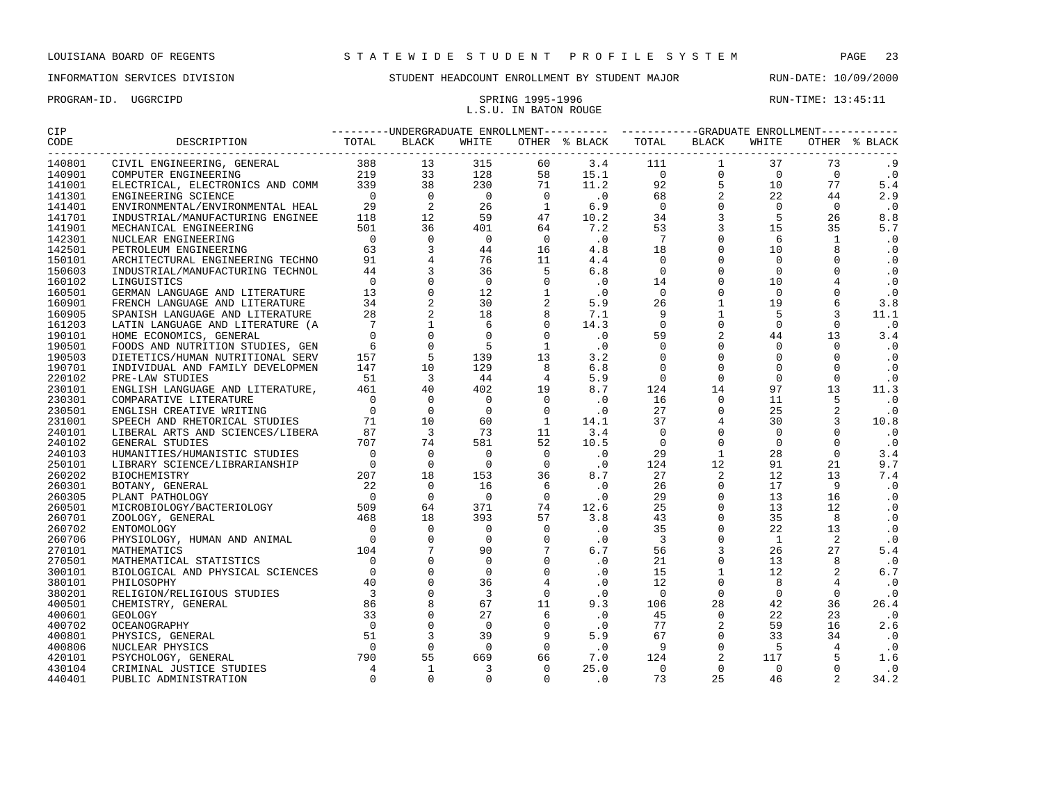LOUISIANA BOARD OF REGENTS — STATEWIDE STUDENT PROFILE SYSTEM

INFORMATION SERVICES DIVISION — STUDENT HEADCOUNT ENROLLMENT BY STUDENT MAJOR — RUN-DATE: 10/09/2000

PROGRAM-ID. UGGRCIPD — SPRING 1995-1996 — RUN-TIME: 13:45:11

L.S.U. IN BATON ROUGE

| CIP CODE | DESCRIPTION | UNDERGRADUATE ENROLLMENT | | | | | GRADUATE ENROLLMENT | | | | |
|---|---|---|---|---|---|---|---|---|---|---|---|
| | | TOTAL | BLACK | WHITE | OTHER | % BLACK | TOTAL | BLACK | WHITE | OTHER | % BLACK |
| 140801 | CIVIL ENGINEERING, GENERAL | 388 | 13 | 315 | 60 | 3.4 | 111 | 1 | 37 | 73 | .9 |
| 140901 | COMPUTER ENGINEERING | 219 | 33 | 128 | 58 | 15.1 | 0 | 0 | 0 | 0 | .0 |
| 141001 | ELECTRICAL, ELECTRONICS AND COMM | 339 | 38 | 230 | 71 | 11.2 | 92 | 5 | 10 | 77 | 5.4 |
| 141301 | ENGINEERING SCIENCE | 0 | 0 | 0 | 0 | .0 | 68 | 2 | 22 | 44 | 2.9 |
| 141401 | ENVIRONMENTAL/ENVIRONMENTAL HEAL | 29 | 2 | 26 | 1 | 6.9 | 0 | 0 | 0 | 0 | .0 |
| 141701 | INDUSTRIAL/MANUFACTURING ENGINEE | 118 | 12 | 59 | 47 | 10.2 | 34 | 3 | 5 | 26 | 8.8 |
| 141901 | MECHANICAL ENGINEERING | 501 | 36 | 401 | 64 | 7.2 | 53 | 3 | 15 | 35 | 5.7 |
| 142301 | NUCLEAR ENGINEERING | 0 | 0 | 0 | 0 | .0 | 7 | 0 | 6 | 1 | .0 |
| 142501 | PETROLEUM ENGINEERING | 63 | 3 | 44 | 16 | 4.8 | 18 | 0 | 10 | 8 | .0 |
| 150101 | ARCHITECTURAL ENGINEERING TECHNO | 91 | 4 | 76 | 11 | 4.4 | 0 | 0 | 0 | 0 | .0 |
| 150603 | INDUSTRIAL/MANUFACTURING TECHNOL | 44 | 3 | 36 | 5 | 6.8 | 0 | 0 | 0 | 0 | .0 |
| 160102 | LINGUISTICS | 0 | 0 | 0 | 0 | .0 | 14 | 0 | 10 | 4 | .0 |
| 160501 | GERMAN LANGUAGE AND LITERATURE | 13 | 0 | 12 | 1 | .0 | 0 | 0 | 0 | 0 | .0 |
| 160901 | FRENCH LANGUAGE AND LITERATURE | 34 | 2 | 30 | 2 | 5.9 | 26 | 1 | 19 | 6 | 3.8 |
| 160905 | SPANISH LANGUAGE AND LITERATURE | 28 | 2 | 18 | 8 | 7.1 | 9 | 1 | 5 | 3 | 11.1 |
| 161203 | LATIN LANGUAGE AND LITERATURE (A | 7 | 1 | 6 | 0 | 14.3 | 0 | 0 | 0 | 0 | .0 |
| 190101 | HOME ECONOMICS, GENERAL | 0 | 0 | 0 | 0 | .0 | 59 | 2 | 44 | 13 | 3.4 |
| 190501 | FOODS AND NUTRITION STUDIES, GEN | 6 | 0 | 5 | 1 | .0 | 0 | 0 | 0 | 0 | .0 |
| 190503 | DIETETICS/HUMAN NUTRITIONAL SERV | 157 | 5 | 139 | 13 | 3.2 | 0 | 0 | 0 | 0 | .0 |
| 190701 | INDIVIDUAL AND FAMILY DEVELOPMEN | 147 | 10 | 129 | 8 | 6.8 | 0 | 0 | 0 | 0 | .0 |
| 220102 | PRE-LAW STUDIES | 51 | 3 | 44 | 4 | 5.9 | 0 | 0 | 0 | 0 | .0 |
| 230101 | ENGLISH LANGUAGE AND LITERATURE, | 461 | 40 | 402 | 19 | 8.7 | 124 | 14 | 97 | 13 | 11.3 |
| 230301 | COMPARATIVE LITERATURE | 0 | 0 | 0 | 0 | .0 | 16 | 0 | 11 | 5 | .0 |
| 230501 | ENGLISH CREATIVE WRITING | 0 | 0 | 0 | 0 | .0 | 27 | 0 | 25 | 2 | .0 |
| 231001 | SPEECH AND RHETORICAL STUDIES | 71 | 10 | 60 | 1 | 14.1 | 37 | 4 | 30 | 3 | 10.8 |
| 240101 | LIBERAL ARTS AND SCIENCES/LIBERA | 87 | 3 | 73 | 11 | 3.4 | 0 | 0 | 0 | 0 | .0 |
| 240102 | GENERAL STUDIES | 707 | 74 | 581 | 52 | 10.5 | 0 | 0 | 0 | 0 | .0 |
| 240103 | HUMANITIES/HUMANISTIC STUDIES | 0 | 0 | 0 | 0 | .0 | 29 | 1 | 28 | 0 | 3.4 |
| 250101 | LIBRARY SCIENCE/LIBRARIANSHIP | 0 | 0 | 0 | 0 | .0 | 124 | 12 | 91 | 21 | 9.7 |
| 260202 | BIOCHEMISTRY | 207 | 18 | 153 | 36 | 8.7 | 27 | 2 | 12 | 13 | 7.4 |
| 260301 | BOTANY, GENERAL | 22 | 0 | 16 | 6 | .0 | 26 | 0 | 17 | 9 | .0 |
| 260305 | PLANT PATHOLOGY | 0 | 0 | 0 | 0 | .0 | 29 | 0 | 13 | 16 | .0 |
| 260501 | MICROBIOLOGY/BACTERIOLOGY | 509 | 64 | 371 | 74 | 12.6 | 25 | 0 | 13 | 12 | .0 |
| 260701 | ZOOLOGY, GENERAL | 468 | 18 | 393 | 57 | 3.8 | 43 | 0 | 35 | 8 | .0 |
| 260702 | ENTOMOLOGY | 0 | 0 | 0 | 0 | .0 | 35 | 0 | 22 | 13 | .0 |
| 260706 | PHYSIOLOGY, HUMAN AND ANIMAL | 0 | 0 | 0 | 0 | .0 | 3 | 0 | 1 | 2 | .0 |
| 270101 | MATHEMATICS | 104 | 7 | 90 | 7 | 6.7 | 56 | 3 | 26 | 27 | 5.4 |
| 270501 | MATHEMATICAL STATISTICS | 0 | 0 | 0 | 0 | .0 | 21 | 0 | 13 | 8 | .0 |
| 300101 | BIOLOGICAL AND PHYSICAL SCIENCES | 0 | 0 | 0 | 0 | .0 | 15 | 1 | 12 | 2 | 6.7 |
| 380101 | PHILOSOPHY | 40 | 0 | 36 | 4 | .0 | 12 | 0 | 8 | 4 | .0 |
| 380201 | RELIGION/RELIGIOUS STUDIES | 3 | 0 | 3 | 0 | .0 | 0 | 0 | 0 | 0 | .0 |
| 400501 | CHEMISTRY, GENERAL | 86 | 8 | 67 | 11 | 9.3 | 106 | 28 | 42 | 36 | 26.4 |
| 400601 | GEOLOGY | 33 | 0 | 27 | 6 | .0 | 45 | 0 | 22 | 23 | .0 |
| 400702 | OCEANOGRAPHY | 0 | 0 | 0 | 0 | .0 | 77 | 2 | 59 | 16 | 2.6 |
| 400801 | PHYSICS, GENERAL | 51 | 3 | 39 | 9 | 5.9 | 67 | 0 | 33 | 34 | .0 |
| 400806 | NUCLEAR PHYSICS | 0 | 0 | 0 | 0 | .0 | 9 | 0 | 5 | 4 | .0 |
| 420101 | PSYCHOLOGY, GENERAL | 790 | 55 | 669 | 66 | 7.0 | 124 | 2 | 117 | 5 | 1.6 |
| 430104 | CRIMINAL JUSTICE STUDIES | 4 | 1 | 3 | 0 | 25.0 | 0 | 0 | 0 | 0 | .0 |
| 440401 | PUBLIC ADMINISTRATION | 0 | 0 | 0 | 0 | .0 | 73 | 25 | 46 | 2 | 34.2 |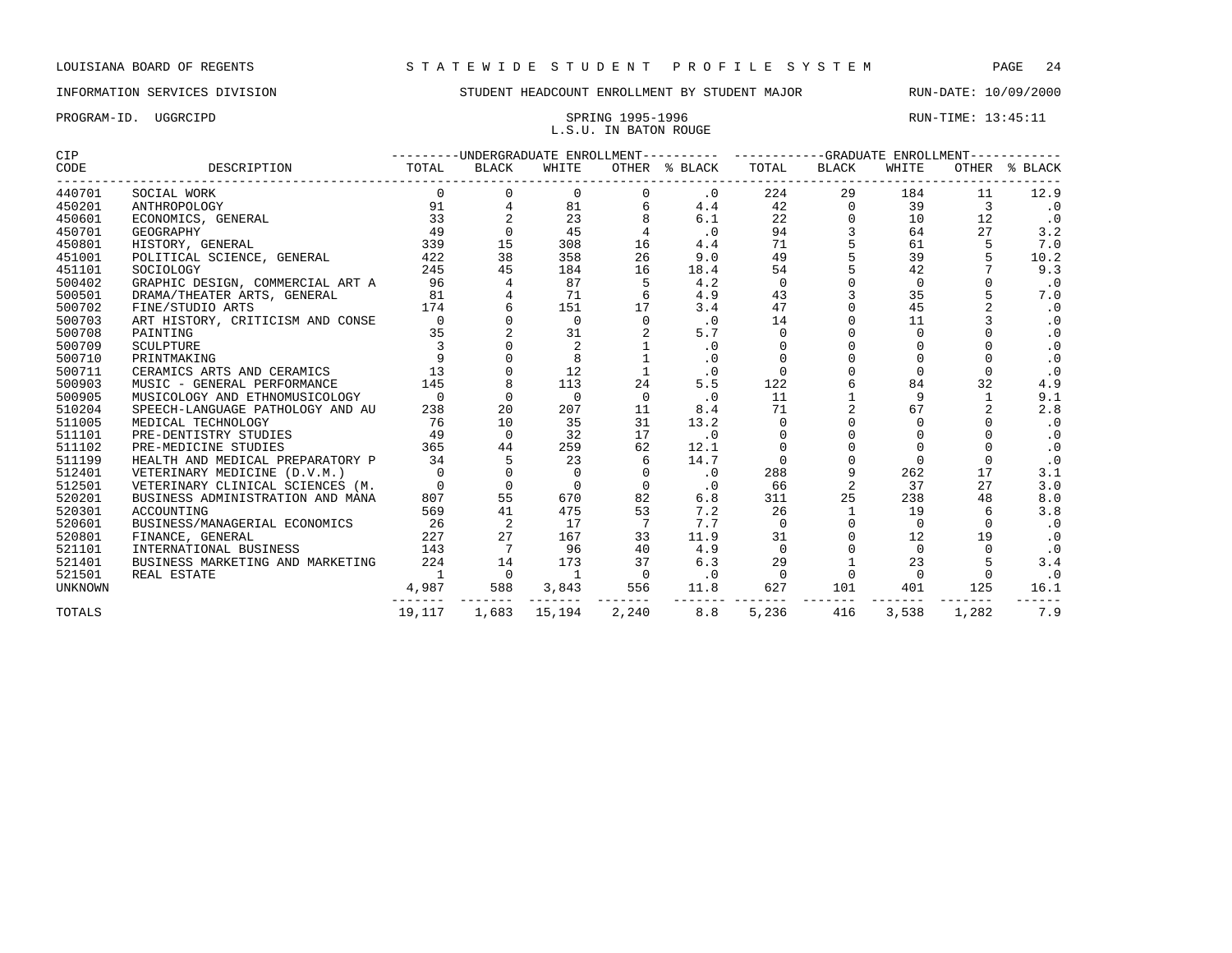LOUISIANA BOARD OF REGENTS — STATEWIDE STUDENT PROFILE SYSTEM

INFORMATION SERVICES DIVISION — STUDENT HEADCOUNT ENROLLMENT BY STUDENT MAJOR — RUN-DATE: 10/09/2000

PROGRAM-ID. UGGRCIPD — SPRING 1995-1996 — RUN-TIME: 13:45:11

L.S.U. IN BATON ROUGE

| CIP CODE | DESCRIPTION | UNDERGRADUATE ENROLLMENT TOTAL | BLACK | WHITE | OTHER | % BLACK | GRADUATE ENROLLMENT TOTAL | BLACK | WHITE | OTHER | % BLACK |
|---|---|---|---|---|---|---|---|---|---|---|---|
| 440701 | SOCIAL WORK | 0 | 0 | 0 | 0 | .0 | 224 | 29 | 184 | 11 | 12.9 |
| 450201 | ANTHROPOLOGY | 91 | 4 | 81 | 6 | 4.4 | 42 | 0 | 39 | 3 | .0 |
| 450601 | ECONOMICS, GENERAL | 33 | 2 | 23 | 8 | 6.1 | 22 | 0 | 10 | 12 | .0 |
| 450701 | GEOGRAPHY | 49 | 0 | 45 | 4 | .0 | 94 | 3 | 64 | 27 | 3.2 |
| 450801 | HISTORY, GENERAL | 339 | 15 | 308 | 16 | 4.4 | 71 | 5 | 61 | 5 | 7.0 |
| 451001 | POLITICAL SCIENCE, GENERAL | 422 | 38 | 358 | 26 | 9.0 | 49 | 5 | 39 | 5 | 10.2 |
| 451101 | SOCIOLOGY | 245 | 45 | 184 | 16 | 18.4 | 54 | 5 | 42 | 7 | 9.3 |
| 500402 | GRAPHIC DESIGN, COMMERCIAL ART A | 96 | 4 | 87 | 5 | 4.2 | 0 | 0 | 0 | 0 | .0 |
| 500501 | DRAMA/THEATER ARTS, GENERAL | 81 | 4 | 71 | 6 | 4.9 | 43 | 3 | 35 | 5 | 7.0 |
| 500702 | FINE/STUDIO ARTS | 174 | 6 | 151 | 17 | 3.4 | 47 | 0 | 45 | 2 | .0 |
| 500703 | ART HISTORY, CRITICISM AND CONSE | 0 | 0 | 0 | 0 | .0 | 14 | 0 | 11 | 3 | .0 |
| 500708 | PAINTING | 35 | 2 | 31 | 2 | 5.7 | 0 | 0 | 0 | 0 | .0 |
| 500709 | SCULPTURE | 3 | 0 | 2 | 1 | .0 | 0 | 0 | 0 | 0 | .0 |
| 500710 | PRINTMAKING | 9 | 0 | 8 | 1 | .0 | 0 | 0 | 0 | 0 | .0 |
| 500711 | CERAMICS ARTS AND CERAMICS | 13 | 0 | 12 | 1 | .0 | 0 | 0 | 0 | 0 | .0 |
| 500903 | MUSIC - GENERAL PERFORMANCE | 145 | 8 | 113 | 24 | 5.5 | 122 | 6 | 84 | 32 | 4.9 |
| 500905 | MUSICOLOGY AND ETHNOMUSICOLOGY | 0 | 0 | 0 | 0 | .0 | 11 | 1 | 9 | 1 | 9.1 |
| 510204 | SPEECH-LANGUAGE PATHOLOGY AND AU | 238 | 20 | 207 | 11 | 8.4 | 71 | 2 | 67 | 2 | 2.8 |
| 511005 | MEDICAL TECHNOLOGY | 76 | 10 | 35 | 31 | 13.2 | 0 | 0 | 0 | 0 | .0 |
| 511101 | PRE-DENTISTRY STUDIES | 49 | 0 | 32 | 17 | .0 | 0 | 0 | 0 | 0 | .0 |
| 511102 | PRE-MEDICINE STUDIES | 365 | 44 | 259 | 62 | 12.1 | 0 | 0 | 0 | 0 | .0 |
| 511199 | HEALTH AND MEDICAL PREPARATORY P | 34 | 5 | 23 | 6 | 14.7 | 0 | 0 | 0 | 0 | .0 |
| 512401 | VETERINARY MEDICINE (D.V.M.) | 0 | 0 | 0 | 0 | .0 | 288 | 9 | 262 | 17 | 3.1 |
| 512501 | VETERINARY CLINICAL SCIENCES (M. | 0 | 0 | 0 | 0 | .0 | 66 | 2 | 37 | 27 | 3.0 |
| 520201 | BUSINESS ADMINISTRATION AND MANA | 807 | 55 | 670 | 82 | 6.8 | 311 | 25 | 238 | 48 | 8.0 |
| 520301 | ACCOUNTING | 569 | 41 | 475 | 53 | 7.2 | 26 | 1 | 19 | 6 | 3.8 |
| 520601 | BUSINESS/MANAGERIAL ECONOMICS | 26 | 2 | 17 | 7 | 7.7 | 0 | 0 | 0 | 0 | .0 |
| 520801 | FINANCE, GENERAL | 227 | 27 | 167 | 33 | 11.9 | 31 | 0 | 12 | 19 | .0 |
| 521101 | INTERNATIONAL BUSINESS | 143 | 7 | 96 | 40 | 4.9 | 0 | 0 | 0 | 0 | .0 |
| 521401 | BUSINESS MARKETING AND MARKETING | 224 | 14 | 173 | 37 | 6.3 | 29 | 1 | 23 | 5 | 3.4 |
| 521501 | REAL ESTATE | 1 | 0 | 1 | 0 | .0 | 0 | 0 | 0 | 0 | .0 |
| UNKNOWN | | 4,987 | 588 | 3,843 | 556 | 11.8 | 627 | 101 | 401 | 125 | 16.1 |
| TOTALS | | 19,117 | 1,683 | 15,194 | 2,240 | 8.8 | 5,236 | 416 | 3,538 | 1,282 | 7.9 |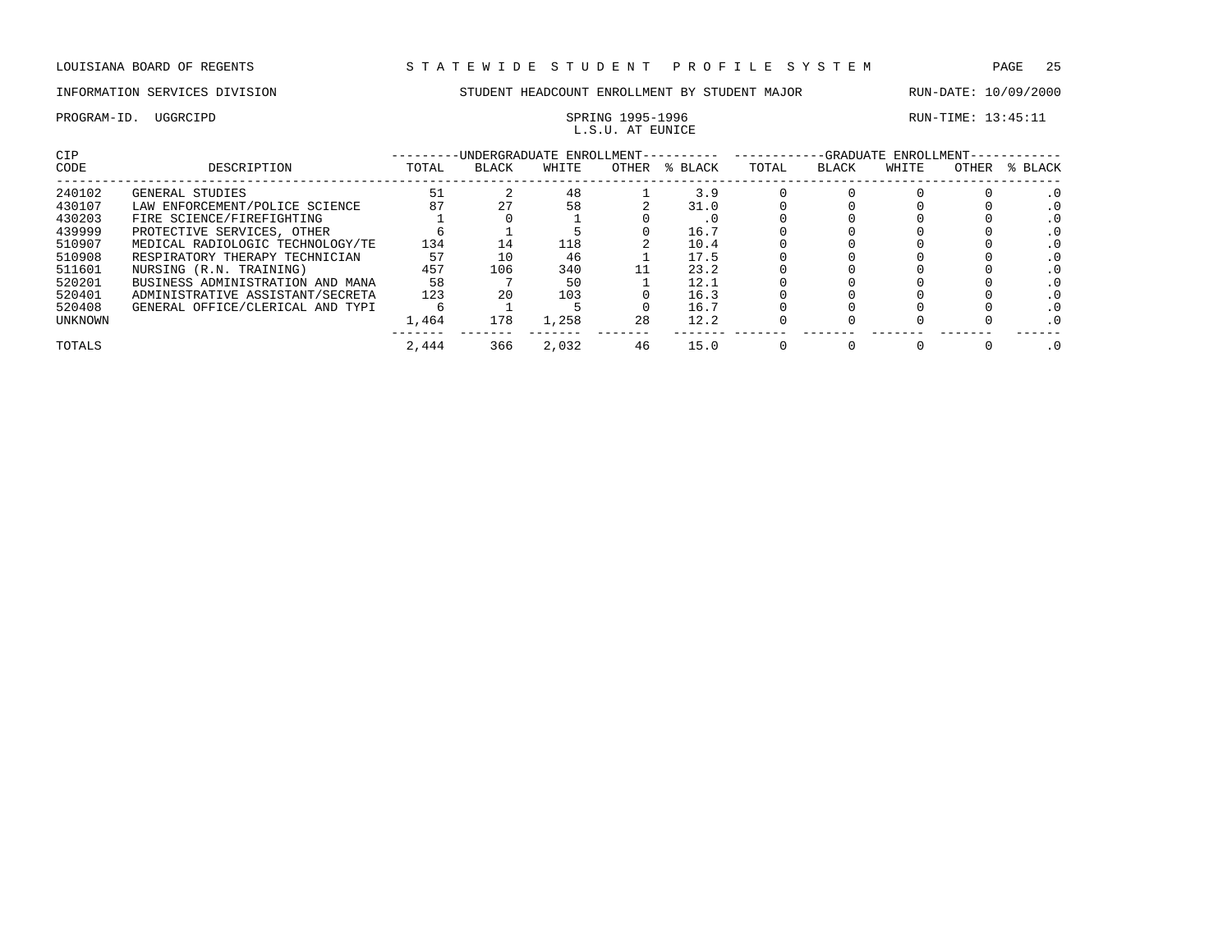LOUISIANA BOARD OF REGENTS — STATEWIDE STUDENT PROFILE SYSTEM

INFORMATION SERVICES DIVISION — STUDENT HEADCOUNT ENROLLMENT BY STUDENT MAJOR — RUN-DATE: 10/09/2000

PROGRAM-ID. UGGRCIPD — SPRING 1995-1996 — RUN-TIME: 13:45:11

L.S.U. AT EUNICE

| CIP CODE | DESCRIPTION | UNDERGRADUATE ENROLLMENT TOTAL | BLACK | WHITE | OTHER | % BLACK | GRADUATE ENROLLMENT TOTAL | BLACK | WHITE | OTHER | % BLACK |
|---|---|---|---|---|---|---|---|---|---|---|---|
| 240102 | GENERAL STUDIES | 51 | 2 | 48 | 1 | 3.9 | 0 | 0 | 0 | 0 | .0 |
| 430107 | LAW ENFORCEMENT/POLICE SCIENCE | 87 | 27 | 58 | 2 | 31.0 | 0 | 0 | 0 | 0 | .0 |
| 430203 | FIRE SCIENCE/FIREFIGHTING | 1 | 0 | 1 | 0 | .0 | 0 | 0 | 0 | 0 | .0 |
| 439999 | PROTECTIVE SERVICES, OTHER | 6 | 1 | 5 | 0 | 16.7 | 0 | 0 | 0 | 0 | .0 |
| 510907 | MEDICAL RADIOLOGIC TECHNOLOGY/TE | 134 | 14 | 118 | 2 | 10.4 | 0 | 0 | 0 | 0 | .0 |
| 510908 | RESPIRATORY THERAPY TECHNICIAN | 57 | 10 | 46 | 1 | 17.5 | 0 | 0 | 0 | 0 | .0 |
| 511601 | NURSING (R.N. TRAINING) | 457 | 106 | 340 | 11 | 23.2 | 0 | 0 | 0 | 0 | .0 |
| 520201 | BUSINESS ADMINISTRATION AND MANA | 58 | 7 | 50 | 1 | 12.1 | 0 | 0 | 0 | 0 | .0 |
| 520401 | ADMINISTRATIVE ASSISTANT/SECRETA | 123 | 20 | 103 | 0 | 16.3 | 0 | 0 | 0 | 0 | .0 |
| 520408 | GENERAL OFFICE/CLERICAL AND TYPI | 6 | 1 | 5 | 0 | 16.7 | 0 | 0 | 0 | 0 | .0 |
| UNKNOWN | | 1,464 | 178 | 1,258 | 28 | 12.2 | 0 | 0 | 0 | 0 | .0 |
| TOTALS | | 2,444 | 366 | 2,032 | 46 | 15.0 | 0 | 0 | 0 | 0 | .0 |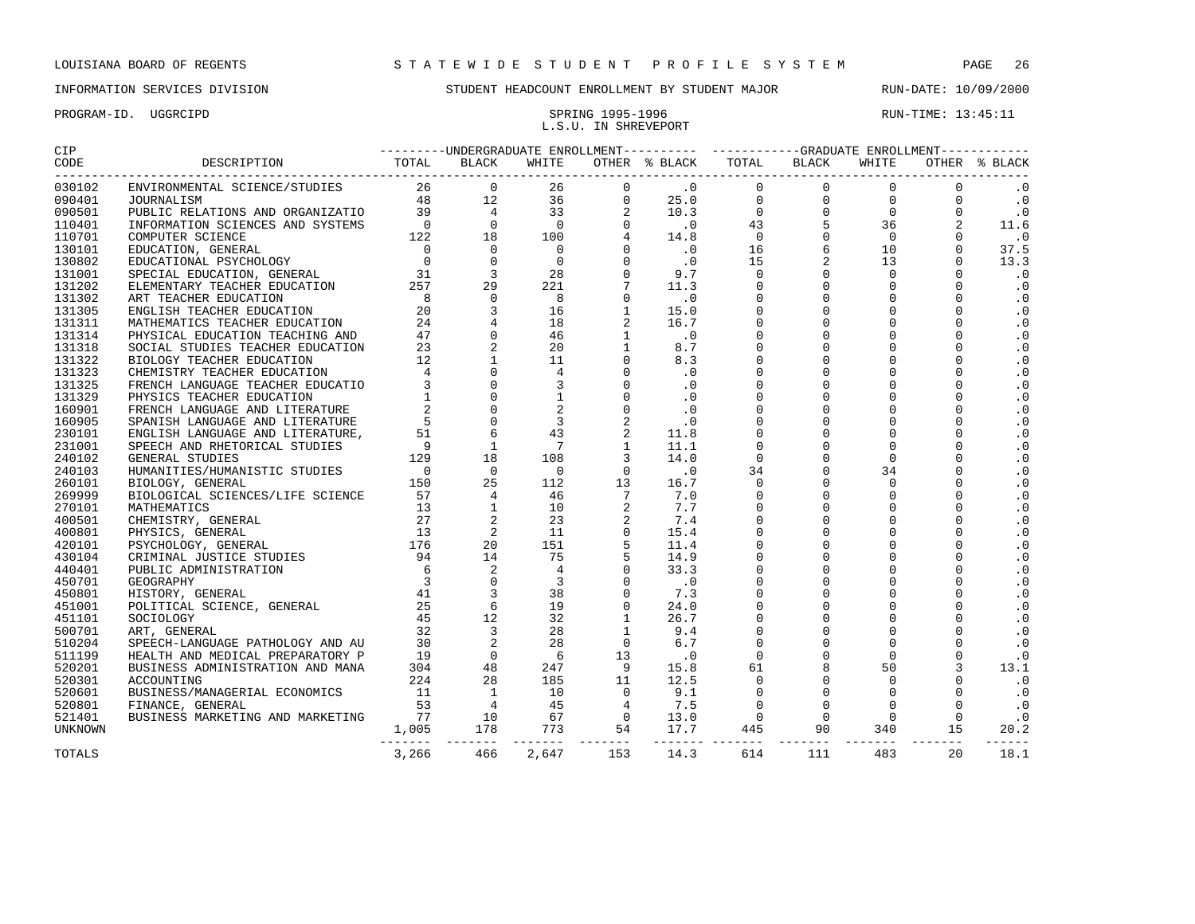LOUISIANA BOARD OF REGENTS — STATEWIDE STUDENT PROFILE SYSTEM

INFORMATION SERVICES DIVISION — STUDENT HEADCOUNT ENROLLMENT BY STUDENT MAJOR — RUN-DATE: 10/09/2000

PROGRAM-ID. UGGRCIPD — SPRING 1995-1996 — RUN-TIME: 13:45:11

L.S.U. IN SHREVEPORT

| CIP CODE | DESCRIPTION | UNDERGRADUATE ENROLLMENT TOTAL | BLACK | WHITE | OTHER | % BLACK | GRADUATE ENROLLMENT TOTAL | BLACK | WHITE | OTHER | % BLACK |
|---|---|---|---|---|---|---|---|---|---|---|---|
| 030102 | ENVIRONMENTAL SCIENCE/STUDIES | 26 | 0 | 26 | 0 | .0 | 0 | 0 | 0 | 0 | .0 |
| 090401 | JOURNALISM | 48 | 12 | 36 | 0 | 25.0 | 0 | 0 | 0 | 0 | .0 |
| 090501 | PUBLIC RELATIONS AND ORGANIZATIO | 39 | 4 | 33 | 2 | 10.3 | 0 | 0 | 0 | 0 | .0 |
| 110401 | INFORMATION SCIENCES AND SYSTEMS | 0 | 0 | 0 | 0 | .0 | 43 | 5 | 36 | 2 | 11.6 |
| 110701 | COMPUTER SCIENCE | 122 | 18 | 100 | 4 | 14.8 | 0 | 0 | 0 | 0 | .0 |
| 130101 | EDUCATION, GENERAL | 0 | 0 | 0 | 0 | .0 | 16 | 6 | 10 | 0 | 37.5 |
| 130802 | EDUCATIONAL PSYCHOLOGY | 0 | 0 | 0 | 0 | .0 | 15 | 2 | 13 | 0 | 13.3 |
| 131001 | SPECIAL EDUCATION, GENERAL | 31 | 3 | 28 | 0 | 9.7 | 0 | 0 | 0 | 0 | .0 |
| 131202 | ELEMENTARY TEACHER EDUCATION | 257 | 29 | 221 | 7 | 11.3 | 0 | 0 | 0 | 0 | .0 |
| 131302 | ART TEACHER EDUCATION | 8 | 0 | 8 | 0 | .0 | 0 | 0 | 0 | 0 | .0 |
| 131305 | ENGLISH TEACHER EDUCATION | 20 | 3 | 16 | 1 | 15.0 | 0 | 0 | 0 | 0 | .0 |
| 131311 | MATHEMATICS TEACHER EDUCATION | 24 | 4 | 18 | 2 | 16.7 | 0 | 0 | 0 | 0 | .0 |
| 131314 | PHYSICAL EDUCATION TEACHING AND | 47 | 0 | 46 | 1 | .0 | 0 | 0 | 0 | 0 | .0 |
| 131318 | SOCIAL STUDIES TEACHER EDUCATION | 23 | 2 | 20 | 1 | 8.7 | 0 | 0 | 0 | 0 | .0 |
| 131322 | BIOLOGY TEACHER EDUCATION | 12 | 1 | 11 | 0 | 8.3 | 0 | 0 | 0 | 0 | .0 |
| 131323 | CHEMISTRY TEACHER EDUCATION | 4 | 0 | 4 | 0 | .0 | 0 | 0 | 0 | 0 | .0 |
| 131325 | FRENCH LANGUAGE TEACHER EDUCATIO | 3 | 0 | 3 | 0 | .0 | 0 | 0 | 0 | 0 | .0 |
| 131329 | PHYSICS TEACHER EDUCATION | 1 | 0 | 1 | 0 | .0 | 0 | 0 | 0 | 0 | .0 |
| 160901 | FRENCH LANGUAGE AND LITERATURE | 2 | 0 | 2 | 0 | .0 | 0 | 0 | 0 | 0 | .0 |
| 160905 | SPANISH LANGUAGE AND LITERATURE | 5 | 0 | 3 | 2 | .0 | 0 | 0 | 0 | 0 | .0 |
| 230101 | ENGLISH LANGUAGE AND LITERATURE, | 51 | 6 | 43 | 2 | 11.8 | 0 | 0 | 0 | 0 | .0 |
| 231001 | SPEECH AND RHETORICAL STUDIES | 9 | 1 | 7 | 1 | 11.1 | 0 | 0 | 0 | 0 | .0 |
| 240102 | GENERAL STUDIES | 129 | 18 | 108 | 3 | 14.0 | 0 | 0 | 0 | 0 | .0 |
| 240103 | HUMANITIES/HUMANISTIC STUDIES | 0 | 0 | 0 | 0 | .0 | 34 | 0 | 34 | 0 | .0 |
| 260101 | BIOLOGY, GENERAL | 150 | 25 | 112 | 13 | 16.7 | 0 | 0 | 0 | 0 | .0 |
| 269999 | BIOLOGICAL SCIENCES/LIFE SCIENCE | 57 | 4 | 46 | 7 | 7.0 | 0 | 0 | 0 | 0 | .0 |
| 270101 | MATHEMATICS | 13 | 1 | 10 | 2 | 7.7 | 0 | 0 | 0 | 0 | .0 |
| 400501 | CHEMISTRY, GENERAL | 27 | 2 | 23 | 2 | 7.4 | 0 | 0 | 0 | 0 | .0 |
| 400801 | PHYSICS, GENERAL | 13 | 2 | 11 | 0 | 15.4 | 0 | 0 | 0 | 0 | .0 |
| 420101 | PSYCHOLOGY, GENERAL | 176 | 20 | 151 | 5 | 11.4 | 0 | 0 | 0 | 0 | .0 |
| 430104 | CRIMINAL JUSTICE STUDIES | 94 | 14 | 75 | 5 | 14.9 | 0 | 0 | 0 | 0 | .0 |
| 440401 | PUBLIC ADMINISTRATION | 6 | 2 | 4 | 0 | 33.3 | 0 | 0 | 0 | 0 | .0 |
| 450701 | GEOGRAPHY | 3 | 0 | 3 | 0 | .0 | 0 | 0 | 0 | 0 | .0 |
| 450801 | HISTORY, GENERAL | 41 | 3 | 38 | 0 | 7.3 | 0 | 0 | 0 | 0 | .0 |
| 451001 | POLITICAL SCIENCE, GENERAL | 25 | 6 | 19 | 0 | 24.0 | 0 | 0 | 0 | 0 | .0 |
| 451101 | SOCIOLOGY | 45 | 12 | 32 | 1 | 26.7 | 0 | 0 | 0 | 0 | .0 |
| 500701 | ART, GENERAL | 32 | 3 | 28 | 1 | 9.4 | 0 | 0 | 0 | 0 | .0 |
| 510204 | SPEECH-LANGUAGE PATHOLOGY AND AU | 30 | 2 | 28 | 0 | 6.7 | 0 | 0 | 0 | 0 | .0 |
| 511199 | HEALTH AND MEDICAL PREPARATORY P | 19 | 0 | 6 | 13 | .0 | 0 | 0 | 0 | 0 | .0 |
| 520201 | BUSINESS ADMINISTRATION AND MANA | 304 | 48 | 247 | 9 | 15.8 | 61 | 8 | 50 | 3 | 13.1 |
| 520301 | ACCOUNTING | 224 | 28 | 185 | 11 | 12.5 | 0 | 0 | 0 | 0 | .0 |
| 520601 | BUSINESS/MANAGERIAL ECONOMICS | 11 | 1 | 10 | 0 | 9.1 | 0 | 0 | 0 | 0 | .0 |
| 520801 | FINANCE, GENERAL | 53 | 4 | 45 | 4 | 7.5 | 0 | 0 | 0 | 0 | .0 |
| 521401 | BUSINESS MARKETING AND MARKETING | 77 | 10 | 67 | 0 | 13.0 | 0 | 0 | 0 | 0 | .0 |
| UNKNOWN | | 1,005 | 178 | 773 | 54 | 17.7 | 445 | 90 | 340 | 15 | 20.2 |
| TOTALS | | 3,266 | 466 | 2,647 | 153 | 14.3 | 614 | 111 | 483 | 20 | 18.1 |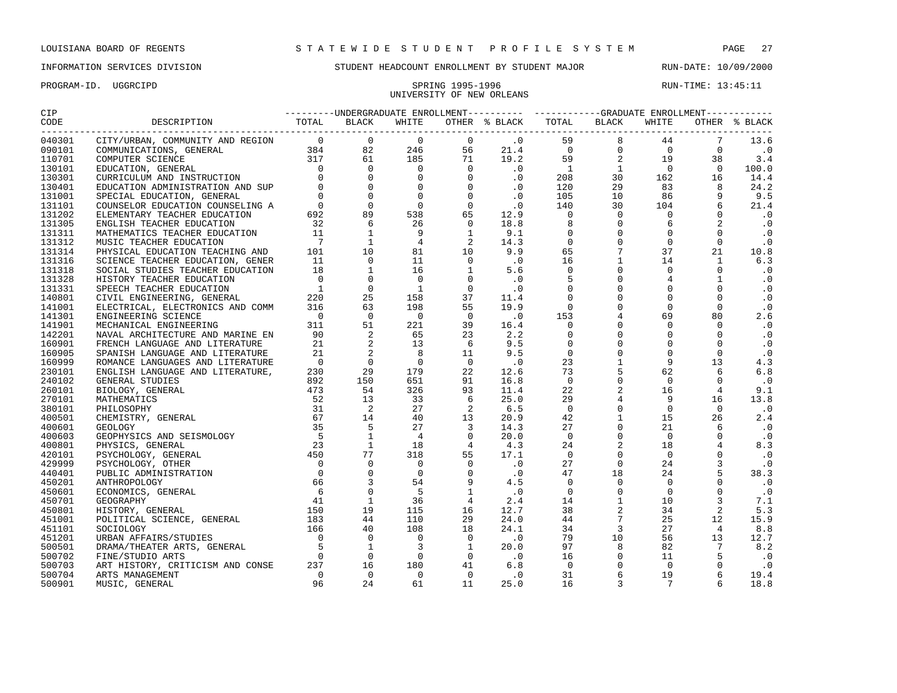LOUISIANA BOARD OF REGENTS — STATEWIDE STUDENT PROFILE SYSTEM

INFORMATION SERVICES DIVISION — STUDENT HEADCOUNT ENROLLMENT BY STUDENT MAJOR — RUN-DATE: 10/09/2000

PROGRAM-ID. UGGRCIPD — SPRING 1995-1996 — RUN-TIME: 13:45:11

UNIVERSITY OF NEW ORLEANS

| CIP CODE | DESCRIPTION | UNDERGRADUATE ENROLLMENT TOTAL | BLACK | WHITE | OTHER | % BLACK | GRADUATE ENROLLMENT TOTAL | BLACK | WHITE | OTHER | % BLACK |
|---|---|---|---|---|---|---|---|---|---|---|---|
| 040301 | CITY/URBAN, COMMUNITY AND REGION | 0 | 0 | 0 | 0 | .0 | 59 | 8 | 44 | 7 | 13.6 |
| 090101 | COMMUNICATIONS, GENERAL | 384 | 82 | 246 | 56 | 21.4 | 0 | 0 | 0 | 0 | .0 |
| 110701 | COMPUTER SCIENCE | 317 | 61 | 185 | 71 | 19.2 | 59 | 2 | 19 | 38 | 3.4 |
| 130101 | EDUCATION, GENERAL | 0 | 0 | 0 | 0 | .0 | 1 | 1 | 0 | 0 | 100.0 |
| 130301 | CURRICULUM AND INSTRUCTION | 0 | 0 | 0 | 0 | .0 | 208 | 30 | 162 | 16 | 14.4 |
| 130401 | EDUCATION ADMINISTRATION AND SUP | 0 | 0 | 0 | 0 | .0 | 120 | 29 | 83 | 8 | 24.2 |
| 131001 | SPECIAL EDUCATION, GENERAL | 0 | 0 | 0 | 0 | .0 | 105 | 10 | 86 | 9 | 9.5 |
| 131101 | COUNSELOR EDUCATION COUNSELING A | 0 | 0 | 0 | 0 | .0 | 140 | 30 | 104 | 6 | 21.4 |
| 131202 | ELEMENTARY TEACHER EDUCATION | 692 | 89 | 538 | 65 | 12.9 | 0 | 0 | 0 | 0 | .0 |
| 131305 | ENGLISH TEACHER EDUCATION | 32 | 6 | 26 | 0 | 18.8 | 8 | 0 | 6 | 2 | .0 |
| 131311 | MATHEMATICS TEACHER EDUCATION | 11 | 1 | 9 | 1 | 9.1 | 0 | 0 | 0 | 0 | .0 |
| 131312 | MUSIC TEACHER EDUCATION | 7 | 1 | 4 | 2 | 14.3 | 0 | 0 | 0 | 0 | .0 |
| 131314 | PHYSICAL EDUCATION TEACHING AND | 101 | 10 | 81 | 10 | 9.9 | 65 | 7 | 37 | 21 | 10.8 |
| 131316 | SCIENCE TEACHER EDUCATION, GENER | 11 | 0 | 11 | 0 | .0 | 16 | 1 | 14 | 1 | 6.3 |
| 131318 | SOCIAL STUDIES TEACHER EDUCATION | 18 | 1 | 16 | 1 | 5.6 | 0 | 0 | 0 | 0 | .0 |
| 131328 | HISTORY TEACHER EDUCATION | 0 | 0 | 0 | 0 | .0 | 5 | 0 | 4 | 1 | .0 |
| 131331 | SPEECH TEACHER EDUCATION | 1 | 0 | 1 | 0 | .0 | 0 | 0 | 0 | 0 | .0 |
| 140801 | CIVIL ENGINEERING, GENERAL | 220 | 25 | 158 | 37 | 11.4 | 0 | 0 | 0 | 0 | .0 |
| 141001 | ELECTRICAL, ELECTRONICS AND COMM | 316 | 63 | 198 | 55 | 19.9 | 0 | 0 | 0 | 0 | .0 |
| 141301 | ENGINEERING SCIENCE | 0 | 0 | 0 | 0 | .0 | 153 | 4 | 69 | 80 | 2.6 |
| 141901 | MECHANICAL ENGINEERING | 311 | 51 | 221 | 39 | 16.4 | 0 | 0 | 0 | 0 | .0 |
| 142201 | NAVAL ARCHITECTURE AND MARINE EN | 90 | 2 | 65 | 23 | 2.2 | 0 | 0 | 0 | 0 | .0 |
| 160901 | FRENCH LANGUAGE AND LITERATURE | 21 | 2 | 13 | 6 | 9.5 | 0 | 0 | 0 | 0 | .0 |
| 160905 | SPANISH LANGUAGE AND LITERATURE | 21 | 2 | 8 | 11 | 9.5 | 0 | 0 | 0 | 0 | .0 |
| 160999 | ROMANCE LANGUAGES AND LITERATURE | 0 | 0 | 0 | 0 | .0 | 23 | 1 | 9 | 13 | 4.3 |
| 230101 | ENGLISH LANGUAGE AND LITERATURE, | 230 | 29 | 179 | 22 | 12.6 | 73 | 5 | 62 | 6 | 6.8 |
| 240102 | GENERAL STUDIES | 892 | 150 | 651 | 91 | 16.8 | 0 | 0 | 0 | 0 | .0 |
| 260101 | BIOLOGY, GENERAL | 473 | 54 | 326 | 93 | 11.4 | 22 | 2 | 16 | 4 | 9.1 |
| 270101 | MATHEMATICS | 52 | 13 | 33 | 6 | 25.0 | 29 | 4 | 9 | 16 | 13.8 |
| 380101 | PHILOSOPHY | 31 | 2 | 27 | 2 | 6.5 | 0 | 0 | 0 | 0 | .0 |
| 400501 | CHEMISTRY, GENERAL | 67 | 14 | 40 | 13 | 20.9 | 42 | 1 | 15 | 26 | 2.4 |
| 400601 | GEOLOGY | 35 | 5 | 27 | 3 | 14.3 | 27 | 0 | 21 | 6 | .0 |
| 400603 | GEOPHYSICS AND SEISMOLOGY | 5 | 1 | 4 | 0 | 20.0 | 0 | 0 | 0 | 0 | .0 |
| 400801 | PHYSICS, GENERAL | 23 | 1 | 18 | 4 | 4.3 | 24 | 2 | 18 | 4 | 8.3 |
| 420101 | PSYCHOLOGY, GENERAL | 450 | 77 | 318 | 55 | 17.1 | 0 | 0 | 0 | 0 | .0 |
| 429999 | PSYCHOLOGY, OTHER | 0 | 0 | 0 | 0 | .0 | 27 | 0 | 24 | 3 | .0 |
| 440401 | PUBLIC ADMINISTRATION | 0 | 0 | 0 | 0 | .0 | 47 | 18 | 24 | 5 | 38.3 |
| 450201 | ANTHROPOLOGY | 66 | 3 | 54 | 9 | 4.5 | 0 | 0 | 0 | 0 | .0 |
| 450601 | ECONOMICS, GENERAL | 6 | 0 | 5 | 1 | .0 | 0 | 0 | 0 | 0 | .0 |
| 450701 | GEOGRAPHY | 41 | 1 | 36 | 4 | 2.4 | 14 | 1 | 10 | 3 | 7.1 |
| 450801 | HISTORY, GENERAL | 150 | 19 | 115 | 16 | 12.7 | 38 | 2 | 34 | 2 | 5.3 |
| 451001 | POLITICAL SCIENCE, GENERAL | 183 | 44 | 110 | 29 | 24.0 | 44 | 7 | 25 | 12 | 15.9 |
| 451101 | SOCIOLOGY | 166 | 40 | 108 | 18 | 24.1 | 34 | 3 | 27 | 4 | 8.8 |
| 451201 | URBAN AFFAIRS/STUDIES | 0 | 0 | 0 | 0 | .0 | 79 | 10 | 56 | 13 | 12.7 |
| 500501 | DRAMA/THEATER ARTS, GENERAL | 5 | 1 | 3 | 1 | 20.0 | 97 | 8 | 82 | 7 | 8.2 |
| 500702 | FINE/STUDIO ARTS | 0 | 0 | 0 | 0 | .0 | 16 | 0 | 11 | 5 | .0 |
| 500703 | ART HISTORY, CRITICISM AND CONSE | 237 | 16 | 180 | 41 | 6.8 | 0 | 0 | 0 | 0 | .0 |
| 500704 | ARTS MANAGEMENT | 0 | 0 | 0 | 0 | .0 | 31 | 6 | 19 | 6 | 19.4 |
| 500901 | MUSIC, GENERAL | 96 | 24 | 61 | 11 | 25.0 | 16 | 3 | 7 | 6 | 18.8 |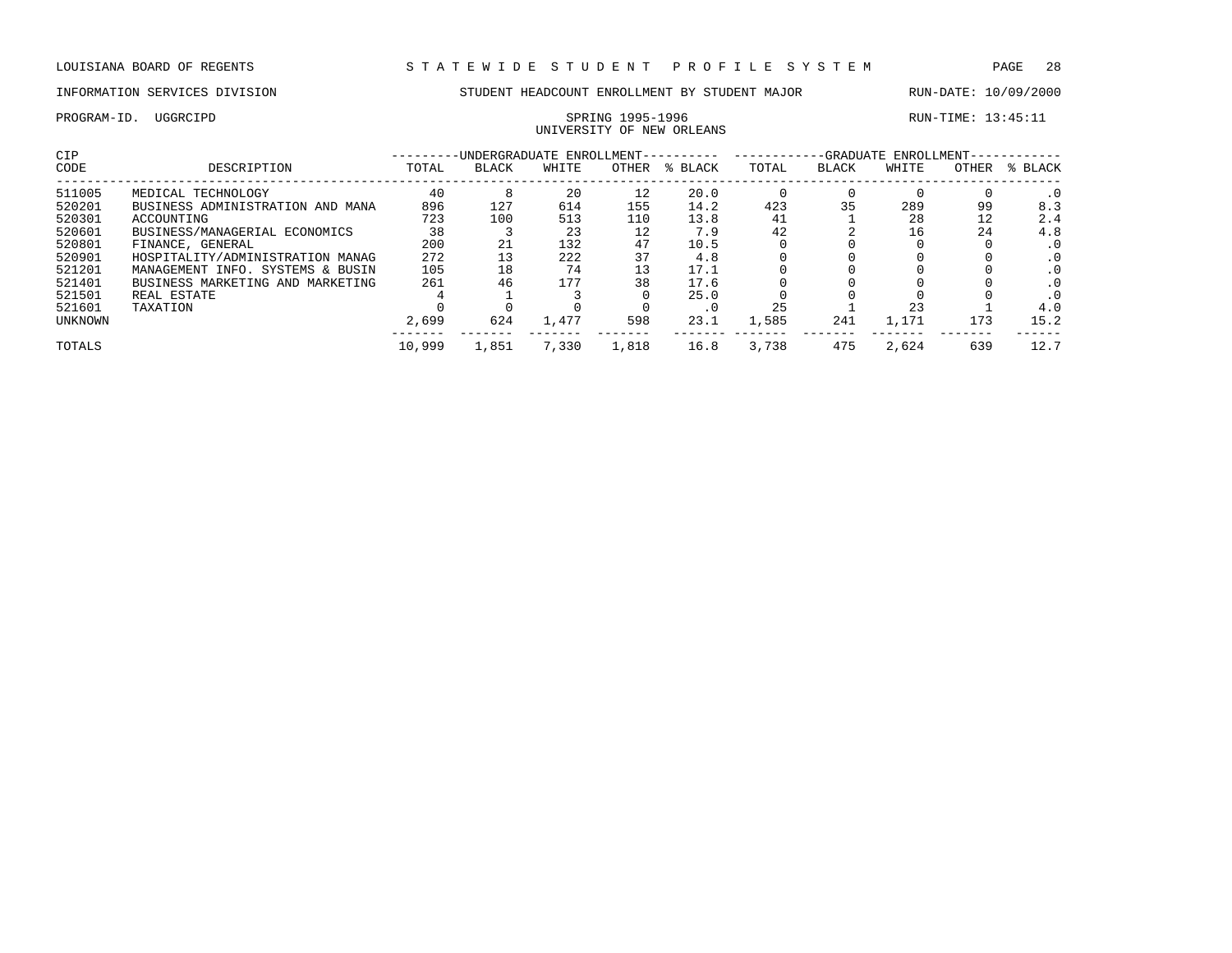LOUISIANA BOARD OF REGENTS — STATEWIDE STUDENT PROFILE SYSTEM

INFORMATION SERVICES DIVISION — STUDENT HEADCOUNT ENROLLMENT BY STUDENT MAJOR — RUN-DATE: 10/09/2000

PROGRAM-ID. UGGRCIPD — SPRING 1995-1996 — RUN-TIME: 13:45:11

UNIVERSITY OF NEW ORLEANS

| CIP | | UNDERGRADUATE ENROLLMENT | | | | | GRADUATE ENROLLMENT | | | | |
|---|---|---|---|---|---|---|---|---|---|---|---|
| CODE | DESCRIPTION | TOTAL | BLACK | WHITE | OTHER | % BLACK | TOTAL | BLACK | WHITE | OTHER | % BLACK |
| 511005 | MEDICAL TECHNOLOGY | 40 | 8 | 20 | 12 | 20.0 | 0 | 0 | 0 | 0 | .0 |
| 520201 | BUSINESS ADMINISTRATION AND MANA | 896 | 127 | 614 | 155 | 14.2 | 423 | 35 | 289 | 99 | 8.3 |
| 520301 | ACCOUNTING | 723 | 100 | 513 | 110 | 13.8 | 41 | 1 | 28 | 12 | 2.4 |
| 520601 | BUSINESS/MANAGERIAL ECONOMICS | 38 | 3 | 23 | 12 | 7.9 | 42 | 2 | 16 | 24 | 4.8 |
| 520801 | FINANCE, GENERAL | 200 | 21 | 132 | 47 | 10.5 | 0 | 0 | 0 | 0 | .0 |
| 520901 | HOSPITALITY/ADMINISTRATION MANAG | 272 | 13 | 222 | 37 | 4.8 | 0 | 0 | 0 | 0 | .0 |
| 521201 | MANAGEMENT INFO. SYSTEMS & BUSIN | 105 | 18 | 74 | 13 | 17.1 | 0 | 0 | 0 | 0 | .0 |
| 521401 | BUSINESS MARKETING AND MARKETING | 261 | 46 | 177 | 38 | 17.6 | 0 | 0 | 0 | 0 | .0 |
| 521501 | REAL ESTATE | 4 | 1 | 3 | 0 | 25.0 | 0 | 0 | 0 | 0 | .0 |
| 521601 | TAXATION | 0 | 0 | 0 | 0 | .0 | 25 | 1 | 23 | 1 | 4.0 |
| UNKNOWN | | 2,699 | 624 | 1,477 | 598 | 23.1 | 1,585 | 241 | 1,171 | 173 | 15.2 |
| TOTALS | | 10,999 | 1,851 | 7,330 | 1,818 | 16.8 | 3,738 | 475 | 2,624 | 639 | 12.7 |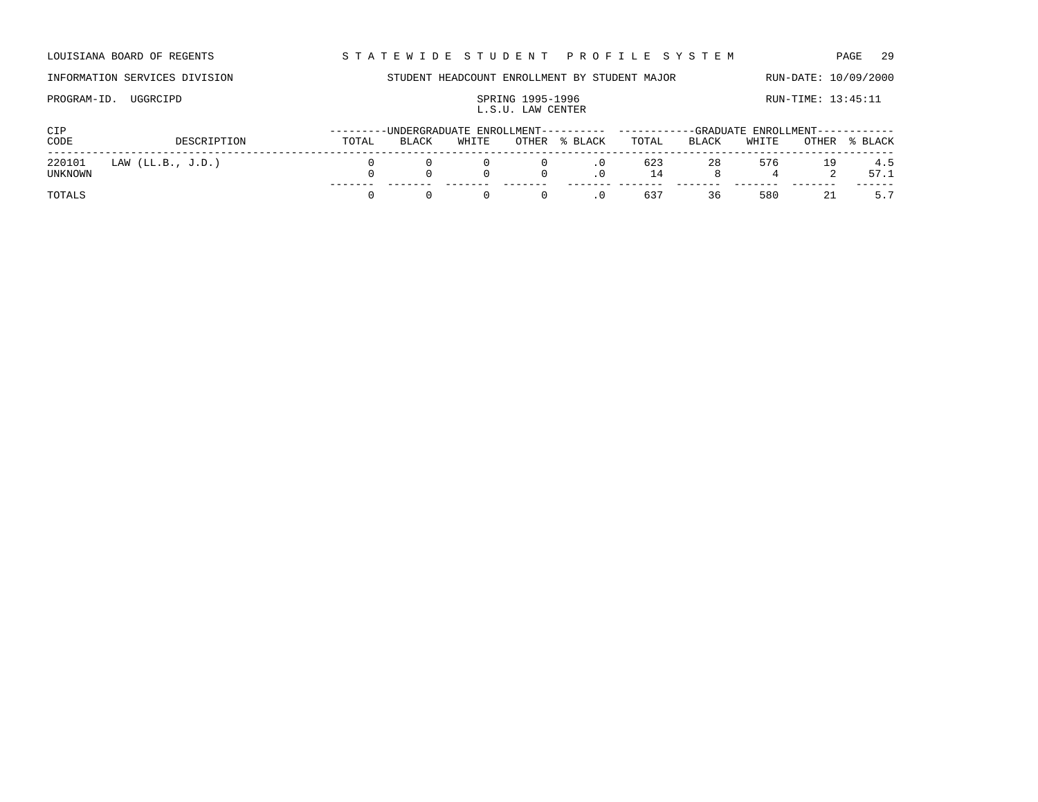LOUISIANA BOARD OF REGENTS — STATEWIDE STUDENT PROFILE SYSTEM

INFORMATION SERVICES DIVISION — STUDENT HEADCOUNT ENROLLMENT BY STUDENT MAJOR — RUN-DATE: 10/09/2000

PROGRAM-ID. UGGRCIPD — SPRING 1995-1996 — RUN-TIME: 13:45:11

L.S.U. LAW CENTER

| CIP CODE | DESCRIPTION | UNDERGRADUATE ENROLLMENT | | | | | GRADUATE ENROLLMENT | | | | |
|---|---|---|---|---|---|---|---|---|---|---|---|
| | | TOTAL | BLACK | WHITE | OTHER | % BLACK | TOTAL | BLACK | WHITE | OTHER | % BLACK |
| 220101 | LAW (LL.B., J.D.) | 0 | 0 | 0 | 0 | .0 | 623 | 28 | 576 | 19 | 4.5 |
| UNKNOWN | | 0 | 0 | 0 | 0 | .0 | 14 | 8 | 4 | 2 | 57.1 |
| TOTALS | | 0 | 0 | 0 | 0 | .0 | 637 | 36 | 580 | 21 | 5.7 |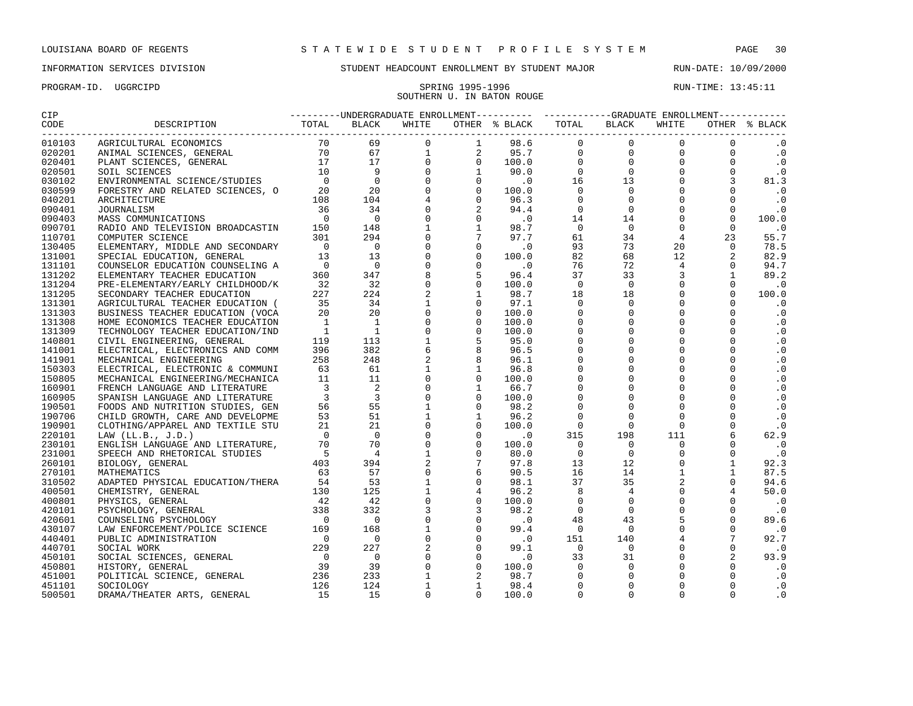LOUISIANA BOARD OF REGENTS — STATEWIDE STUDENT PROFILE SYSTEM

INFORMATION SERVICES DIVISION — STUDENT HEADCOUNT ENROLLMENT BY STUDENT MAJOR — RUN-DATE: 10/09/2000

PROGRAM-ID. UGGRCIPD — SPRING 1995-1996 — RUN-TIME: 13:45:11

SOUTHERN U. IN BATON ROUGE

| CIP CODE | DESCRIPTION | UNDERGRADUATE ENROLLMENT TOTAL | BLACK | WHITE | OTHER | % BLACK | GRADUATE ENROLLMENT TOTAL | BLACK | WHITE | OTHER | % BLACK |
|---|---|---|---|---|---|---|---|---|---|---|---|
| 010103 | AGRICULTURAL ECONOMICS | 70 | 69 | 0 | 1 | 98.6 | 0 | 0 | 0 | 0 | .0 |
| 020201 | ANIMAL SCIENCES, GENERAL | 70 | 67 | 1 | 2 | 95.7 | 0 | 0 | 0 | 0 | .0 |
| 020401 | PLANT SCIENCES, GENERAL | 17 | 17 | 0 | 0 | 100.0 | 0 | 0 | 0 | 0 | .0 |
| 020501 | SOIL SCIENCES | 10 | 9 | 0 | 1 | 90.0 | 0 | 0 | 0 | 0 | .0 |
| 030102 | ENVIRONMENTAL SCIENCE/STUDIES | 0 | 0 | 0 | 0 | .0 | 16 | 13 | 0 | 3 | 81.3 |
| 030599 | FORESTRY AND RELATED SCIENCES, O | 20 | 20 | 0 | 0 | 100.0 | 0 | 0 | 0 | 0 | .0 |
| 040201 | ARCHITECTURE | 108 | 104 | 4 | 0 | 96.3 | 0 | 0 | 0 | 0 | .0 |
| 090401 | JOURNALISM | 36 | 34 | 0 | 2 | 94.4 | 0 | 0 | 0 | 0 | .0 |
| 090403 | MASS COMMUNICATIONS | 0 | 0 | 0 | 0 | .0 | 14 | 14 | 0 | 0 | 100.0 |
| 090701 | RADIO AND TELEVISION BROADCASTIN | 150 | 148 | 1 | 1 | 98.7 | 0 | 0 | 0 | 0 | .0 |
| 110701 | COMPUTER SCIENCE | 301 | 294 | 0 | 7 | 97.7 | 61 | 34 | 4 | 23 | 55.7 |
| 130405 | ELEMENTARY, MIDDLE AND SECONDARY | 0 | 0 | 0 | 0 | .0 | 93 | 73 | 20 | 0 | 78.5 |
| 131001 | SPECIAL EDUCATION, GENERAL | 13 | 13 | 0 | 0 | 100.0 | 82 | 68 | 12 | 2 | 82.9 |
| 131101 | COUNSELOR EDUCATION COUNSELING A | 0 | 0 | 0 | 0 | .0 | 76 | 72 | 4 | 0 | 94.7 |
| 131202 | ELEMENTARY TEACHER EDUCATION | 360 | 347 | 8 | 5 | 96.4 | 37 | 33 | 3 | 1 | 89.2 |
| 131204 | PRE-ELEMENTARY/EARLY CHILDHOOD/K | 32 | 32 | 0 | 0 | 100.0 | 0 | 0 | 0 | 0 | .0 |
| 131205 | SECONDARY TEACHER EDUCATION | 227 | 224 | 2 | 1 | 98.7 | 18 | 18 | 0 | 0 | 100.0 |
| 131301 | AGRICULTURAL TEACHER EDUCATION ( | 35 | 34 | 1 | 0 | 97.1 | 0 | 0 | 0 | 0 | .0 |
| 131303 | BUSINESS TEACHER EDUCATION (VOCA | 20 | 20 | 0 | 0 | 100.0 | 0 | 0 | 0 | 0 | .0 |
| 131308 | HOME ECONOMICS TEACHER EDUCATION | 1 | 1 | 0 | 0 | 100.0 | 0 | 0 | 0 | 0 | .0 |
| 131309 | TECHNOLOGY TEACHER EDUCATION/IND | 1 | 1 | 0 | 0 | 100.0 | 0 | 0 | 0 | 0 | .0 |
| 140801 | CIVIL ENGINEERING, GENERAL | 119 | 113 | 1 | 5 | 95.0 | 0 | 0 | 0 | 0 | .0 |
| 141001 | ELECTRICAL, ELECTRONICS AND COMM | 396 | 382 | 6 | 8 | 96.5 | 0 | 0 | 0 | 0 | .0 |
| 141901 | MECHANICAL ENGINEERING | 258 | 248 | 2 | 8 | 96.1 | 0 | 0 | 0 | 0 | .0 |
| 150303 | ELECTRICAL, ELECTRONIC & COMMUNI | 63 | 61 | 1 | 1 | 96.8 | 0 | 0 | 0 | 0 | .0 |
| 150805 | MECHANICAL ENGINEERING/MECHANICA | 11 | 11 | 0 | 0 | 100.0 | 0 | 0 | 0 | 0 | .0 |
| 160901 | FRENCH LANGUAGE AND LITERATURE | 3 | 2 | 0 | 1 | 66.7 | 0 | 0 | 0 | 0 | .0 |
| 160905 | SPANISH LANGUAGE AND LITERATURE | 3 | 3 | 0 | 0 | 100.0 | 0 | 0 | 0 | 0 | .0 |
| 190501 | FOODS AND NUTRITION STUDIES, GEN | 56 | 55 | 1 | 0 | 98.2 | 0 | 0 | 0 | 0 | .0 |
| 190706 | CHILD GROWTH, CARE AND DEVELOPME | 53 | 51 | 1 | 1 | 96.2 | 0 | 0 | 0 | 0 | .0 |
| 190901 | CLOTHING/APPAREL AND TEXTILE STU | 21 | 21 | 0 | 0 | 100.0 | 0 | 0 | 0 | 0 | .0 |
| 220101 | LAW (LL.B., J.D.) | 0 | 0 | 0 | 0 | .0 | 315 | 198 | 111 | 6 | 62.9 |
| 230101 | ENGLISH LANGUAGE AND LITERATURE, | 70 | 70 | 0 | 0 | 100.0 | 0 | 0 | 0 | 0 | .0 |
| 231001 | SPEECH AND RHETORICAL STUDIES | 5 | 4 | 1 | 0 | 80.0 | 0 | 0 | 0 | 0 | .0 |
| 260101 | BIOLOGY, GENERAL | 403 | 394 | 2 | 7 | 97.8 | 13 | 12 | 0 | 1 | 92.3 |
| 270101 | MATHEMATICS | 63 | 57 | 0 | 6 | 90.5 | 16 | 14 | 1 | 1 | 87.5 |
| 310502 | ADAPTED PHYSICAL EDUCATION/THERA | 54 | 53 | 1 | 0 | 98.1 | 37 | 35 | 2 | 0 | 94.6 |
| 400501 | CHEMISTRY, GENERAL | 130 | 125 | 1 | 4 | 96.2 | 8 | 4 | 0 | 4 | 50.0 |
| 400801 | PHYSICS, GENERAL | 42 | 42 | 0 | 0 | 100.0 | 0 | 0 | 0 | 0 | .0 |
| 420101 | PSYCHOLOGY, GENERAL | 338 | 332 | 3 | 3 | 98.2 | 0 | 0 | 0 | 0 | .0 |
| 420601 | COUNSELING PSYCHOLOGY | 0 | 0 | 0 | 0 | .0 | 48 | 43 | 5 | 0 | 89.6 |
| 430107 | LAW ENFORCEMENT/POLICE SCIENCE | 169 | 168 | 1 | 0 | 99.4 | 0 | 0 | 0 | 0 | .0 |
| 440401 | PUBLIC ADMINISTRATION | 0 | 0 | 0 | 0 | .0 | 151 | 140 | 4 | 7 | 92.7 |
| 440701 | SOCIAL WORK | 229 | 227 | 2 | 0 | 99.1 | 0 | 0 | 0 | 0 | .0 |
| 450101 | SOCIAL SCIENCES, GENERAL | 0 | 0 | 0 | 0 | .0 | 33 | 31 | 0 | 2 | 93.9 |
| 450801 | HISTORY, GENERAL | 39 | 39 | 0 | 0 | 100.0 | 0 | 0 | 0 | 0 | .0 |
| 451001 | POLITICAL SCIENCE, GENERAL | 236 | 233 | 1 | 2 | 98.7 | 0 | 0 | 0 | 0 | .0 |
| 451101 | SOCIOLOGY | 126 | 124 | 1 | 1 | 98.4 | 0 | 0 | 0 | 0 | .0 |
| 500501 | DRAMA/THEATER ARTS, GENERAL | 15 | 15 | 0 | 0 | 100.0 | 0 | 0 | 0 | 0 | .0 |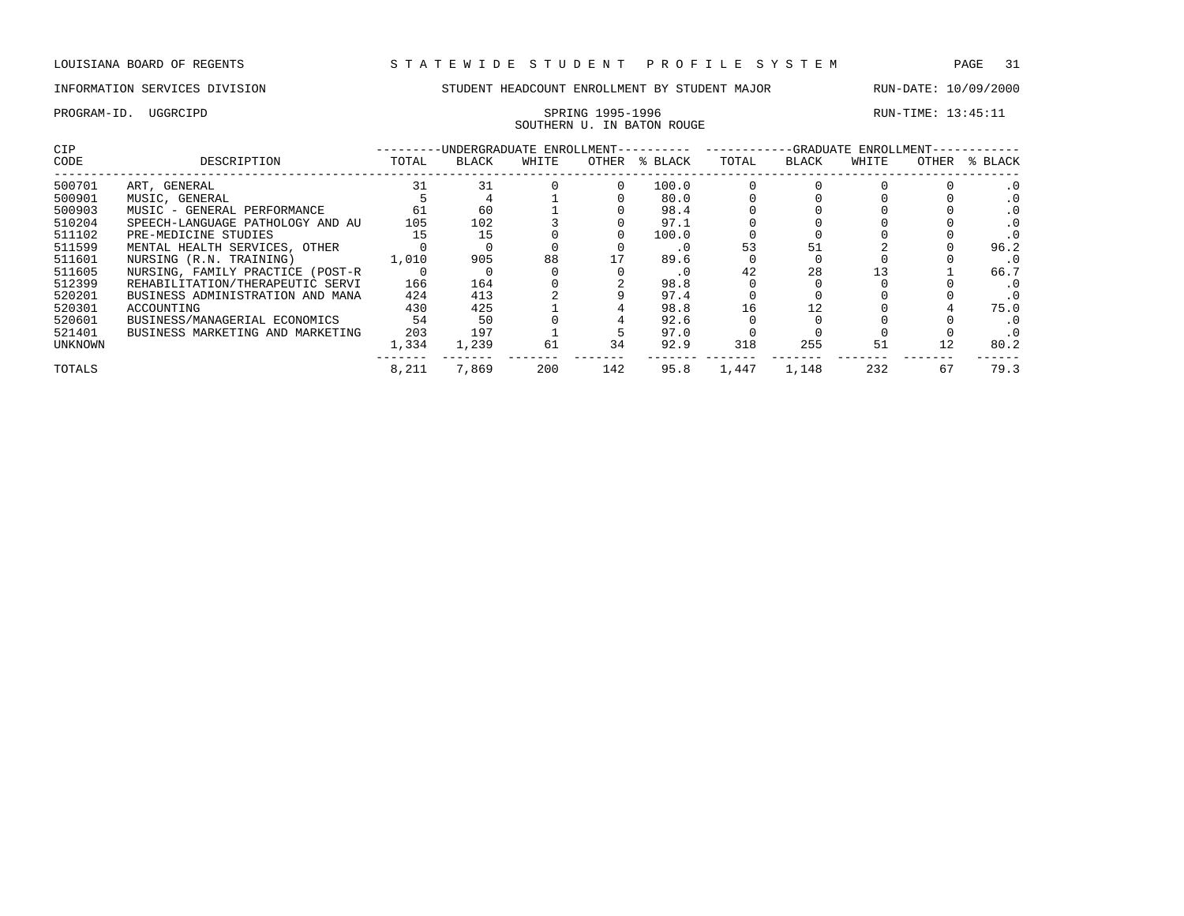LOUISIANA BOARD OF REGENTS — STATEWIDE STUDENT PROFILE SYSTEM

INFORMATION SERVICES DIVISION — STUDENT HEADCOUNT ENROLLMENT BY STUDENT MAJOR — RUN-DATE: 10/09/2000

PROGRAM-ID. UGGRCIPD — SPRING 1995-1996 — RUN-TIME: 13:45:11

SOUTHERN U. IN BATON ROUGE

| CIP | | UNDERGRADUATE ENROLLMENT | | | | | GRADUATE ENROLLMENT | | | | |
|---|---|---|---|---|---|---|---|---|---|---|---|
| CODE | DESCRIPTION | TOTAL | BLACK | WHITE | OTHER | % BLACK | TOTAL | BLACK | WHITE | OTHER | % BLACK |
| 500701 | ART, GENERAL | 31 | 31 | 0 | 0 | 100.0 | 0 | 0 | 0 | 0 | .0 |
| 500901 | MUSIC, GENERAL | 5 | 4 | 1 | 0 | 80.0 | 0 | 0 | 0 | 0 | .0 |
| 500903 | MUSIC - GENERAL PERFORMANCE | 61 | 60 | 1 | 0 | 98.4 | 0 | 0 | 0 | 0 | .0 |
| 510204 | SPEECH-LANGUAGE PATHOLOGY AND AU | 105 | 102 | 3 | 0 | 97.1 | 0 | 0 | 0 | 0 | .0 |
| 511102 | PRE-MEDICINE STUDIES | 15 | 15 | 0 | 0 | 100.0 | 0 | 0 | 0 | 0 | .0 |
| 511599 | MENTAL HEALTH SERVICES, OTHER | 0 | 0 | 0 | 0 | .0 | 53 | 51 | 2 | 0 | 96.2 |
| 511601 | NURSING (R.N. TRAINING) | 1,010 | 905 | 88 | 17 | 89.6 | 0 | 0 | 0 | 0 | .0 |
| 511605 | NURSING, FAMILY PRACTICE (POST-R | 0 | 0 | 0 | 0 | .0 | 42 | 28 | 13 | 1 | 66.7 |
| 512399 | REHABILITATION/THERAPEUTIC SERVI | 166 | 164 | 0 | 2 | 98.8 | 0 | 0 | 0 | 0 | .0 |
| 520201 | BUSINESS ADMINISTRATION AND MANA | 424 | 413 | 2 | 9 | 97.4 | 0 | 0 | 0 | 0 | .0 |
| 520301 | ACCOUNTING | 430 | 425 | 1 | 4 | 98.8 | 16 | 12 | 0 | 4 | 75.0 |
| 520601 | BUSINESS/MANAGERIAL ECONOMICS | 54 | 50 | 0 | 4 | 92.6 | 0 | 0 | 0 | 0 | .0 |
| 521401 | BUSINESS MARKETING AND MARKETING | 203 | 197 | 1 | 5 | 97.0 | 0 | 0 | 0 | 0 | .0 |
| UNKNOWN | | 1,334 | 1,239 | 61 | 34 | 92.9 | 318 | 255 | 51 | 12 | 80.2 |
| TOTALS | | 8,211 | 7,869 | 200 | 142 | 95.8 | 1,447 | 1,148 | 232 | 67 | 79.3 |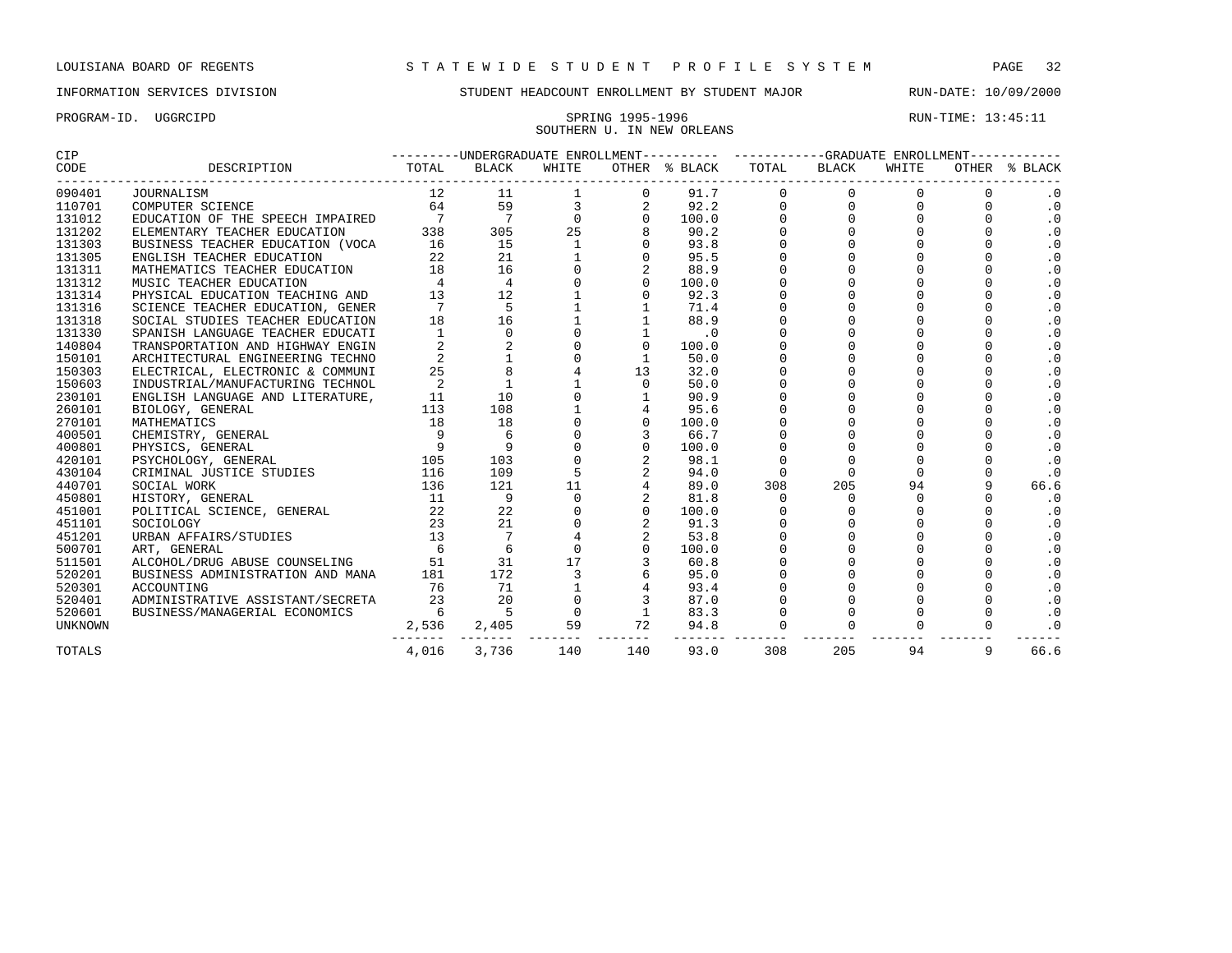LOUISIANA BOARD OF REGENTS — STATEWIDE STUDENT PROFILE SYSTEM

INFORMATION SERVICES DIVISION — STUDENT HEADCOUNT ENROLLMENT BY STUDENT MAJOR — RUN-DATE: 10/09/2000

PROGRAM-ID. UGGRCIPD — SPRING 1995-1996 — RUN-TIME: 13:45:11

SOUTHERN U. IN NEW ORLEANS

| CIP CODE | DESCRIPTION | UNDERGRADUATE ENROLLMENT TOTAL | BLACK | WHITE | OTHER | % BLACK | GRADUATE ENROLLMENT TOTAL | BLACK | WHITE | OTHER | % BLACK |
|---|---|---|---|---|---|---|---|---|---|---|---|
| 090401 | JOURNALISM | 12 | 11 | 1 | 0 | 91.7 | 0 | 0 | 0 | 0 | .0 |
| 110701 | COMPUTER SCIENCE | 64 | 59 | 3 | 2 | 92.2 | 0 | 0 | 0 | 0 | .0 |
| 131012 | EDUCATION OF THE SPEECH IMPAIRED | 7 | 7 | 0 | 0 | 100.0 | 0 | 0 | 0 | 0 | .0 |
| 131202 | ELEMENTARY TEACHER EDUCATION | 338 | 305 | 25 | 8 | 90.2 | 0 | 0 | 0 | 0 | .0 |
| 131303 | BUSINESS TEACHER EDUCATION (VOCA | 16 | 15 | 1 | 0 | 93.8 | 0 | 0 | 0 | 0 | .0 |
| 131305 | ENGLISH TEACHER EDUCATION | 22 | 21 | 1 | 0 | 95.5 | 0 | 0 | 0 | 0 | .0 |
| 131311 | MATHEMATICS TEACHER EDUCATION | 18 | 16 | 0 | 2 | 88.9 | 0 | 0 | 0 | 0 | .0 |
| 131312 | MUSIC TEACHER EDUCATION | 4 | 4 | 0 | 0 | 100.0 | 0 | 0 | 0 | 0 | .0 |
| 131314 | PHYSICAL EDUCATION TEACHING AND | 13 | 12 | 1 | 0 | 92.3 | 0 | 0 | 0 | 0 | .0 |
| 131316 | SCIENCE TEACHER EDUCATION, GENER | 7 | 5 | 1 | 1 | 71.4 | 0 | 0 | 0 | 0 | .0 |
| 131318 | SOCIAL STUDIES TEACHER EDUCATION | 18 | 16 | 1 | 1 | 88.9 | 0 | 0 | 0 | 0 | .0 |
| 131330 | SPANISH LANGUAGE TEACHER EDUCATI | 1 | 0 | 0 | 1 | .0 | 0 | 0 | 0 | 0 | .0 |
| 140804 | TRANSPORTATION AND HIGHWAY ENGIN | 2 | 2 | 0 | 0 | 100.0 | 0 | 0 | 0 | 0 | .0 |
| 150101 | ARCHITECTURAL ENGINEERING TECHNO | 2 | 1 | 0 | 1 | 50.0 | 0 | 0 | 0 | 0 | .0 |
| 150303 | ELECTRICAL, ELECTRONIC & COMMUNI | 25 | 8 | 4 | 13 | 32.0 | 0 | 0 | 0 | 0 | .0 |
| 150603 | INDUSTRIAL/MANUFACTURING TECHNOL | 2 | 1 | 1 | 0 | 50.0 | 0 | 0 | 0 | 0 | .0 |
| 230101 | ENGLISH LANGUAGE AND LITERATURE, | 11 | 10 | 0 | 1 | 90.9 | 0 | 0 | 0 | 0 | .0 |
| 260101 | BIOLOGY, GENERAL | 113 | 108 | 1 | 4 | 95.6 | 0 | 0 | 0 | 0 | .0 |
| 270101 | MATHEMATICS | 18 | 18 | 0 | 0 | 100.0 | 0 | 0 | 0 | 0 | .0 |
| 400501 | CHEMISTRY, GENERAL | 9 | 6 | 0 | 3 | 66.7 | 0 | 0 | 0 | 0 | .0 |
| 400801 | PHYSICS, GENERAL | 9 | 9 | 0 | 0 | 100.0 | 0 | 0 | 0 | 0 | .0 |
| 420101 | PSYCHOLOGY, GENERAL | 105 | 103 | 0 | 2 | 98.1 | 0 | 0 | 0 | 0 | .0 |
| 430104 | CRIMINAL JUSTICE STUDIES | 116 | 109 | 5 | 2 | 94.0 | 0 | 0 | 0 | 0 | .0 |
| 440701 | SOCIAL WORK | 136 | 121 | 11 | 4 | 89.0 | 308 | 205 | 94 | 9 | 66.6 |
| 450801 | HISTORY, GENERAL | 11 | 9 | 0 | 2 | 81.8 | 0 | 0 | 0 | 0 | .0 |
| 451001 | POLITICAL SCIENCE, GENERAL | 22 | 22 | 0 | 0 | 100.0 | 0 | 0 | 0 | 0 | .0 |
| 451101 | SOCIOLOGY | 23 | 21 | 0 | 2 | 91.3 | 0 | 0 | 0 | 0 | .0 |
| 451201 | URBAN AFFAIRS/STUDIES | 13 | 7 | 4 | 2 | 53.8 | 0 | 0 | 0 | 0 | .0 |
| 500701 | ART, GENERAL | 6 | 6 | 0 | 0 | 100.0 | 0 | 0 | 0 | 0 | .0 |
| 511501 | ALCOHOL/DRUG ABUSE COUNSELING | 51 | 31 | 17 | 3 | 60.8 | 0 | 0 | 0 | 0 | .0 |
| 520201 | BUSINESS ADMINISTRATION AND MANA | 181 | 172 | 3 | 6 | 95.0 | 0 | 0 | 0 | 0 | .0 |
| 520301 | ACCOUNTING | 76 | 71 | 1 | 4 | 93.4 | 0 | 0 | 0 | 0 | .0 |
| 520401 | ADMINISTRATIVE ASSISTANT/SECRETA | 23 | 20 | 0 | 3 | 87.0 | 0 | 0 | 0 | 0 | .0 |
| 520601 | BUSINESS/MANAGERIAL ECONOMICS | 6 | 5 | 0 | 1 | 83.3 | 0 | 0 | 0 | 0 | .0 |
| UNKNOWN | | 2,536 | 2,405 | 59 | 72 | 94.8 | 0 | 0 | 0 | 0 | .0 |
| TOTALS | | 4,016 | 3,736 | 140 | 140 | 93.0 | 308 | 205 | 94 | 9 | 66.6 |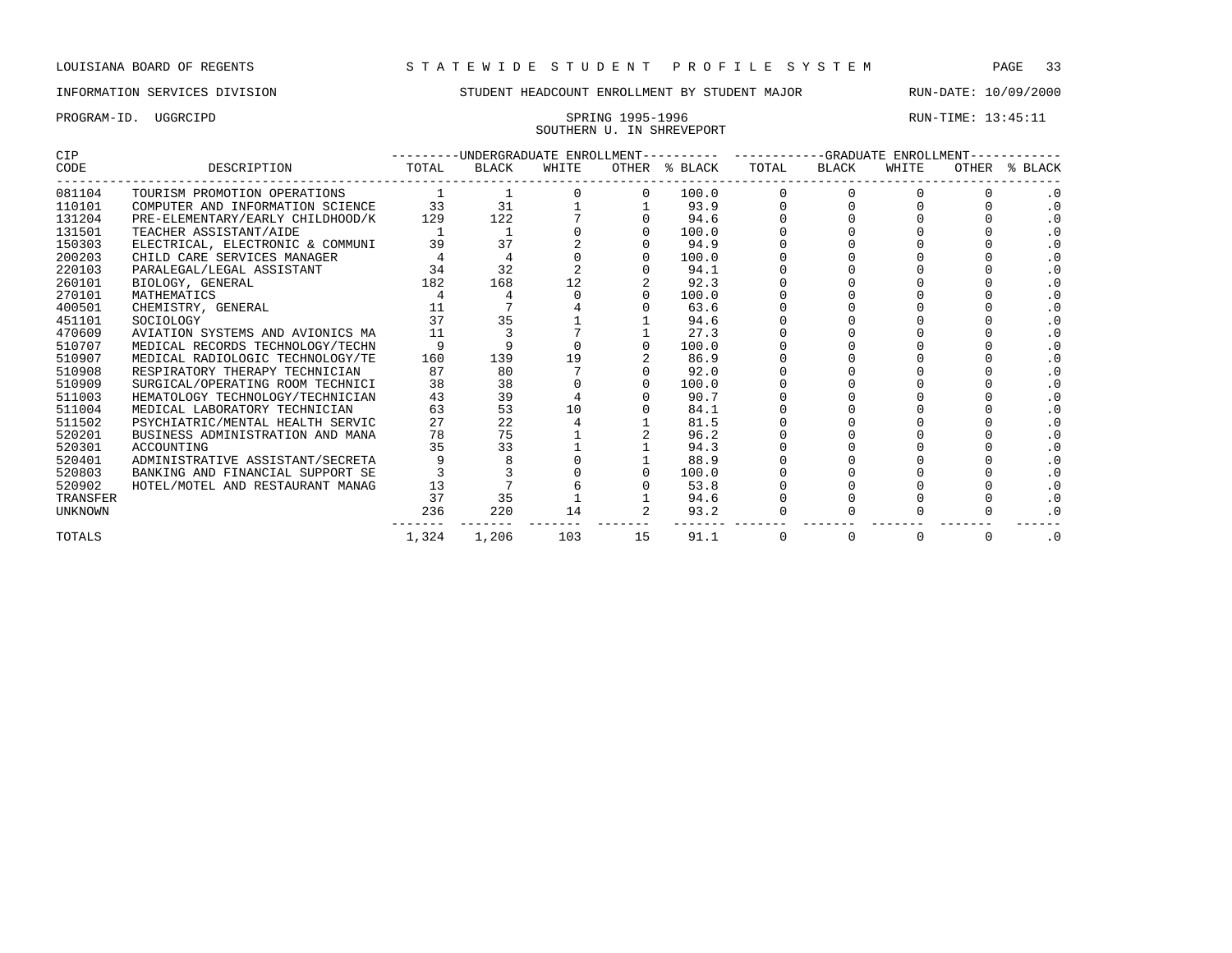LOUISIANA BOARD OF REGENTS — STATEWIDE STUDENT PROFILE SYSTEM

INFORMATION SERVICES DIVISION — STUDENT HEADCOUNT ENROLLMENT BY STUDENT MAJOR — RUN-DATE: 10/09/2000

PROGRAM-ID. UGGRCIPD — SPRING 1995-1996 — RUN-TIME: 13:45:11

SOUTHERN U. IN SHREVEPORT

| CIP | | UNDERGRADUATE ENROLLMENT | | | | | GRADUATE ENROLLMENT | | | | |
|---|---|---|---|---|---|---|---|---|---|---|---|
| CODE | DESCRIPTION | TOTAL | BLACK | WHITE | OTHER | % BLACK | TOTAL | BLACK | WHITE | OTHER | % BLACK |
| 081104 | TOURISM PROMOTION OPERATIONS | 1 | 1 | 0 | 0 | 100.0 | 0 | 0 | 0 | 0 | .0 |
| 110101 | COMPUTER AND INFORMATION SCIENCE | 33 | 31 | 1 | 1 | 93.9 | 0 | 0 | 0 | 0 | .0 |
| 131204 | PRE-ELEMENTARY/EARLY CHILDHOOD/K | 129 | 122 | 7 | 0 | 94.6 | 0 | 0 | 0 | 0 | .0 |
| 131501 | TEACHER ASSISTANT/AIDE | 1 | 1 | 0 | 0 | 100.0 | 0 | 0 | 0 | 0 | .0 |
| 150303 | ELECTRICAL, ELECTRONIC & COMMUNI | 39 | 37 | 2 | 0 | 94.9 | 0 | 0 | 0 | 0 | .0 |
| 200203 | CHILD CARE SERVICES MANAGER | 4 | 4 | 0 | 0 | 100.0 | 0 | 0 | 0 | 0 | .0 |
| 220103 | PARALEGAL/LEGAL ASSISTANT | 34 | 32 | 2 | 0 | 94.1 | 0 | 0 | 0 | 0 | .0 |
| 260101 | BIOLOGY, GENERAL | 182 | 168 | 12 | 2 | 92.3 | 0 | 0 | 0 | 0 | .0 |
| 270101 | MATHEMATICS | 4 | 4 | 0 | 0 | 100.0 | 0 | 0 | 0 | 0 | .0 |
| 400501 | CHEMISTRY, GENERAL | 11 | 7 | 4 | 0 | 63.6 | 0 | 0 | 0 | 0 | .0 |
| 451101 | SOCIOLOGY | 37 | 35 | 1 | 1 | 94.6 | 0 | 0 | 0 | 0 | .0 |
| 470609 | AVIATION SYSTEMS AND AVIONICS MA | 11 | 3 | 7 | 1 | 27.3 | 0 | 0 | 0 | 0 | .0 |
| 510707 | MEDICAL RECORDS TECHNOLOGY/TECHN | 9 | 9 | 0 | 0 | 100.0 | 0 | 0 | 0 | 0 | .0 |
| 510907 | MEDICAL RADIOLOGIC TECHNOLOGY/TE | 160 | 139 | 19 | 2 | 86.9 | 0 | 0 | 0 | 0 | .0 |
| 510908 | RESPIRATORY THERAPY TECHNICIAN | 87 | 80 | 7 | 0 | 92.0 | 0 | 0 | 0 | 0 | .0 |
| 510909 | SURGICAL/OPERATING ROOM TECHNICI | 38 | 38 | 0 | 0 | 100.0 | 0 | 0 | 0 | 0 | .0 |
| 511003 | HEMATOLOGY TECHNOLOGY/TECHNICIAN | 43 | 39 | 4 | 0 | 90.7 | 0 | 0 | 0 | 0 | .0 |
| 511004 | MEDICAL LABORATORY TECHNICIAN | 63 | 53 | 10 | 0 | 84.1 | 0 | 0 | 0 | 0 | .0 |
| 511502 | PSYCHIATRIC/MENTAL HEALTH SERVIC | 27 | 22 | 4 | 1 | 81.5 | 0 | 0 | 0 | 0 | .0 |
| 520201 | BUSINESS ADMINISTRATION AND MANA | 78 | 75 | 1 | 2 | 96.2 | 0 | 0 | 0 | 0 | .0 |
| 520301 | ACCOUNTING | 35 | 33 | 1 | 1 | 94.3 | 0 | 0 | 0 | 0 | .0 |
| 520401 | ADMINISTRATIVE ASSISTANT/SECRETA | 9 | 8 | 0 | 1 | 88.9 | 0 | 0 | 0 | 0 | .0 |
| 520803 | BANKING AND FINANCIAL SUPPORT SE | 3 | 3 | 0 | 0 | 100.0 | 0 | 0 | 0 | 0 | .0 |
| 520902 | HOTEL/MOTEL AND RESTAURANT MANAG | 13 | 7 | 6 | 0 | 53.8 | 0 | 0 | 0 | 0 | .0 |
| TRANSFER | | 37 | 35 | 1 | 1 | 94.6 | 0 | 0 | 0 | 0 | .0 |
| UNKNOWN | | 236 | 220 | 14 | 2 | 93.2 | 0 | 0 | 0 | 0 | .0 |
| TOTALS | | 1,324 | 1,206 | 103 | 15 | 91.1 | 0 | 0 | 0 | 0 | .0 |